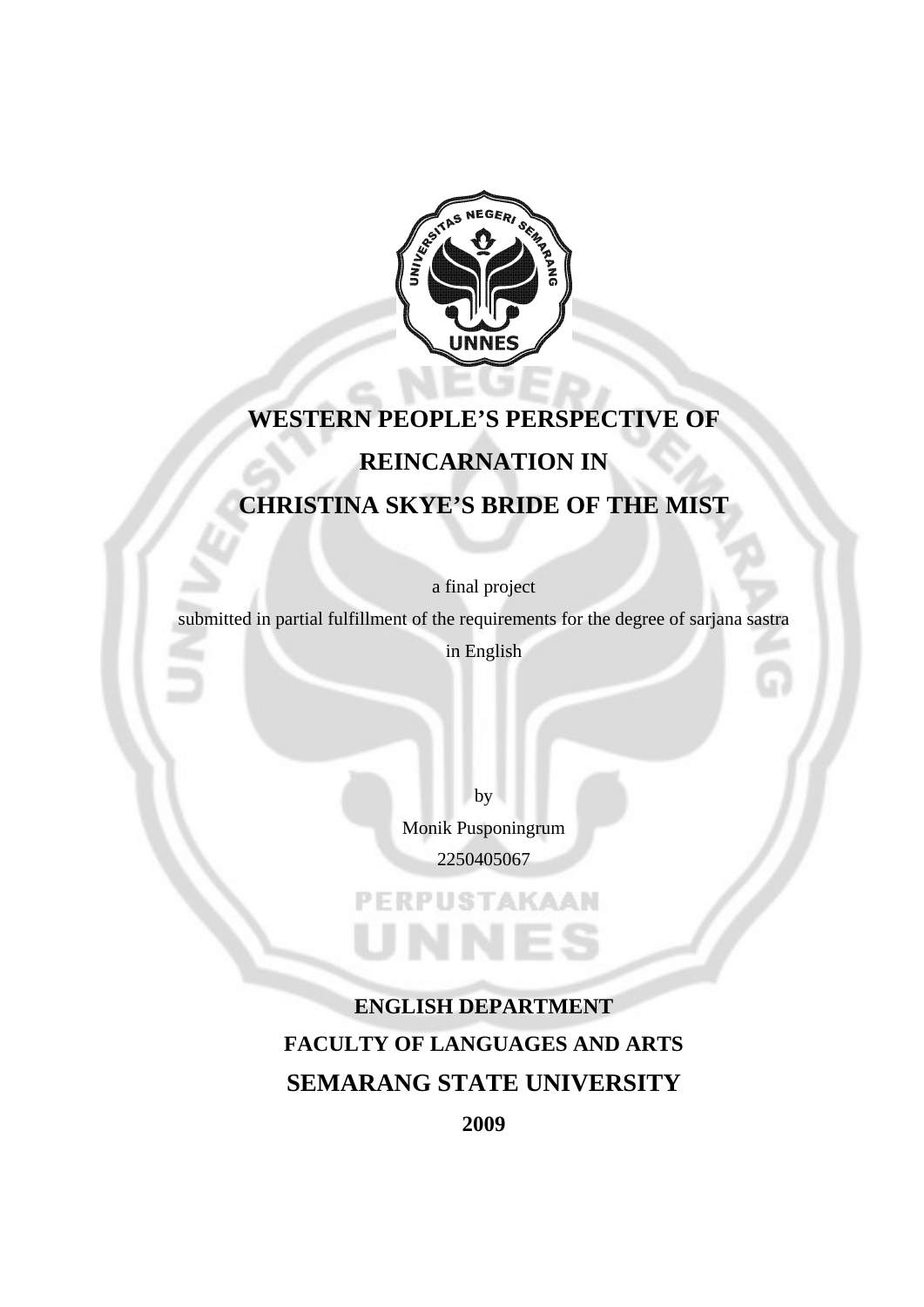# WESTERN PEOPLE'S PERSPECTIVE OF REINCARNATION IN CHRISTINA SKYE'S BRIDE OF THE MIST

a final project

submitted in partial fulfillment of the requirements for the degree of sarjana sastra in English

by

Monik Pusponingrum

2250405067

**ENGLISH DEPARTMENT**

**FACULTY OF LANGUAGES AND ARTS**

**SEMARANG STATE UNIVERSITY**

**2009**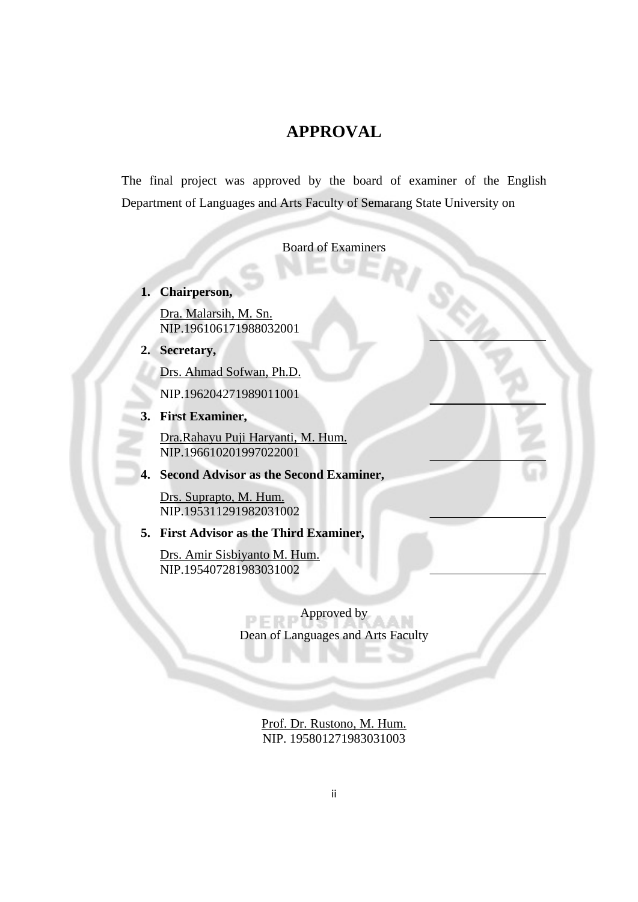# APPROVAL

The final project was approved by the board of examiner of the English Department of Languages and Arts Faculty of Semarang State University on

Board of Examiners

1. **Chairperson,**

   Dra. Malarsih, M. Sn.
   NIP.196106171988032001

2. **Secretary,**

   Drs. Ahmad Sofwan, Ph.D.

   NIP.196204271989011001

3. **First Examiner,**

   Dra.Rahayu Puji Haryanti, M. Hum.
   NIP.196610201997022001

4. **Second Advisor as the Second Examiner,**

   Drs. Suprapto, M. Hum.
   NIP.195311291982031002

5. **First Advisor as the Third Examiner,**

   Drs. Amir Sisbiyanto M. Hum.
   NIP.195407281983031002

Approved by
Dean of Languages and Arts Faculty

Prof. Dr. Rustono, M. Hum.
NIP. 195801271983031003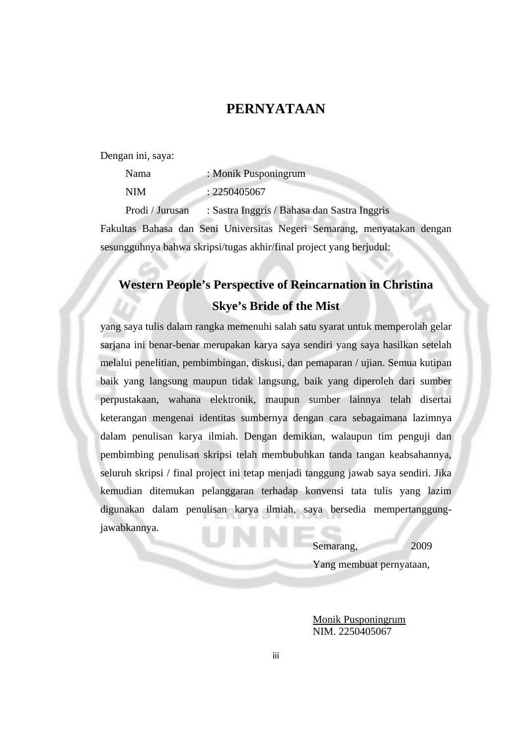# PERNYATAAN

Dengan ini, saya:

Nama : Monik Pusponingrum

NIM : 2250405067

Prodi / Jurusan : Sastra Inggris / Bahasa dan Sastra Inggris

Fakultas Bahasa dan Seni Universitas Negeri Semarang, menyatakan dengan sesungguhnya bahwa skripsi/tugas akhir/final project yang berjudul:

**Western People's Perspective of Reincarnation in Christina Skye's Bride of the Mist**

yang saya tulis dalam rangka memenuhi salah satu syarat untuk memperolah gelar sarjana ini benar-benar merupakan karya saya sendiri yang saya hasilkan setelah melalui penelitian, pembimbingan, diskusi, dan pemaparan / ujian. Semua kutipan baik yang langsung maupun tidak langsung, baik yang diperoleh dari sumber perpustakaan, wahana elektronik, maupun sumber lainnya telah disertai keterangan mengenai identitas sumbernya dengan cara sebagaimana lazimnya dalam penulisan karya ilmiah. Dengan demikian, walaupun tim penguji dan pembimbing penulisan skripsi telah membubuhkan tanda tangan keabsahannya, seluruh skripsi / final project ini tetap menjadi tanggung jawab saya sendiri. Jika kemudian ditemukan pelanggaran terhadap konvensi tata tulis yang lazim digunakan dalam penulisan karya ilmiah, saya bersedia mempertanggung-jawabkannya.

Semarang, 2009

Yang membuat pernyataan,

Monik Pusponingrum

NIM. 2250405067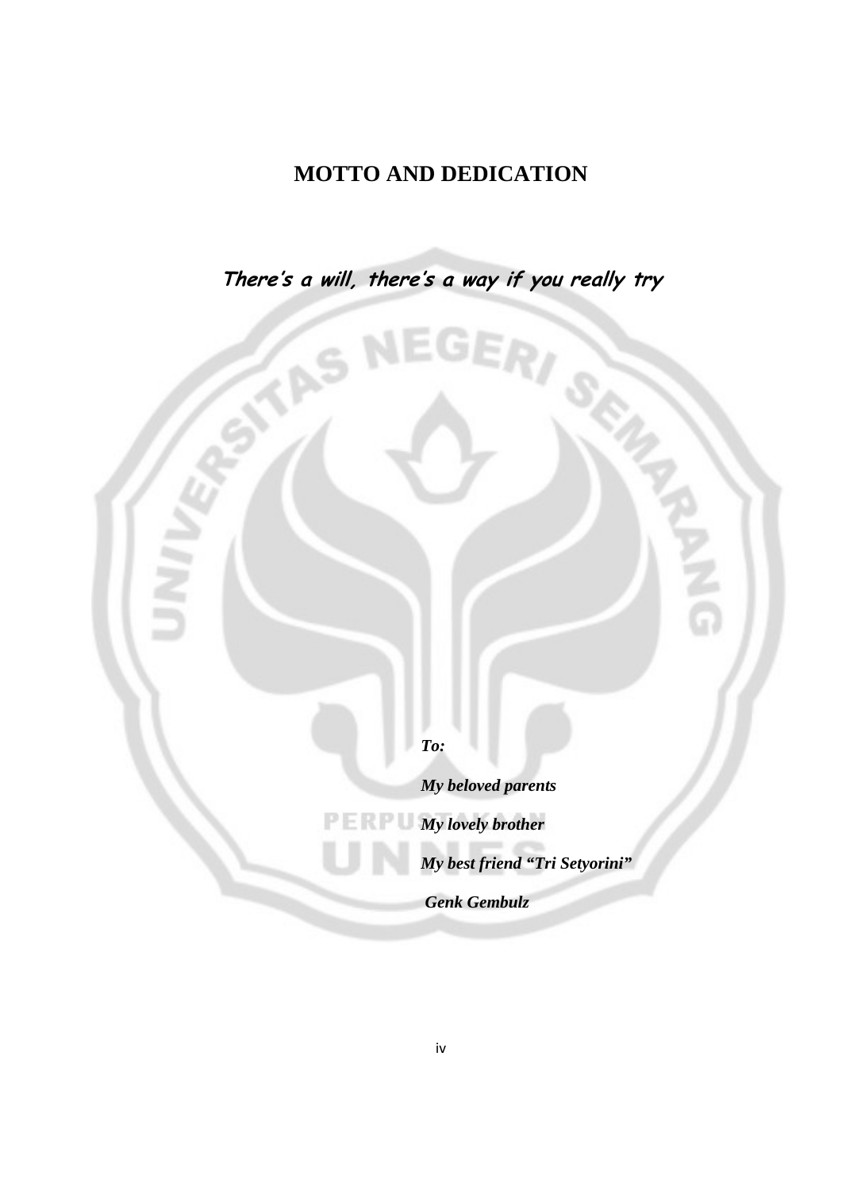# MOTTO AND DEDICATION

***There's a will, there's a way if you really try***

***To:***

***My beloved parents***

***My lovely brother***

***My best friend "Tri Setyorini"***

***Genk Gembulz***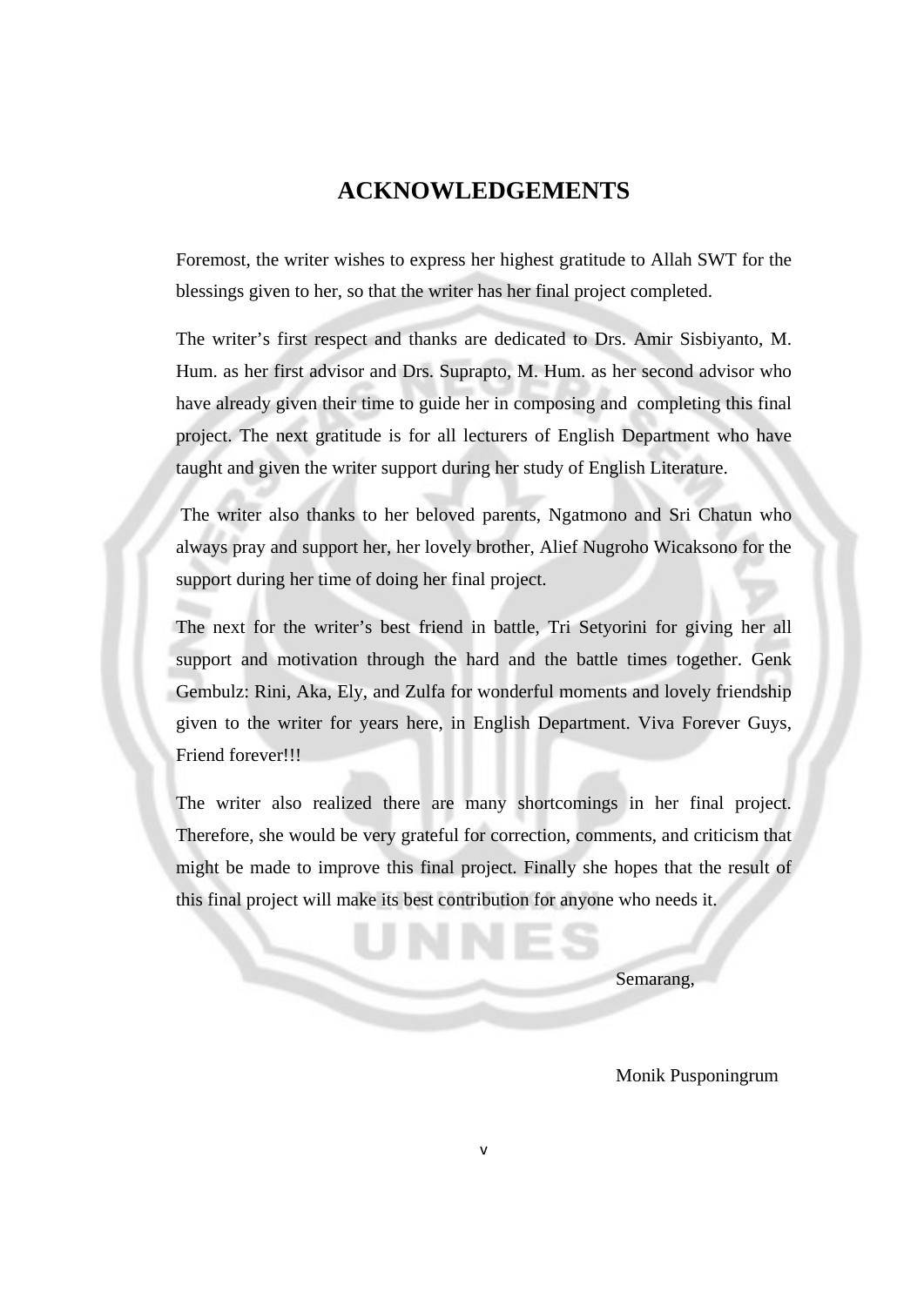# ACKNOWLEDGEMENTS

Foremost, the writer wishes to express her highest gratitude to Allah SWT for the blessings given to her, so that the writer has her final project completed.

The writer's first respect and thanks are dedicated to Drs. Amir Sisbiyanto, M. Hum. as her first advisor and Drs. Suprapto, M. Hum. as her second advisor who have already given their time to guide her in composing and completing this final project. The next gratitude is for all lecturers of English Department who have taught and given the writer support during her study of English Literature.

The writer also thanks to her beloved parents, Ngatmono and Sri Chatun who always pray and support her, her lovely brother, Alief Nugroho Wicaksono for the support during her time of doing her final project.

The next for the writer's best friend in battle, Tri Setyorini for giving her all support and motivation through the hard and the battle times together. Genk Gembulz: Rini, Aka, Ely, and Zulfa for wonderful moments and lovely friendship given to the writer for years here, in English Department. Viva Forever Guys, Friend forever!!!

The writer also realized there are many shortcomings in her final project. Therefore, she would be very grateful for correction, comments, and criticism that might be made to improve this final project. Finally she hopes that the result of this final project will make its best contribution for anyone who needs it.

Semarang,

Monik Pusponingrum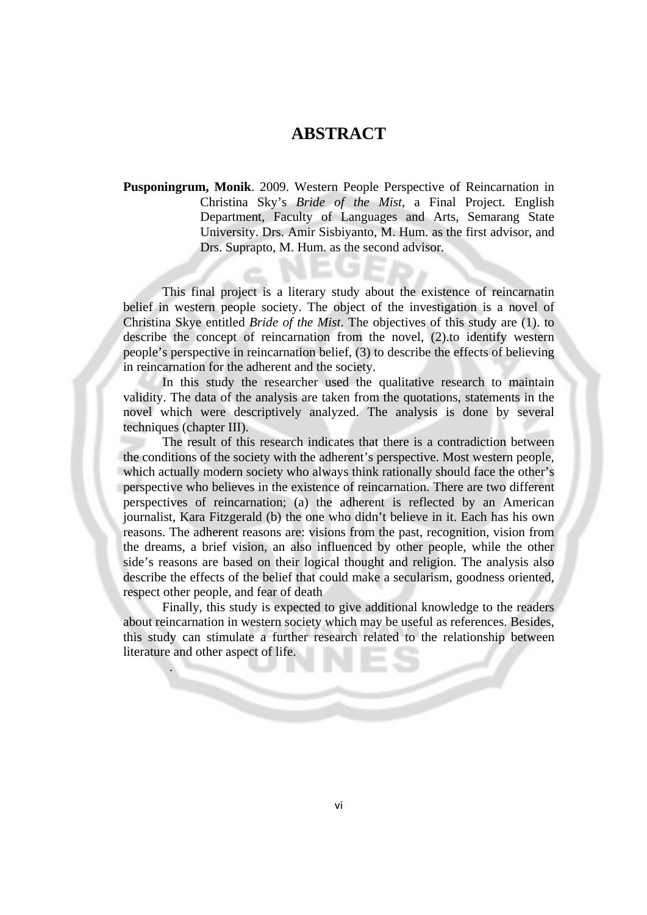# ABSTRACT

**Pusponingrum, Monik**. 2009. Western People Perspective of Reincarnation in Christina Sky's *Bride of the Mist*, a Final Project. English Department, Faculty of Languages and Arts, Semarang State University. Drs. Amir Sisbiyanto, M. Hum. as the first advisor, and Drs. Suprapto, M. Hum. as the second advisor.

This final project is a literary study about the existence of reincarnatin belief in western people society. The object of the investigation is a novel of Christina Skye entitled *Bride of the Mist*. The objectives of this study are (1). to describe the concept of reincarnation from the novel, (2).to identify western people's perspective in reincarnation belief, (3) to describe the effects of believing in reincarnation for the adherent and the society.

In this study the researcher used the qualitative research to maintain validity. The data of the analysis are taken from the quotations, statements in the novel which were descriptively analyzed. The analysis is done by several techniques (chapter III).

The result of this research indicates that there is a contradiction between the conditions of the society with the adherent's perspective. Most western people, which actually modern society who always think rationally should face the other's perspective who believes in the existence of reincarnation. There are two different perspectives of reincarnation; (a) the adherent is reflected by an American journalist, Kara Fitzgerald (b) the one who didn't believe in it. Each has his own reasons. The adherent reasons are: visions from the past, recognition, vision from the dreams, a brief vision, an also influenced by other people, while the other side's reasons are based on their logical thought and religion. The analysis also describe the effects of the belief that could make a secularism, goodness oriented, respect other people, and fear of death

Finally, this study is expected to give additional knowledge to the readers about reincarnation in western society which may be useful as references. Besides, this study can stimulate a further research related to the relationship between literature and other aspect of life.

.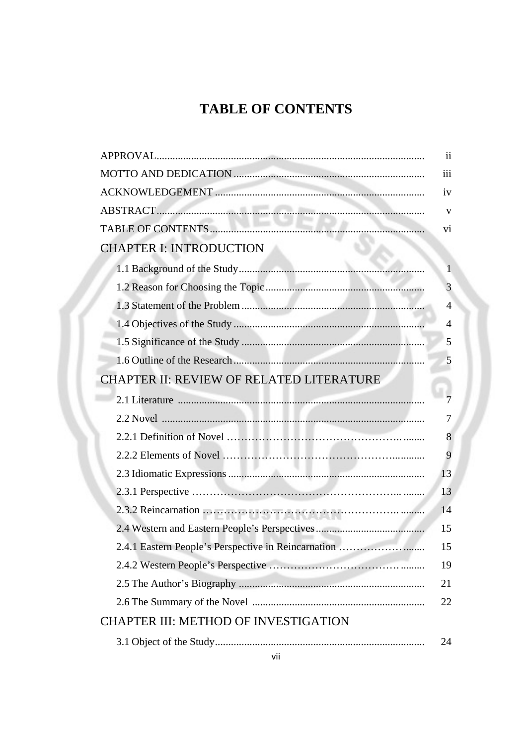# TABLE OF CONTENTS

| | |
|---|---|
| APPROVAL | ii |
| MOTTO AND DEDICATION | iii |
| ACKNOWLEDGEMENT | iv |
| ABSTRACT | v |
| TABLE OF CONTENTS | vi |
| **CHAPTER I: INTRODUCTION** | |
| 1.1 Background of the Study | 1 |
| 1.2 Reason for Choosing the Topic | 3 |
| 1.3 Statement of the Problem | 4 |
| 1.4 Objectives of the Study | 4 |
| 1.5 Significance of the Study | 5 |
| 1.6 Outline of the Research | 5 |
| **CHAPTER II: REVIEW OF RELATED LITERATURE** | |
| 2.1 Literature | 7 |
| 2.2 Novel | 7 |
| 2.2.1 Definition of Novel | 8 |
| 2.2.2 Elements of Novel | 9 |
| 2.3 Idiomatic Expressions | 13 |
| 2.3.1 Perspective | 13 |
| 2.3.2 Reincarnation | 14 |
| 2.4 Western and Eastern People's Perspectives | 15 |
| 2.4.1 Eastern People's Perspective in Reincarnation | 15 |
| 2.4.2 Western People's Perspective | 19 |
| 2.5 The Author's Biography | 21 |
| 2.6 The Summary of the Novel | 22 |
| **CHAPTER III: METHOD OF INVESTIGATION** | |
| 3.1 Object of the Study | 24 |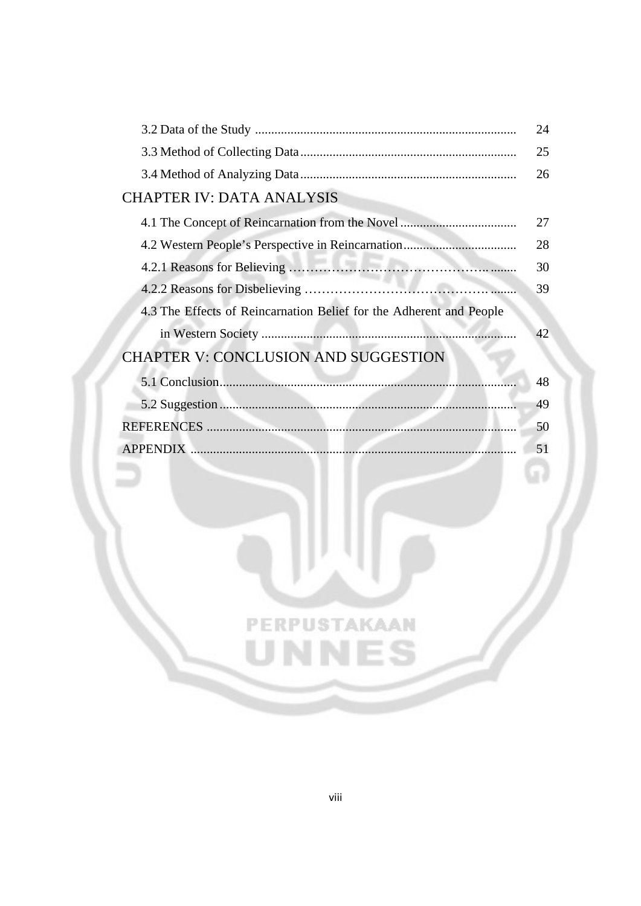| | |
|---|---|
| 3.2 Data of the Study | 24 |
| 3.3 Method of Collecting Data | 25 |
| 3.4 Method of Analyzing Data | 26 |
| **CHAPTER IV: DATA ANALYSIS** | |
| 4.1 The Concept of Reincarnation from the Novel | 27 |
| 4.2 Western People's Perspective in Reincarnation | 28 |
| 4.2.1 Reasons for Believing | 30 |
| 4.2.2 Reasons for Disbelieving | 39 |
| 4.3 The Effects of Reincarnation Belief for the Adherent and People in Western Society | 42 |
| **CHAPTER V: CONCLUSION AND SUGGESTION** | |
| 5.1 Conclusion | 48 |
| 5.2 Suggestion | 49 |
| REFERENCES | 50 |
| APPENDIX | 51 |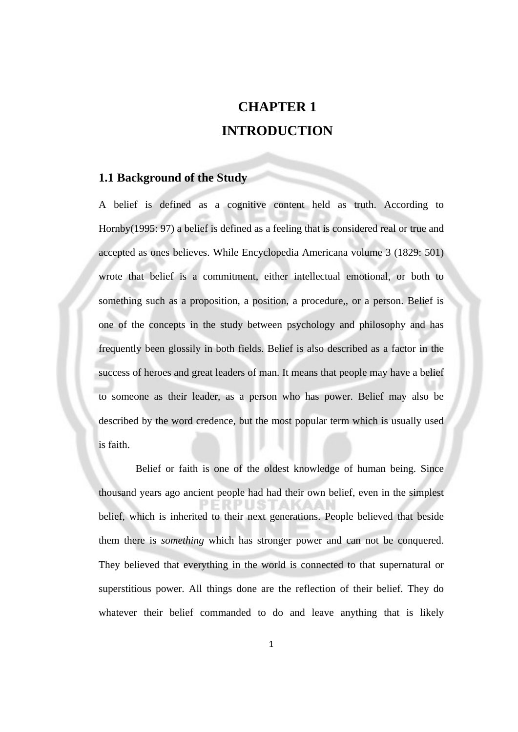# CHAPTER 1

# INTRODUCTION

## 1.1 Background of the Study

A belief is defined as a cognitive content held as truth. According to Hornby(1995: 97) a belief is defined as a feeling that is considered real or true and accepted as ones believes. While Encyclopedia Americana volume 3 (1829: 501) wrote that belief is a commitment, either intellectual emotional, or both to something such as a proposition, a position, a procedure,, or a person. Belief is one of the concepts in the study between psychology and philosophy and has frequently been glossily in both fields. Belief is also described as a factor in the success of heroes and great leaders of man. It means that people may have a belief to someone as their leader, as a person who has power. Belief may also be described by the word credence, but the most popular term which is usually used is faith.

Belief or faith is one of the oldest knowledge of human being. Since thousand years ago ancient people had had their own belief, even in the simplest belief, which is inherited to their next generations. People believed that beside them there is *something* which has stronger power and can not be conquered. They believed that everything in the world is connected to that supernatural or superstitious power. All things done are the reflection of their belief. They do whatever their belief commanded to do and leave anything that is likely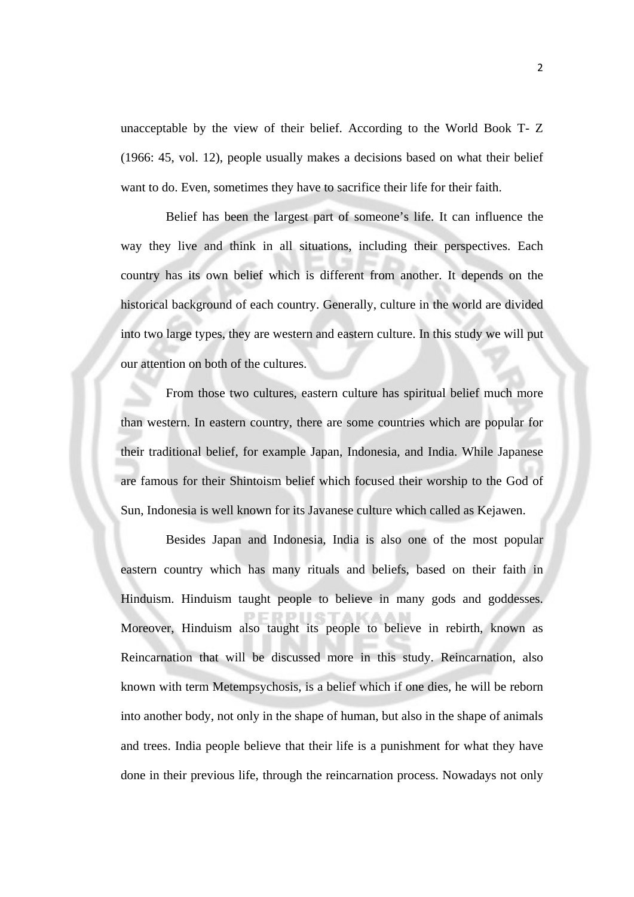unacceptable by the view of their belief. According to the World Book T- Z (1966: 45, vol. 12), people usually makes a decisions based on what their belief want to do. Even, sometimes they have to sacrifice their life for their faith.

Belief has been the largest part of someone's life. It can influence the way they live and think in all situations, including their perspectives. Each country has its own belief which is different from another. It depends on the historical background of each country. Generally, culture in the world are divided into two large types, they are western and eastern culture. In this study we will put our attention on both of the cultures.

From those two cultures, eastern culture has spiritual belief much more than western. In eastern country, there are some countries which are popular for their traditional belief, for example Japan, Indonesia, and India. While Japanese are famous for their Shintoism belief which focused their worship to the God of Sun, Indonesia is well known for its Javanese culture which called as Kejawen.

Besides Japan and Indonesia, India is also one of the most popular eastern country which has many rituals and beliefs, based on their faith in Hinduism. Hinduism taught people to believe in many gods and goddesses. Moreover, Hinduism also taught its people to believe in rebirth, known as Reincarnation that will be discussed more in this study. Reincarnation, also known with term Metempsychosis, is a belief which if one dies, he will be reborn into another body, not only in the shape of human, but also in the shape of animals and trees. India people believe that their life is a punishment for what they have done in their previous life, through the reincarnation process. Nowadays not only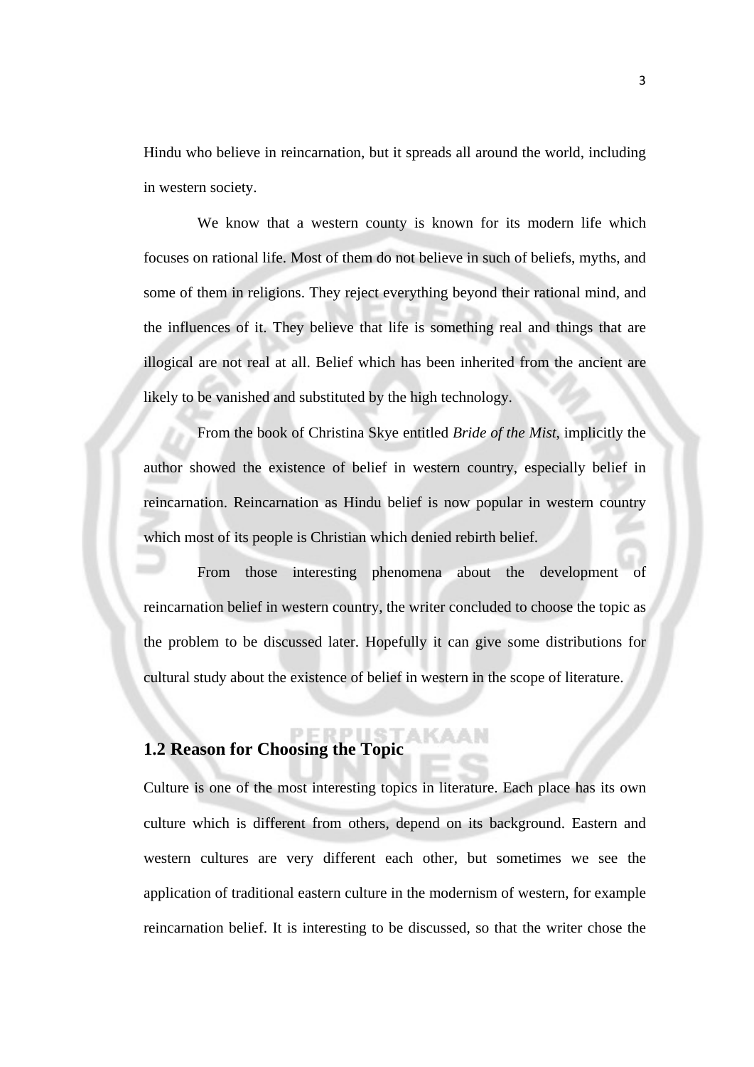Hindu who believe in reincarnation, but it spreads all around the world, including in western society.

We know that a western county is known for its modern life which focuses on rational life. Most of them do not believe in such of beliefs, myths, and some of them in religions. They reject everything beyond their rational mind, and the influences of it. They believe that life is something real and things that are illogical are not real at all. Belief which has been inherited from the ancient are likely to be vanished and substituted by the high technology.

From the book of Christina Skye entitled *Bride of the Mist*, implicitly the author showed the existence of belief in western country, especially belief in reincarnation. Reincarnation as Hindu belief is now popular in western country which most of its people is Christian which denied rebirth belief.

From those interesting phenomena about the development of reincarnation belief in western country, the writer concluded to choose the topic as the problem to be discussed later. Hopefully it can give some distributions for cultural study about the existence of belief in western in the scope of literature.

## 1.2 Reason for Choosing the Topic

Culture is one of the most interesting topics in literature. Each place has its own culture which is different from others, depend on its background. Eastern and western cultures are very different each other, but sometimes we see the application of traditional eastern culture in the modernism of western, for example reincarnation belief. It is interesting to be discussed, so that the writer chose the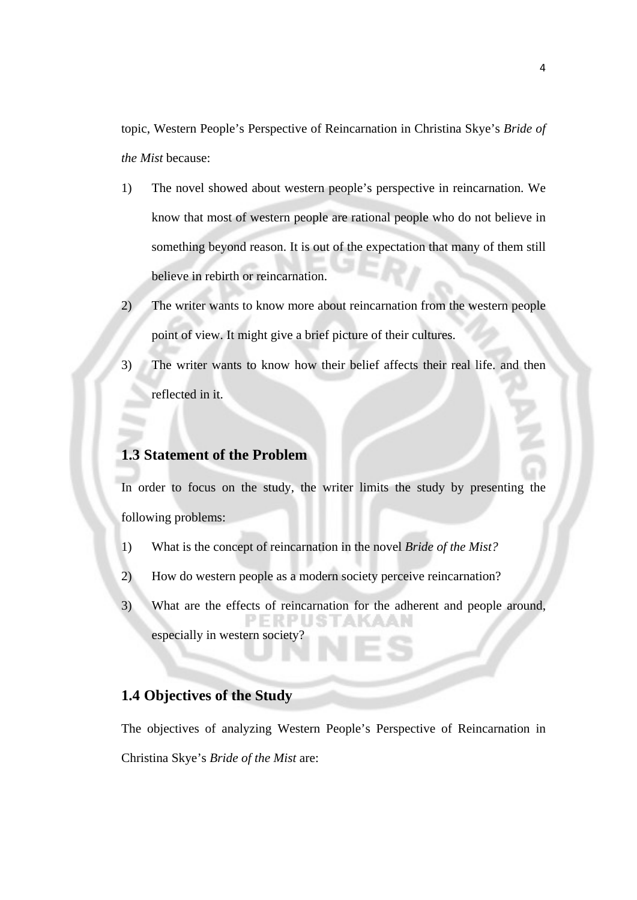topic, Western People's Perspective of Reincarnation in Christina Skye's *Bride of the Mist* because:

1) The novel showed about western people's perspective in reincarnation. We know that most of western people are rational people who do not believe in something beyond reason. It is out of the expectation that many of them still believe in rebirth or reincarnation.
2) The writer wants to know more about reincarnation from the western people point of view. It might give a brief picture of their cultures.
3) The writer wants to know how their belief affects their real life. and then reflected in it.

## 1.3 Statement of the Problem

In order to focus on the study, the writer limits the study by presenting the following problems:

1) What is the concept of reincarnation in the novel *Bride of the Mist?*
2) How do western people as a modern society perceive reincarnation?
3) What are the effects of reincarnation for the adherent and people around, especially in western society?

## 1.4 Objectives of the Study

The objectives of analyzing Western People's Perspective of Reincarnation in Christina Skye's *Bride of the Mist* are: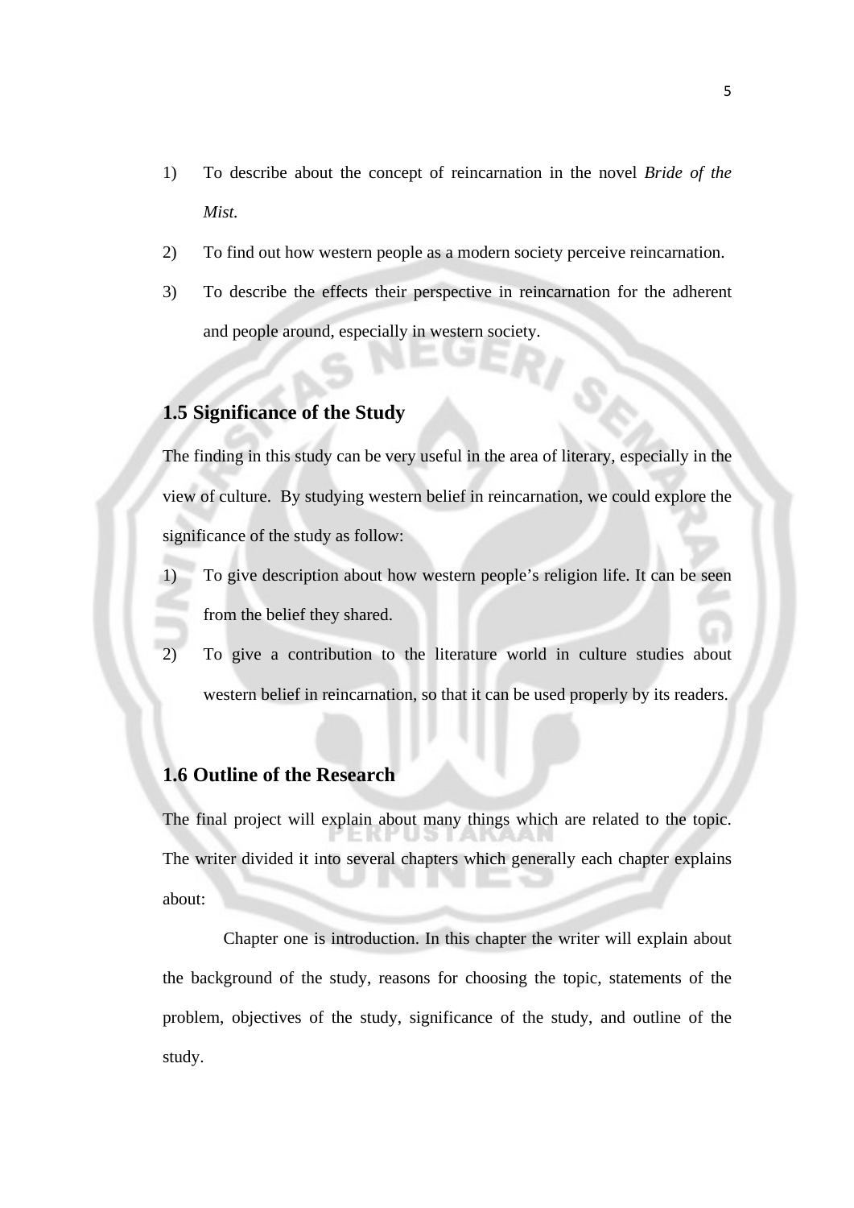1) To describe about the concept of reincarnation in the novel *Bride of the Mist.*

2) To find out how western people as a modern society perceive reincarnation.

3) To describe the effects their perspective in reincarnation for the adherent and people around, especially in western society.

## 1.5 Significance of the Study

The finding in this study can be very useful in the area of literary, especially in the view of culture. By studying western belief in reincarnation, we could explore the significance of the study as follow:

1) To give description about how western people's religion life. It can be seen from the belief they shared.

2) To give a contribution to the literature world in culture studies about western belief in reincarnation, so that it can be used properly by its readers.

## 1.6 Outline of the Research

The final project will explain about many things which are related to the topic. The writer divided it into several chapters which generally each chapter explains about:

Chapter one is introduction. In this chapter the writer will explain about the background of the study, reasons for choosing the topic, statements of the problem, objectives of the study, significance of the study, and outline of the study.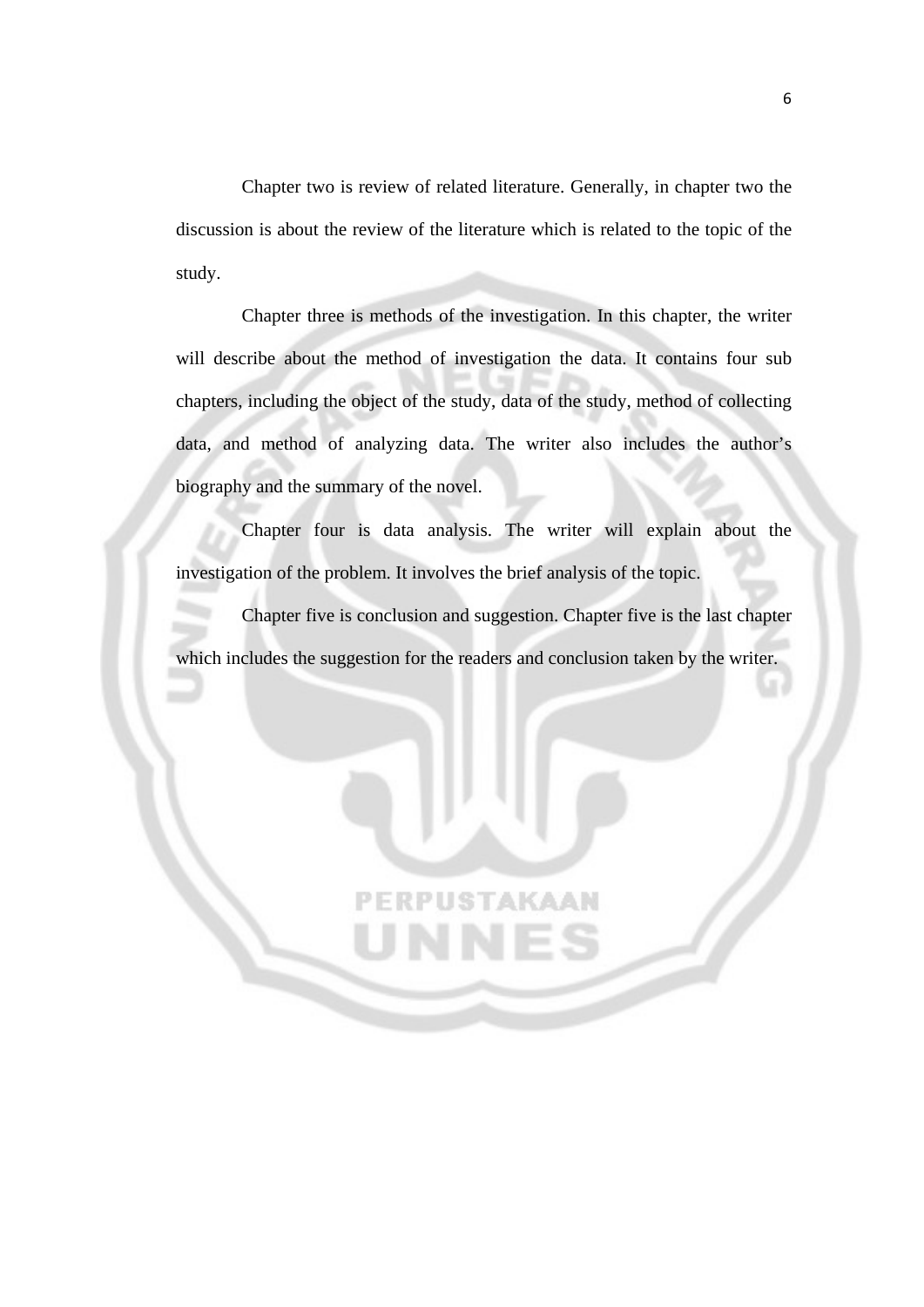Chapter two is review of related literature. Generally, in chapter two the discussion is about the review of the literature which is related to the topic of the study.

Chapter three is methods of the investigation. In this chapter, the writer will describe about the method of investigation the data. It contains four sub chapters, including the object of the study, data of the study, method of collecting data, and method of analyzing data. The writer also includes the author's biography and the summary of the novel.

Chapter four is data analysis. The writer will explain about the investigation of the problem. It involves the brief analysis of the topic.

Chapter five is conclusion and suggestion. Chapter five is the last chapter which includes the suggestion for the readers and conclusion taken by the writer.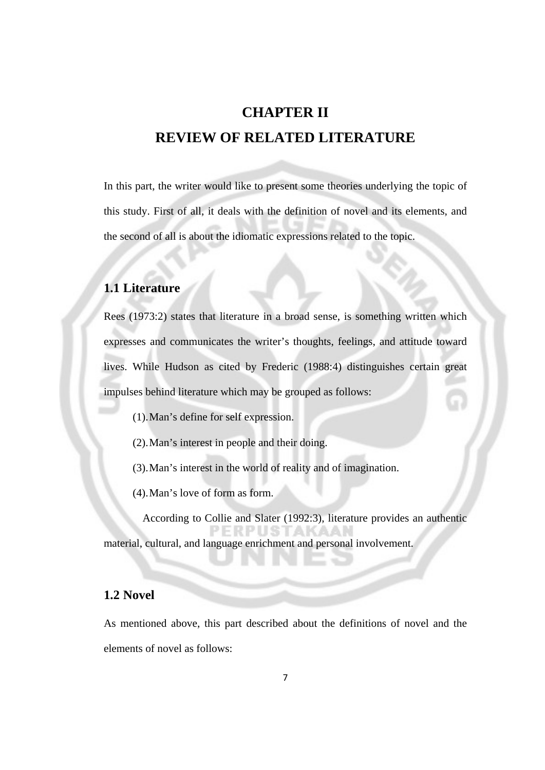# CHAPTER II

# REVIEW OF RELATED LITERATURE

In this part, the writer would like to present some theories underlying the topic of this study. First of all, it deals with the definition of novel and its elements, and the second of all is about the idiomatic expressions related to the topic.

## 1.1 Literature

Rees (1973:2) states that literature in a broad sense, is something written which expresses and communicates the writer's thoughts, feelings, and attitude toward lives. While Hudson as cited by Frederic (1988:4) distinguishes certain great impulses behind literature which may be grouped as follows:

(1). Man's define for self expression.

(2). Man's interest in people and their doing.

(3). Man's interest in the world of reality and of imagination.

(4). Man's love of form as form.

According to Collie and Slater (1992:3), literature provides an authentic material, cultural, and language enrichment and personal involvement.

## 1.2 Novel

As mentioned above, this part described about the definitions of novel and the elements of novel as follows: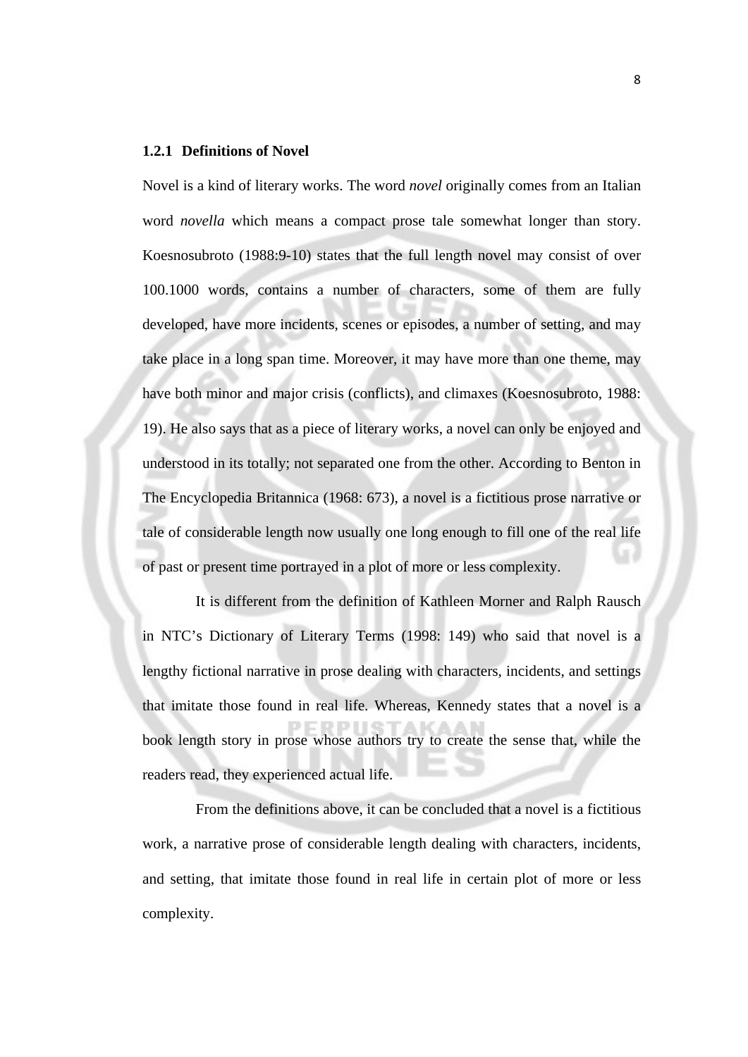### 1.2.1 Definitions of Novel

Novel is a kind of literary works. The word *novel* originally comes from an Italian word *novella* which means a compact prose tale somewhat longer than story. Koesnosubroto (1988:9-10) states that the full length novel may consist of over 100.1000 words, contains a number of characters, some of them are fully developed, have more incidents, scenes or episodes, a number of setting, and may take place in a long span time. Moreover, it may have more than one theme, may have both minor and major crisis (conflicts), and climaxes (Koesnosubroto, 1988: 19). He also says that as a piece of literary works, a novel can only be enjoyed and understood in its totally; not separated one from the other. According to Benton in The Encyclopedia Britannica (1968: 673), a novel is a fictitious prose narrative or tale of considerable length now usually one long enough to fill one of the real life of past or present time portrayed in a plot of more or less complexity.

It is different from the definition of Kathleen Morner and Ralph Rausch in NTC's Dictionary of Literary Terms (1998: 149) who said that novel is a lengthy fictional narrative in prose dealing with characters, incidents, and settings that imitate those found in real life. Whereas, Kennedy states that a novel is a book length story in prose whose authors try to create the sense that, while the readers read, they experienced actual life.

From the definitions above, it can be concluded that a novel is a fictitious work, a narrative prose of considerable length dealing with characters, incidents, and setting, that imitate those found in real life in certain plot of more or less complexity.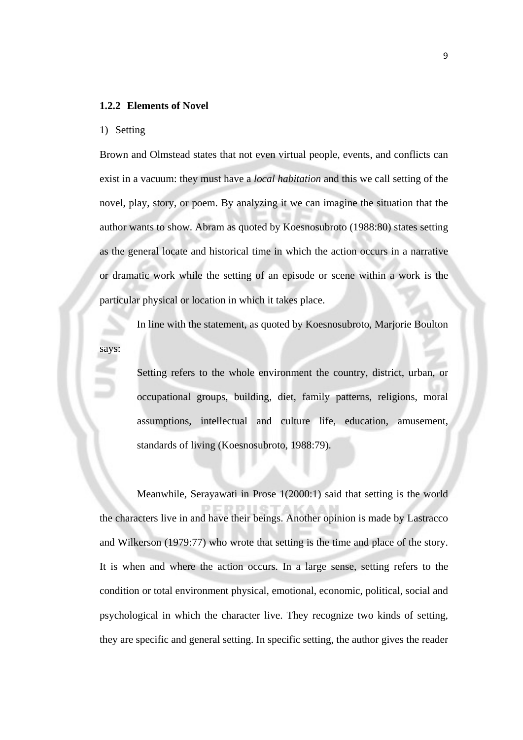### 1.2.2 Elements of Novel

1) Setting

Brown and Olmstead states that not even virtual people, events, and conflicts can exist in a vacuum: they must have a *local habitation* and this we call setting of the novel, play, story, or poem. By analyzing it we can imagine the situation that the author wants to show. Abram as quoted by Koesnosubroto (1988:80) states setting as the general locate and historical time in which the action occurs in a narrative or dramatic work while the setting of an episode or scene within a work is the particular physical or location in which it takes place.

In line with the statement, as quoted by Koesnosubroto, Marjorie Boulton says:

> Setting refers to the whole environment the country, district, urban, or occupational groups, building, diet, family patterns, religions, moral assumptions, intellectual and culture life, education, amusement, standards of living (Koesnosubroto, 1988:79).

Meanwhile, Serayawati in Prose 1(2000:1) said that setting is the world the characters live in and have their beings. Another opinion is made by Lastracco and Wilkerson (1979:77) who wrote that setting is the time and place of the story. It is when and where the action occurs. In a large sense, setting refers to the condition or total environment physical, emotional, economic, political, social and psychological in which the character live. They recognize two kinds of setting, they are specific and general setting. In specific setting, the author gives the reader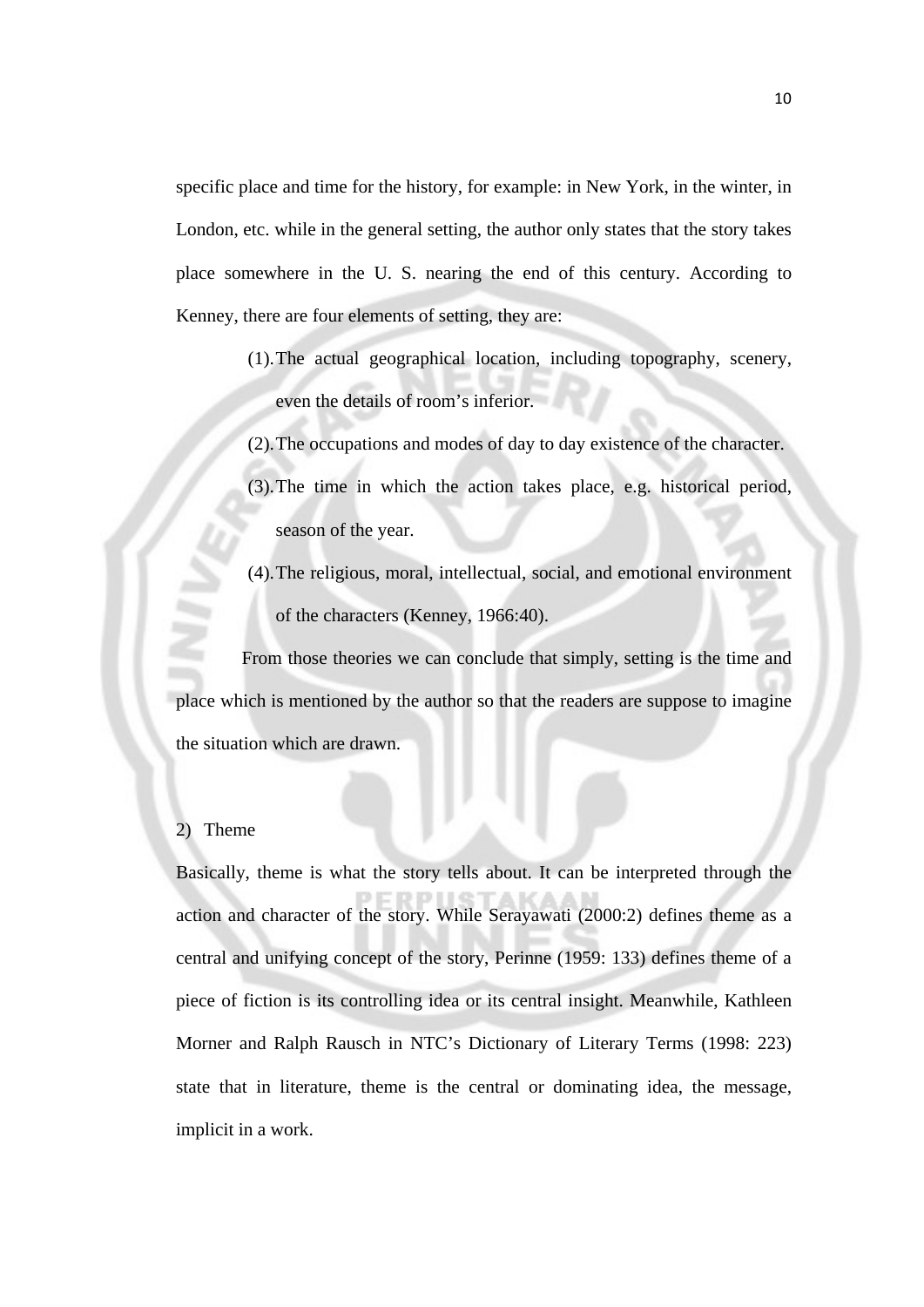specific place and time for the history, for example: in New York, in the winter, in London, etc. while in the general setting, the author only states that the story takes place somewhere in the U. S. nearing the end of this century. According to Kenney, there are four elements of setting, they are:

(1). The actual geographical location, including topography, scenery, even the details of room's inferior.

(2). The occupations and modes of day to day existence of the character.

(3). The time in which the action takes place, e.g. historical period, season of the year.

(4). The religious, moral, intellectual, social, and emotional environment of the characters (Kenney, 1966:40).

From those theories we can conclude that simply, setting is the time and place which is mentioned by the author so that the readers are suppose to imagine the situation which are drawn.

2) Theme

Basically, theme is what the story tells about. It can be interpreted through the action and character of the story. While Serayawati (2000:2) defines theme as a central and unifying concept of the story, Perinne (1959: 133) defines theme of a piece of fiction is its controlling idea or its central insight. Meanwhile, Kathleen Morner and Ralph Rausch in NTC's Dictionary of Literary Terms (1998: 223) state that in literature, theme is the central or dominating idea, the message, implicit in a work.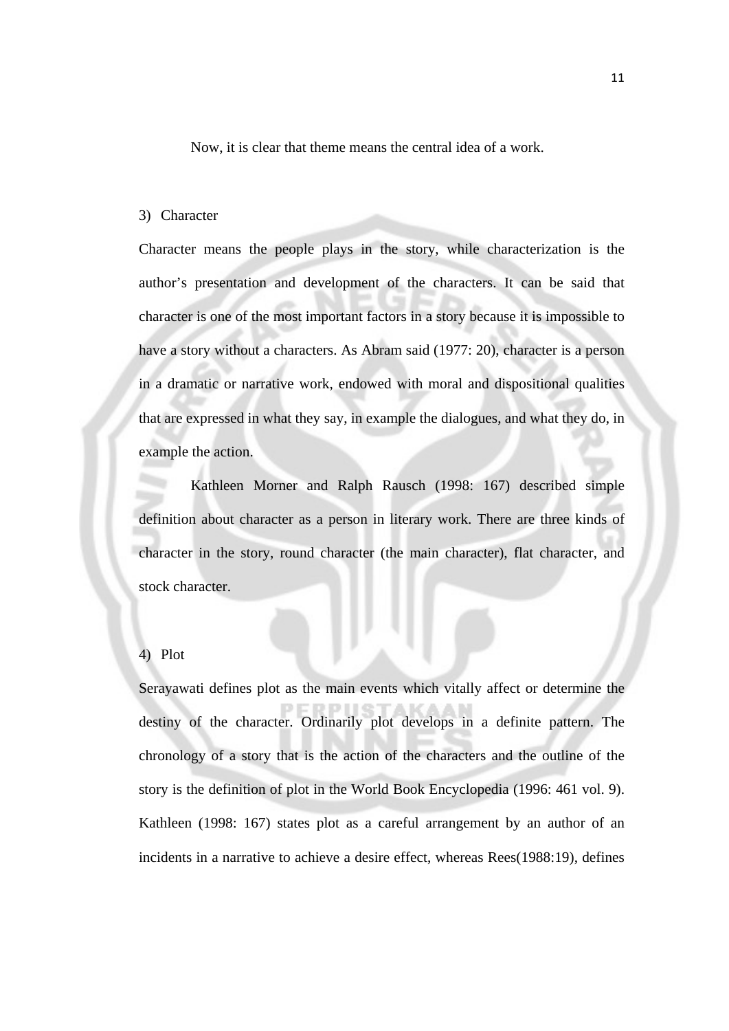Now, it is clear that theme means the central idea of a work.

3) Character

Character means the people plays in the story, while characterization is the author's presentation and development of the characters. It can be said that character is one of the most important factors in a story because it is impossible to have a story without a characters. As Abram said (1977: 20), character is a person in a dramatic or narrative work, endowed with moral and dispositional qualities that are expressed in what they say, in example the dialogues, and what they do, in example the action.

Kathleen Morner and Ralph Rausch (1998: 167) described simple definition about character as a person in literary work. There are three kinds of character in the story, round character (the main character), flat character, and stock character.

4) Plot

Serayawati defines plot as the main events which vitally affect or determine the destiny of the character. Ordinarily plot develops in a definite pattern. The chronology of a story that is the action of the characters and the outline of the story is the definition of plot in the World Book Encyclopedia (1996: 461 vol. 9). Kathleen (1998: 167) states plot as a careful arrangement by an author of an incidents in a narrative to achieve a desire effect, whereas Rees(1988:19), defines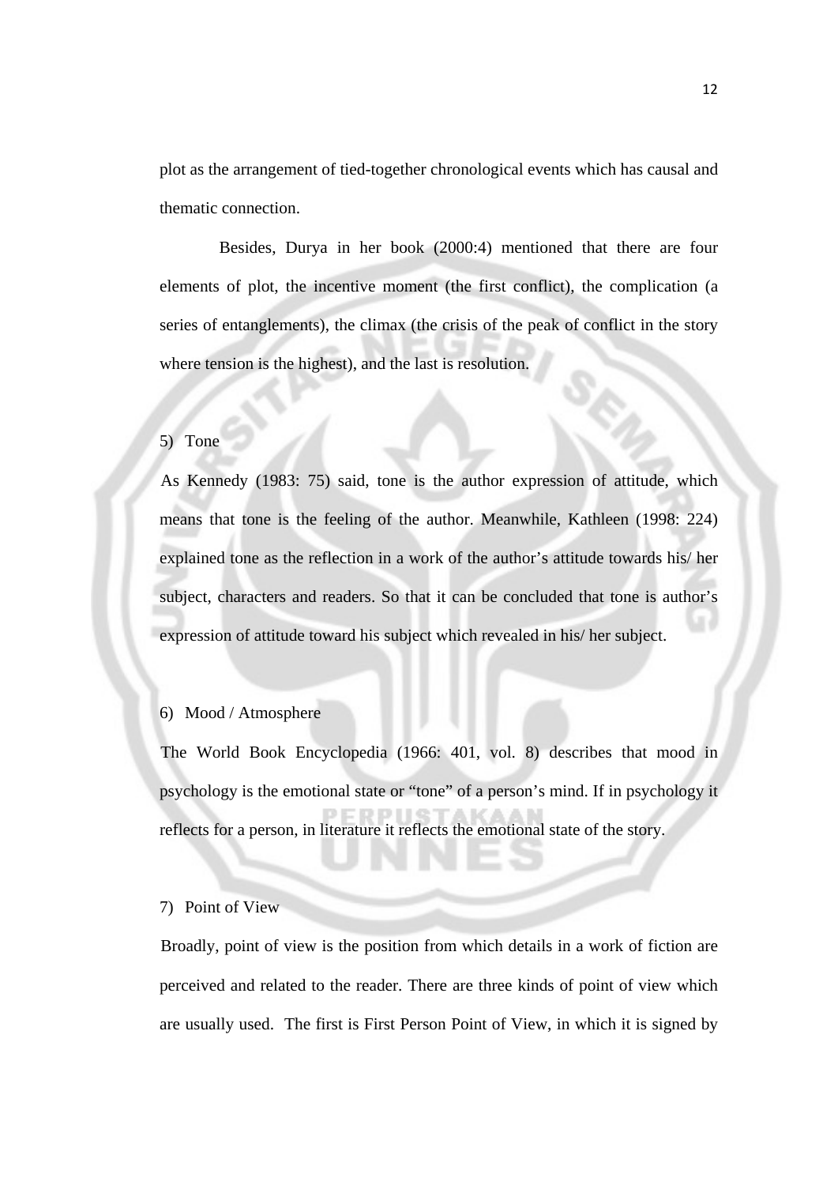plot as the arrangement of tied-together chronological events which has causal and thematic connection.

Besides, Durya in her book (2000:4) mentioned that there are four elements of plot, the incentive moment (the first conflict), the complication (a series of entanglements), the climax (the crisis of the peak of conflict in the story where tension is the highest), and the last is resolution.

5) Tone

As Kennedy (1983: 75) said, tone is the author expression of attitude, which means that tone is the feeling of the author. Meanwhile, Kathleen (1998: 224) explained tone as the reflection in a work of the author's attitude towards his/ her subject, characters and readers. So that it can be concluded that tone is author's expression of attitude toward his subject which revealed in his/ her subject.

6) Mood / Atmosphere

The World Book Encyclopedia (1966: 401, vol. 8) describes that mood in psychology is the emotional state or "tone" of a person's mind. If in psychology it reflects for a person, in literature it reflects the emotional state of the story.

7) Point of View

Broadly, point of view is the position from which details in a work of fiction are perceived and related to the reader. There are three kinds of point of view which are usually used. The first is First Person Point of View, in which it is signed by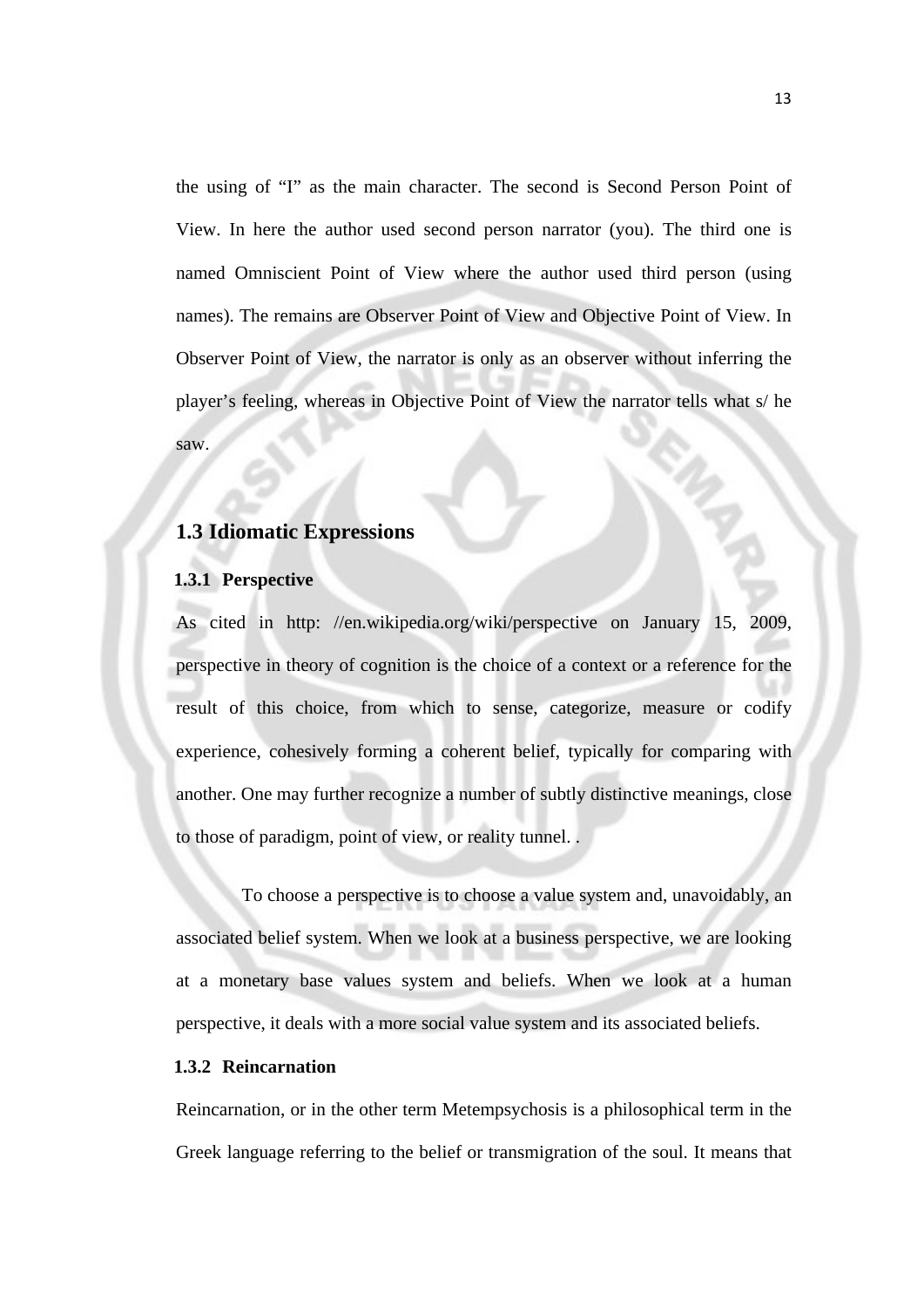the using of "I" as the main character. The second is Second Person Point of View. In here the author used second person narrator (you). The third one is named Omniscient Point of View where the author used third person (using names). The remains are Observer Point of View and Objective Point of View. In Observer Point of View, the narrator is only as an observer without inferring the player's feeling, whereas in Objective Point of View the narrator tells what s/ he saw.

## 1.3 Idiomatic Expressions

### 1.3.1 Perspective

As cited in http: //en.wikipedia.org/wiki/perspective on January 15, 2009, perspective in theory of cognition is the choice of a context or a reference for the result of this choice, from which to sense, categorize, measure or codify experience, cohesively forming a coherent belief, typically for comparing with another. One may further recognize a number of subtly distinctive meanings, close to those of paradigm, point of view, or reality tunnel. .

To choose a perspective is to choose a value system and, unavoidably, an associated belief system. When we look at a business perspective, we are looking at a monetary base values system and beliefs. When we look at a human perspective, it deals with a more social value system and its associated beliefs.

### 1.3.2 Reincarnation

Reincarnation, or in the other term Metempsychosis is a philosophical term in the Greek language referring to the belief or transmigration of the soul. It means that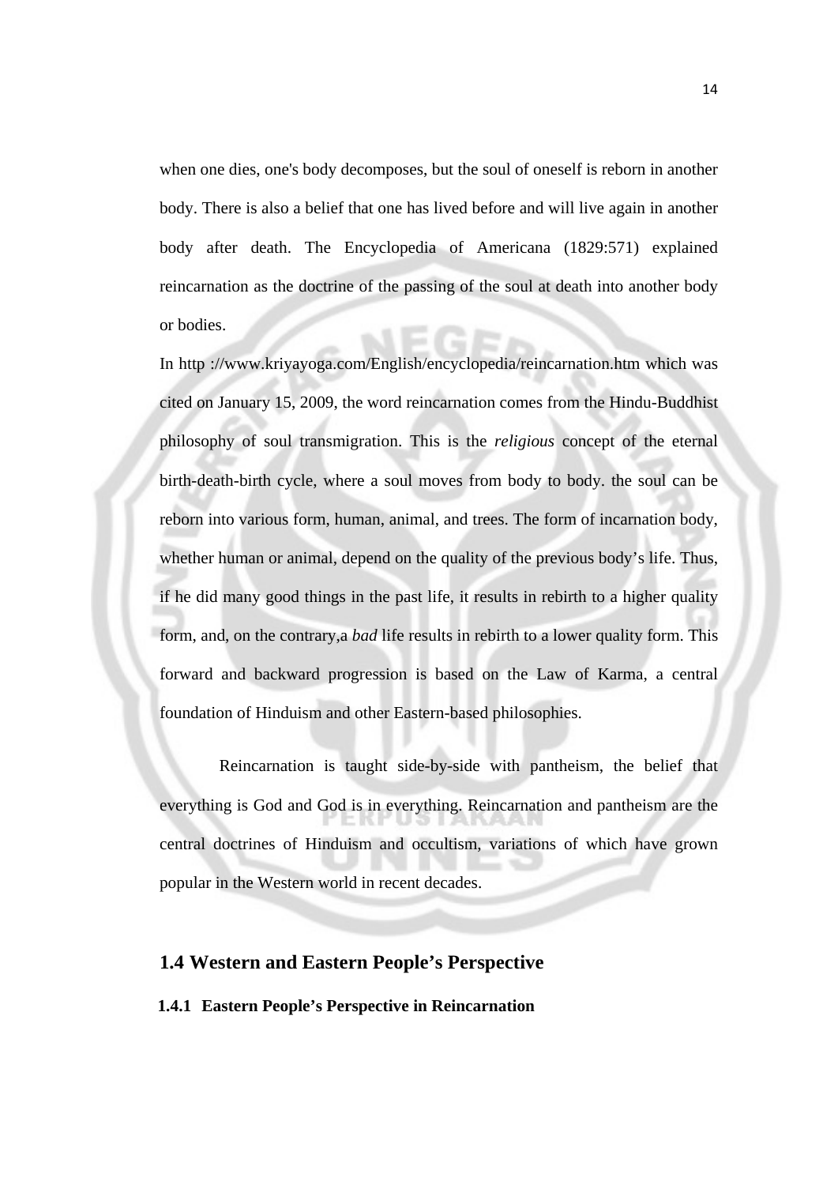when one dies, one's body decomposes, but the soul of oneself is reborn in another body. There is also a belief that one has lived before and will live again in another body after death. The Encyclopedia of Americana (1829:571) explained reincarnation as the doctrine of the passing of the soul at death into another body or bodies.

In http ://www.kriyayoga.com/English/encyclopedia/reincarnation.htm which was cited on January 15, 2009, the word reincarnation comes from the Hindu-Buddhist philosophy of soul transmigration. This is the *religious* concept of the eternal birth-death-birth cycle, where a soul moves from body to body. the soul can be reborn into various form, human, animal, and trees. The form of incarnation body, whether human or animal, depend on the quality of the previous body's life. Thus, if he did many good things in the past life, it results in rebirth to a higher quality form, and, on the contrary,a *bad* life results in rebirth to a lower quality form. This forward and backward progression is based on the Law of Karma, a central foundation of Hinduism and other Eastern-based philosophies.

Reincarnation is taught side-by-side with pantheism, the belief that everything is God and God is in everything. Reincarnation and pantheism are the central doctrines of Hinduism and occultism, variations of which have grown popular in the Western world in recent decades.

## 1.4 Western and Eastern People's Perspective

### 1.4.1 Eastern People's Perspective in Reincarnation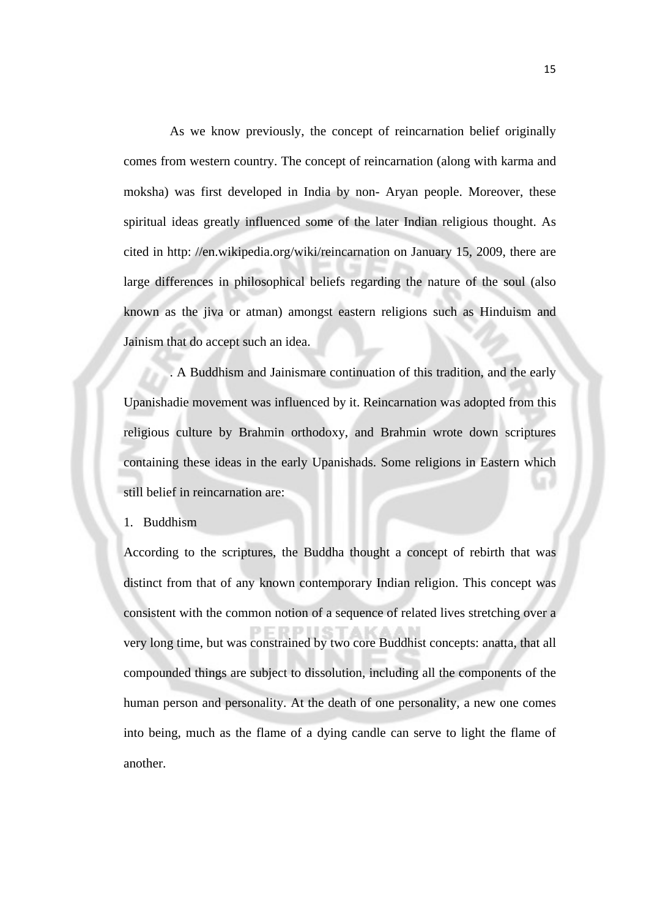As we know previously, the concept of reincarnation belief originally comes from western country. The concept of reincarnation (along with karma and moksha) was first developed in India by non- Aryan people. Moreover, these spiritual ideas greatly influenced some of the later Indian religious thought. As cited in http: //en.wikipedia.org/wiki/reincarnation on January 15, 2009, there are large differences in philosophical beliefs regarding the nature of the soul (also known as the jiva or atman) amongst eastern religions such as Hinduism and Jainism that do accept such an idea.

. A Buddhism and Jainismare continuation of this tradition, and the early Upanishadie movement was influenced by it. Reincarnation was adopted from this religious culture by Brahmin orthodoxy, and Brahmin wrote down scriptures containing these ideas in the early Upanishads. Some religions in Eastern which still belief in reincarnation are:

1. Buddhism

According to the scriptures, the Buddha thought a concept of rebirth that was distinct from that of any known contemporary Indian religion. This concept was consistent with the common notion of a sequence of related lives stretching over a very long time, but was constrained by two core Buddhist concepts: anatta, that all compounded things are subject to dissolution, including all the components of the human person and personality. At the death of one personality, a new one comes into being, much as the flame of a dying candle can serve to light the flame of another.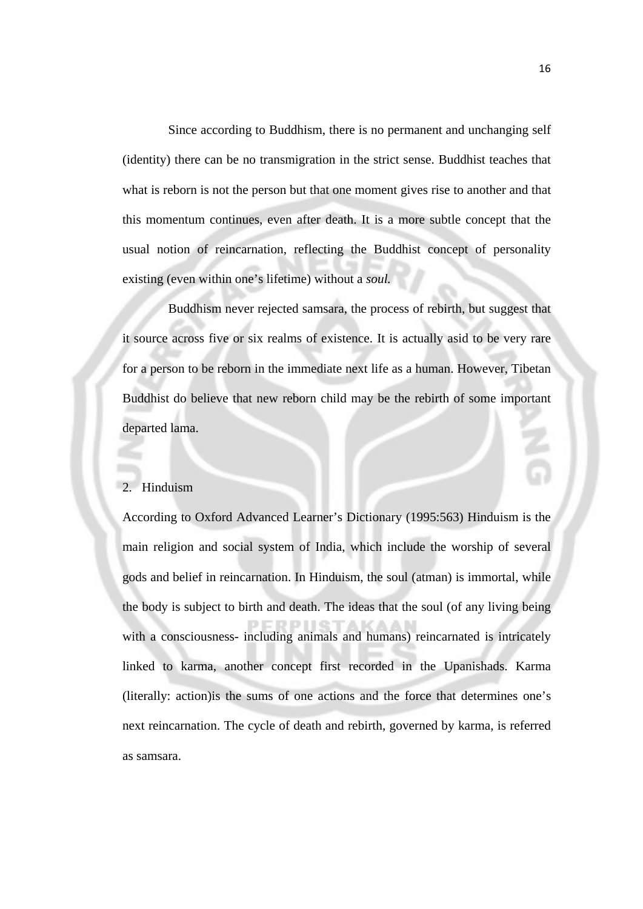Since according to Buddhism, there is no permanent and unchanging self (identity) there can be no transmigration in the strict sense. Buddhist teaches that what is reborn is not the person but that one moment gives rise to another and that this momentum continues, even after death. It is a more subtle concept that the usual notion of reincarnation, reflecting the Buddhist concept of personality existing (even within one's lifetime) without a *soul.*

Buddhism never rejected samsara, the process of rebirth, but suggest that it source across five or six realms of existence. It is actually asid to be very rare for a person to be reborn in the immediate next life as a human. However, Tibetan Buddhist do believe that new reborn child may be the rebirth of some important departed lama.

2. Hinduism

According to Oxford Advanced Learner's Dictionary (1995:563) Hinduism is the main religion and social system of India, which include the worship of several gods and belief in reincarnation. In Hinduism, the soul (atman) is immortal, while the body is subject to birth and death. The ideas that the soul (of any living being with a consciousness- including animals and humans) reincarnated is intricately linked to karma, another concept first recorded in the Upanishads. Karma (literally: action)is the sums of one actions and the force that determines one's next reincarnation. The cycle of death and rebirth, governed by karma, is referred as samsara.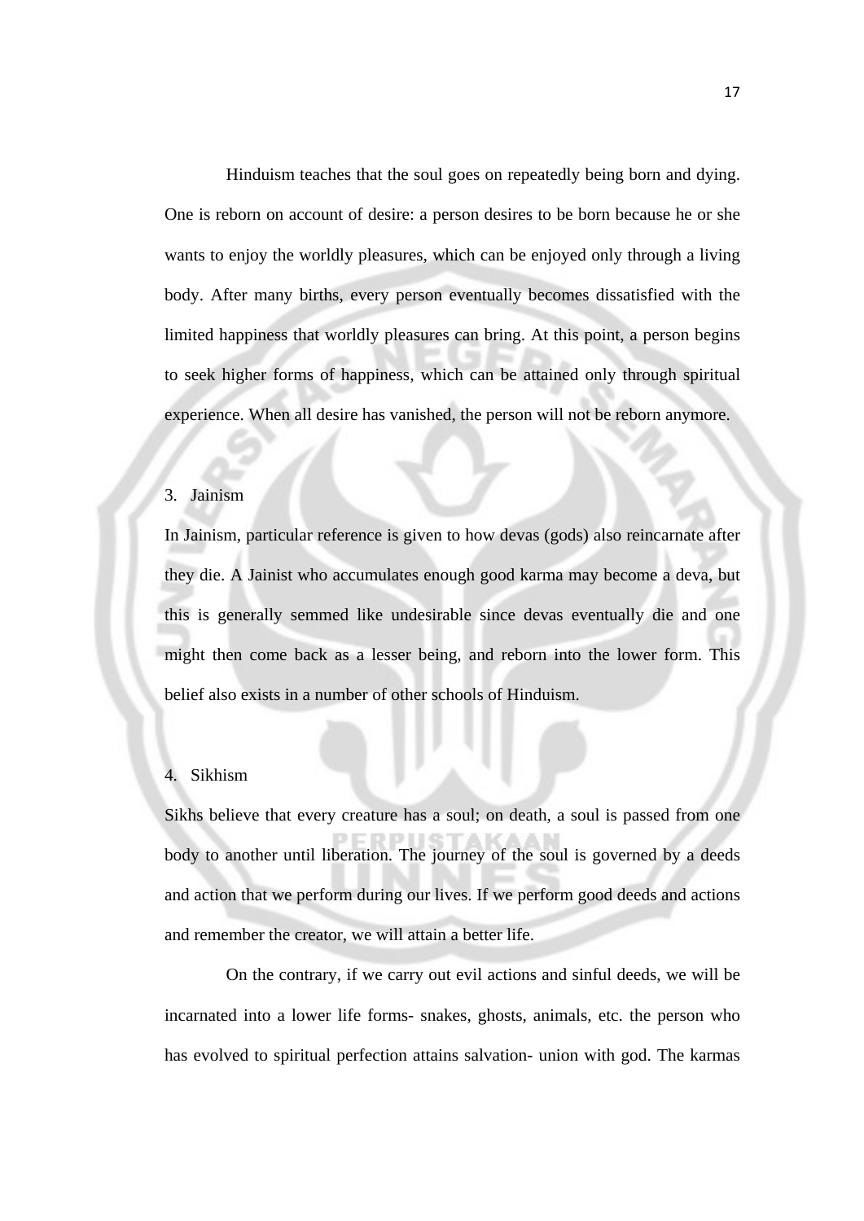Hinduism teaches that the soul goes on repeatedly being born and dying. One is reborn on account of desire: a person desires to be born because he or she wants to enjoy the worldly pleasures, which can be enjoyed only through a living body. After many births, every person eventually becomes dissatisfied with the limited happiness that worldly pleasures can bring. At this point, a person begins to seek higher forms of happiness, which can be attained only through spiritual experience. When all desire has vanished, the person will not be reborn anymore.

3. Jainism

In Jainism, particular reference is given to how devas (gods) also reincarnate after they die. A Jainist who accumulates enough good karma may become a deva, but this is generally semmed like undesirable since devas eventually die and one might then come back as a lesser being, and reborn into the lower form. This belief also exists in a number of other schools of Hinduism.

4. Sikhism

Sikhs believe that every creature has a soul; on death, a soul is passed from one body to another until liberation. The journey of the soul is governed by a deeds and action that we perform during our lives. If we perform good deeds and actions and remember the creator, we will attain a better life.

On the contrary, if we carry out evil actions and sinful deeds, we will be incarnated into a lower life forms- snakes, ghosts, animals, etc. the person who has evolved to spiritual perfection attains salvation- union with god. The karmas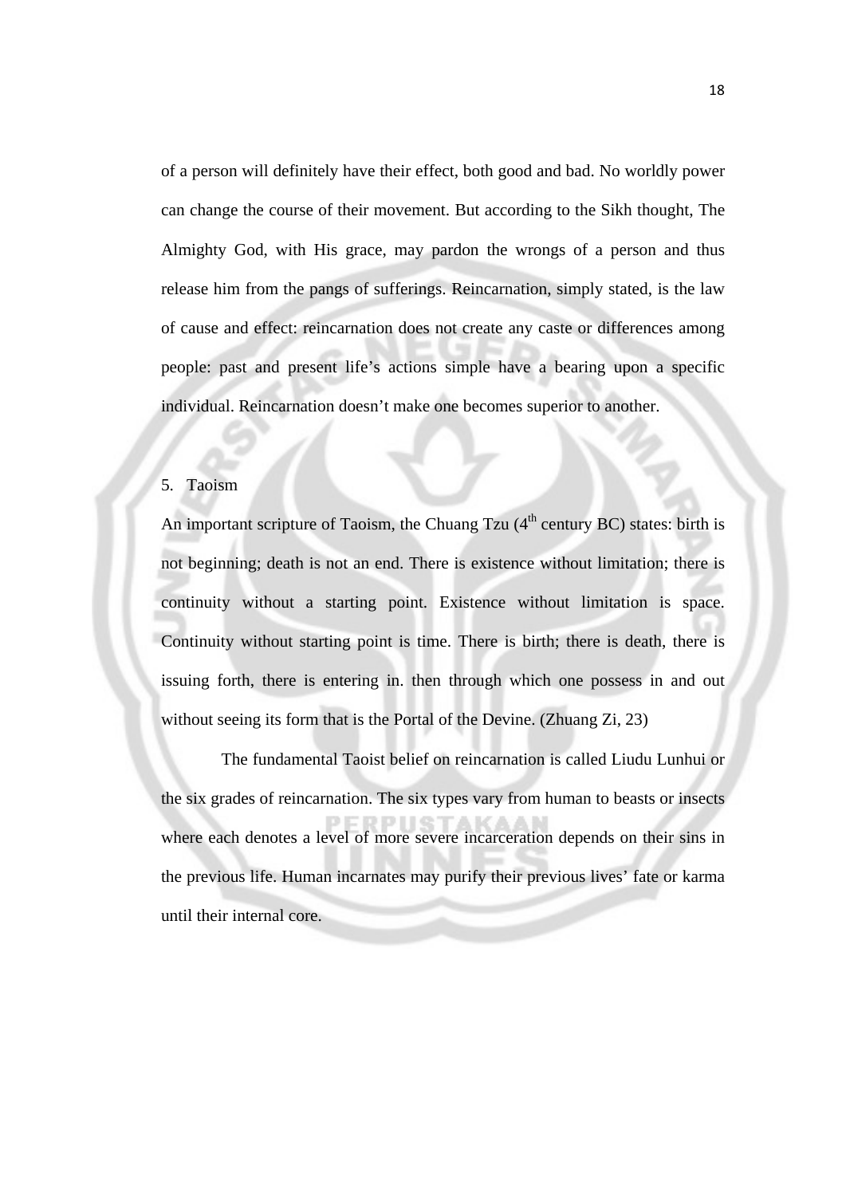of a person will definitely have their effect, both good and bad. No worldly power can change the course of their movement. But according to the Sikh thought, The Almighty God, with His grace, may pardon the wrongs of a person and thus release him from the pangs of sufferings. Reincarnation, simply stated, is the law of cause and effect: reincarnation does not create any caste or differences among people: past and present life's actions simple have a bearing upon a specific individual. Reincarnation doesn't make one becomes superior to another.

5. Taoism

An important scripture of Taoism, the Chuang Tzu (4th century BC) states: birth is not beginning; death is not an end. There is existence without limitation; there is continuity without a starting point. Existence without limitation is space. Continuity without starting point is time. There is birth; there is death, there is issuing forth, there is entering in. then through which one possess in and out without seeing its form that is the Portal of the Devine. (Zhuang Zi, 23)

The fundamental Taoist belief on reincarnation is called Liudu Lunhui or the six grades of reincarnation. The six types vary from human to beasts or insects where each denotes a level of more severe incarceration depends on their sins in the previous life. Human incarnates may purify their previous lives' fate or karma until their internal core.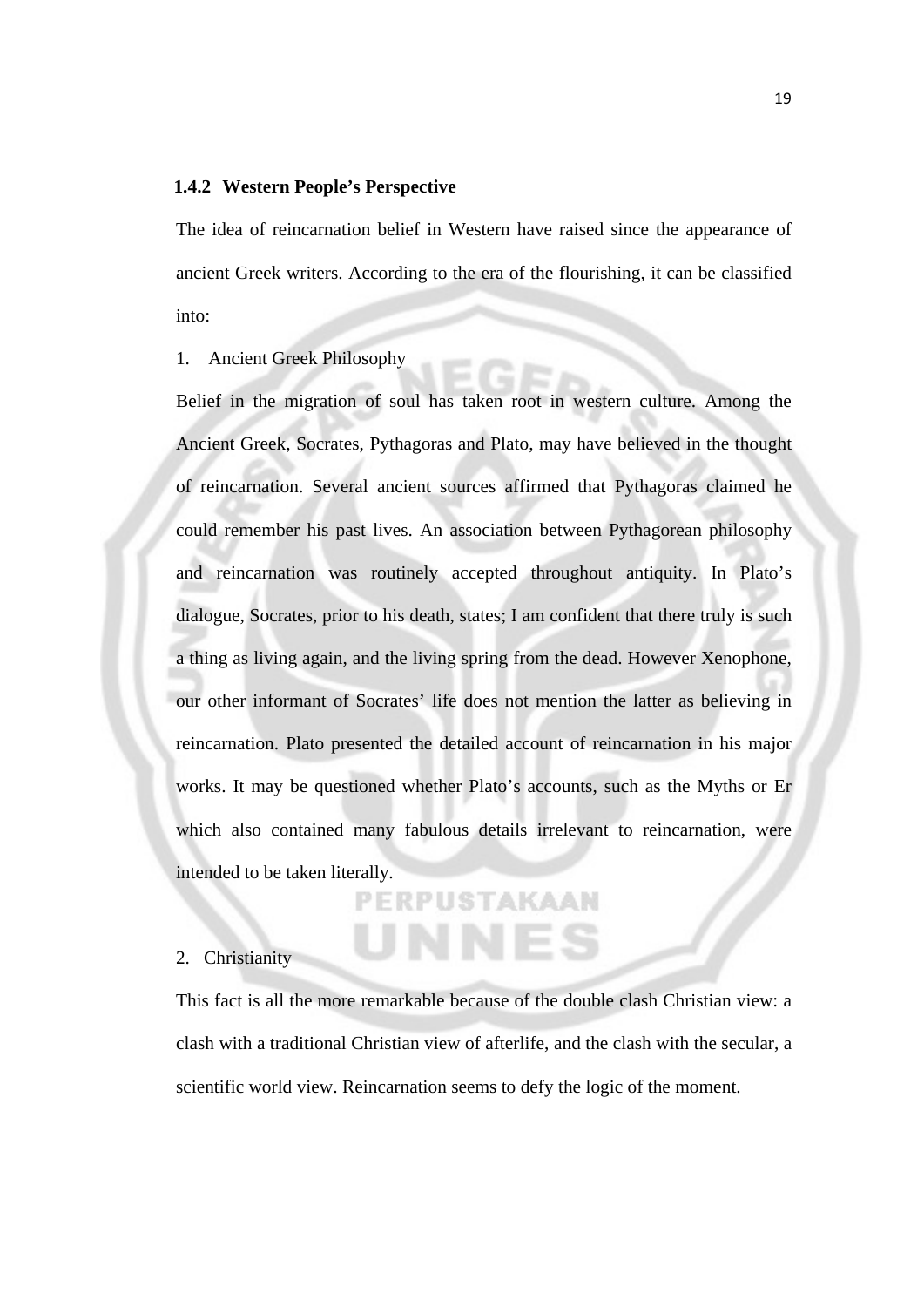### 1.4.2 Western People's Perspective

The idea of reincarnation belief in Western have raised since the appearance of ancient Greek writers. According to the era of the flourishing, it can be classified into:

1. Ancient Greek Philosophy

Belief in the migration of soul has taken root in western culture. Among the Ancient Greek, Socrates, Pythagoras and Plato, may have believed in the thought of reincarnation. Several ancient sources affirmed that Pythagoras claimed he could remember his past lives. An association between Pythagorean philosophy and reincarnation was routinely accepted throughout antiquity. In Plato's dialogue, Socrates, prior to his death, states; I am confident that there truly is such a thing as living again, and the living spring from the dead. However Xenophone, our other informant of Socrates' life does not mention the latter as believing in reincarnation. Plato presented the detailed account of reincarnation in his major works. It may be questioned whether Plato's accounts, such as the Myths or Er which also contained many fabulous details irrelevant to reincarnation, were intended to be taken literally.

2. Christianity

This fact is all the more remarkable because of the double clash Christian view: a clash with a traditional Christian view of afterlife, and the clash with the secular, a scientific world view. Reincarnation seems to defy the logic of the moment.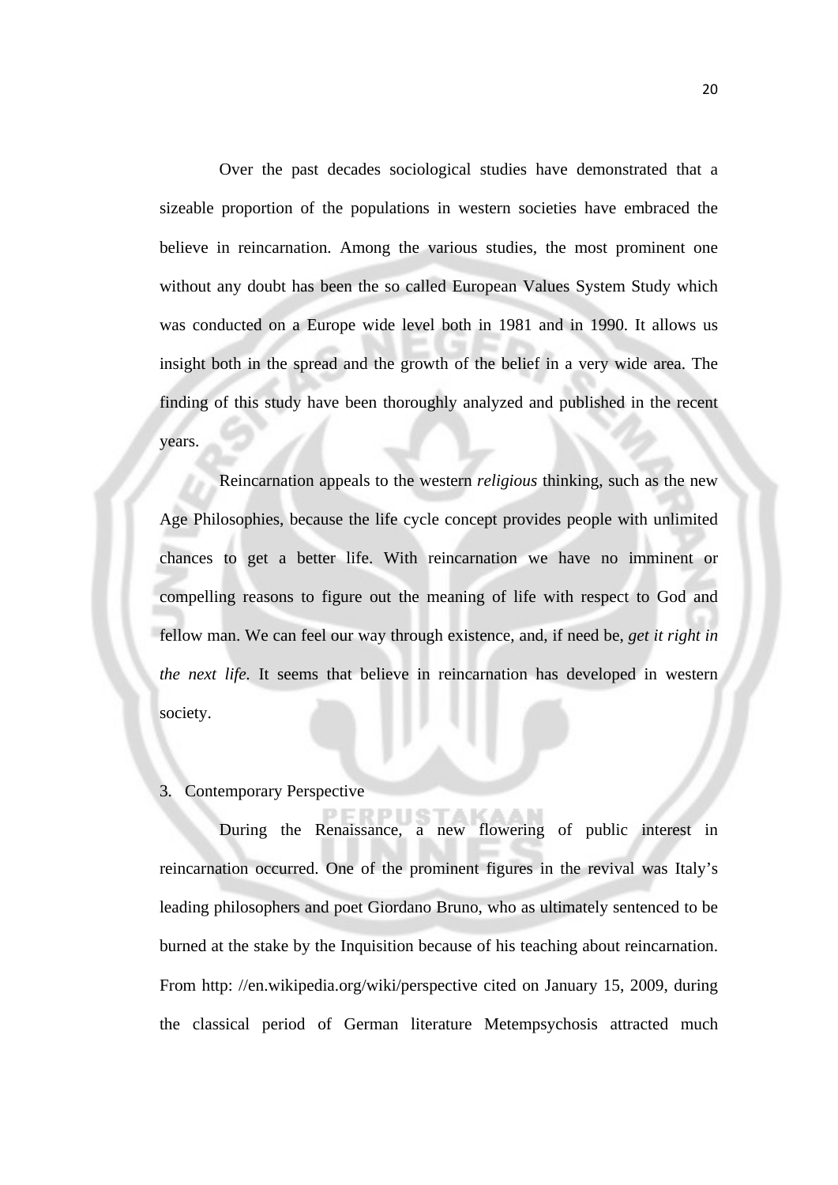Over the past decades sociological studies have demonstrated that a sizeable proportion of the populations in western societies have embraced the believe in reincarnation. Among the various studies, the most prominent one without any doubt has been the so called European Values System Study which was conducted on a Europe wide level both in 1981 and in 1990. It allows us insight both in the spread and the growth of the belief in a very wide area. The finding of this study have been thoroughly analyzed and published in the recent years.

Reincarnation appeals to the western *religious* thinking, such as the new Age Philosophies, because the life cycle concept provides people with unlimited chances to get a better life. With reincarnation we have no imminent or compelling reasons to figure out the meaning of life with respect to God and fellow man. We can feel our way through existence, and, if need be, *get it right in the next life.* It seems that believe in reincarnation has developed in western society.

3. Contemporary Perspective

During the Renaissance, a new flowering of public interest in reincarnation occurred. One of the prominent figures in the revival was Italy's leading philosophers and poet Giordano Bruno, who as ultimately sentenced to be burned at the stake by the Inquisition because of his teaching about reincarnation. From http: //en.wikipedia.org/wiki/perspective cited on January 15, 2009, during the classical period of German literature Metempsychosis attracted much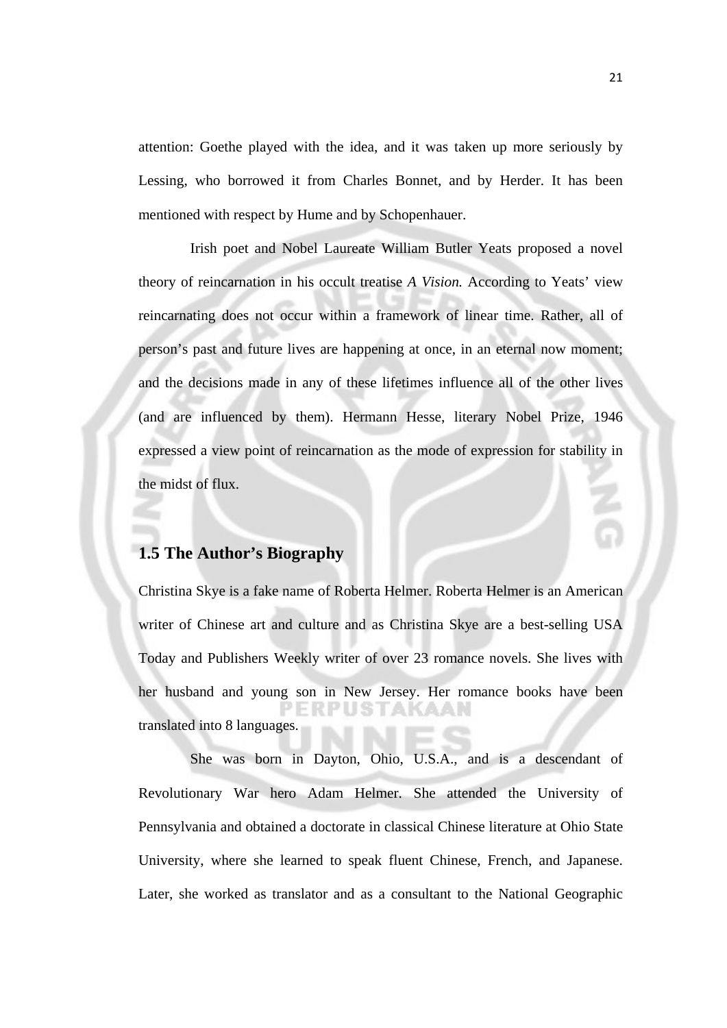attention: Goethe played with the idea, and it was taken up more seriously by Lessing, who borrowed it from Charles Bonnet, and by Herder. It has been mentioned with respect by Hume and by Schopenhauer.

Irish poet and Nobel Laureate William Butler Yeats proposed a novel theory of reincarnation in his occult treatise *A Vision.* According to Yeats' view reincarnating does not occur within a framework of linear time. Rather, all of person's past and future lives are happening at once, in an eternal now moment; and the decisions made in any of these lifetimes influence all of the other lives (and are influenced by them). Hermann Hesse, literary Nobel Prize, 1946 expressed a view point of reincarnation as the mode of expression for stability in the midst of flux.

## 1.5 The Author's Biography

Christina Skye is a fake name of Roberta Helmer. Roberta Helmer is an American writer of Chinese art and culture and as Christina Skye are a best-selling USA Today and Publishers Weekly writer of over 23 romance novels. She lives with her husband and young son in New Jersey. Her romance books have been translated into 8 languages.

She was born in Dayton, Ohio, U.S.A., and is a descendant of Revolutionary War hero Adam Helmer. She attended the University of Pennsylvania and obtained a doctorate in classical Chinese literature at Ohio State University, where she learned to speak fluent Chinese, French, and Japanese. Later, she worked as translator and as a consultant to the National Geographic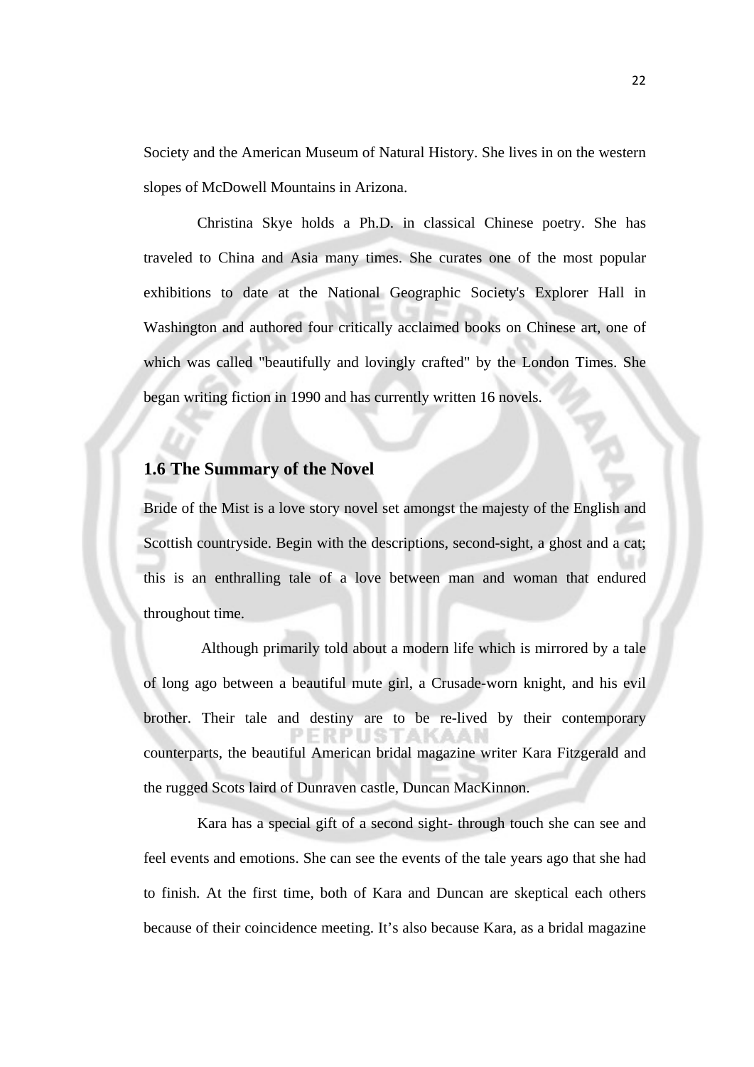Society and the American Museum of Natural History. She lives in on the western slopes of McDowell Mountains in Arizona.

Christina Skye holds a Ph.D. in classical Chinese poetry. She has traveled to China and Asia many times. She curates one of the most popular exhibitions to date at the National Geographic Society's Explorer Hall in Washington and authored four critically acclaimed books on Chinese art, one of which was called "beautifully and lovingly crafted" by the London Times. She began writing fiction in 1990 and has currently written 16 novels.

## 1.6 The Summary of the Novel

Bride of the Mist is a love story novel set amongst the majesty of the English and Scottish countryside. Begin with the descriptions, second-sight, a ghost and a cat; this is an enthralling tale of a love between man and woman that endured throughout time.

Although primarily told about a modern life which is mirrored by a tale of long ago between a beautiful mute girl, a Crusade-worn knight, and his evil brother. Their tale and destiny are to be re-lived by their contemporary counterparts, the beautiful American bridal magazine writer Kara Fitzgerald and the rugged Scots laird of Dunraven castle, Duncan MacKinnon.

Kara has a special gift of a second sight- through touch she can see and feel events and emotions. She can see the events of the tale years ago that she had to finish. At the first time, both of Kara and Duncan are skeptical each others because of their coincidence meeting. It's also because Kara, as a bridal magazine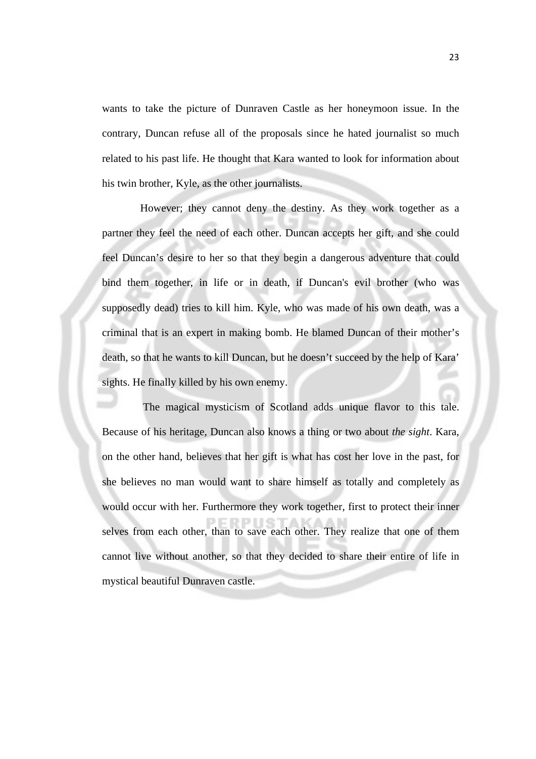wants to take the picture of Dunraven Castle as her honeymoon issue. In the contrary, Duncan refuse all of the proposals since he hated journalist so much related to his past life. He thought that Kara wanted to look for information about his twin brother, Kyle, as the other journalists.

However; they cannot deny the destiny. As they work together as a partner they feel the need of each other. Duncan accepts her gift, and she could feel Duncan's desire to her so that they begin a dangerous adventure that could bind them together, in life or in death, if Duncan's evil brother (who was supposedly dead) tries to kill him. Kyle, who was made of his own death, was a criminal that is an expert in making bomb. He blamed Duncan of their mother's death, so that he wants to kill Duncan, but he doesn't succeed by the help of Kara' sights. He finally killed by his own enemy.

The magical mysticism of Scotland adds unique flavor to this tale. Because of his heritage, Duncan also knows a thing or two about *the sight*. Kara, on the other hand, believes that her gift is what has cost her love in the past, for she believes no man would want to share himself as totally and completely as would occur with her. Furthermore they work together, first to protect their inner selves from each other, than to save each other. They realize that one of them cannot live without another, so that they decided to share their entire of life in mystical beautiful Dunraven castle.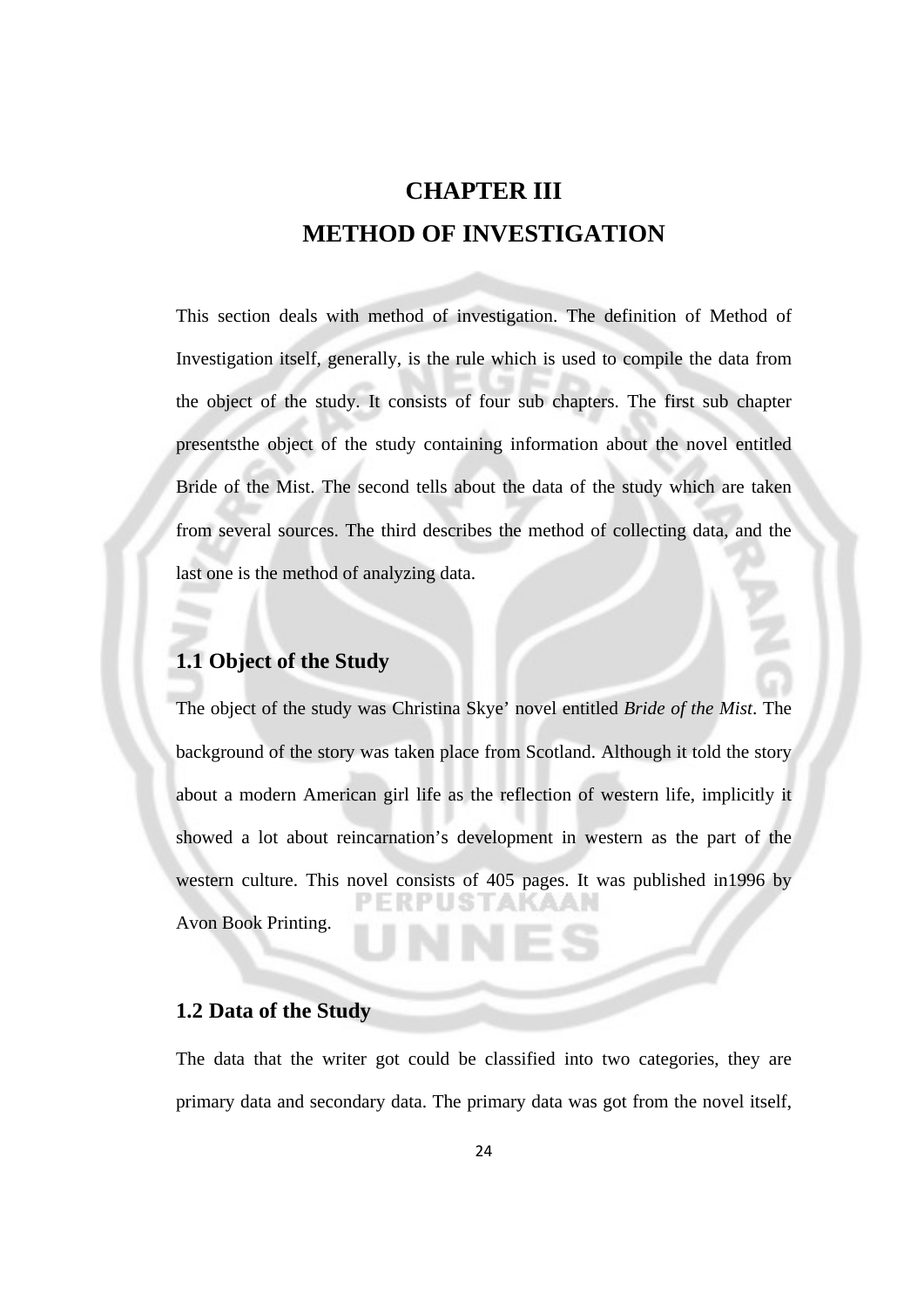# CHAPTER III
# METHOD OF INVESTIGATION

This section deals with method of investigation. The definition of Method of Investigation itself, generally, is the rule which is used to compile the data from the object of the study. It consists of four sub chapters. The first sub chapter presentsthe object of the study containing information about the novel entitled Bride of the Mist. The second tells about the data of the study which are taken from several sources. The third describes the method of collecting data, and the last one is the method of analyzing data.

## 1.1 Object of the Study

The object of the study was Christina Skye' novel entitled *Bride of the Mist*. The background of the story was taken place from Scotland. Although it told the story about a modern American girl life as the reflection of western life, implicitly it showed a lot about reincarnation's development in western as the part of the western culture. This novel consists of 405 pages. It was published in1996 by Avon Book Printing.

## 1.2 Data of the Study

The data that the writer got could be classified into two categories, they are primary data and secondary data. The primary data was got from the novel itself,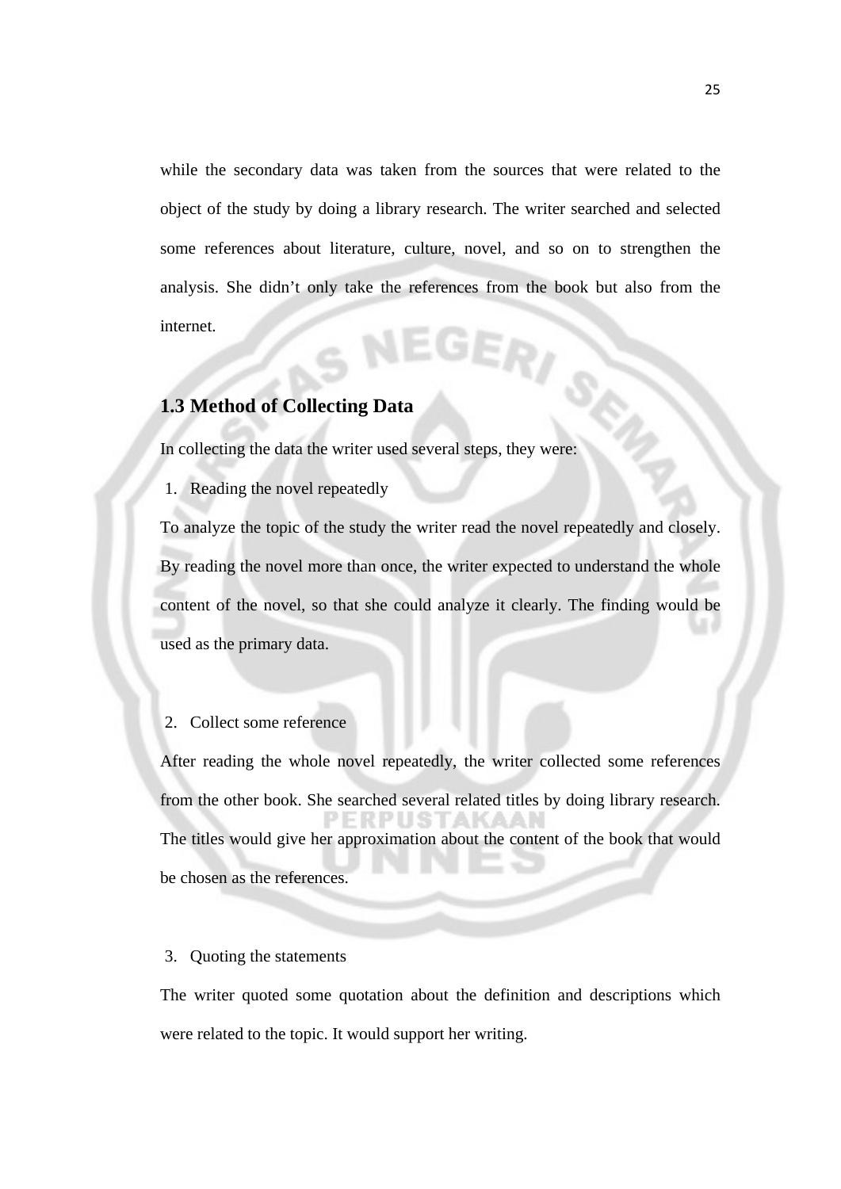while the secondary data was taken from the sources that were related to the object of the study by doing a library research. The writer searched and selected some references about literature, culture, novel, and so on to strengthen the analysis. She didn't only take the references from the book but also from the internet.

### 1.3 Method of Collecting Data

In collecting the data the writer used several steps, they were:

1. Reading the novel repeatedly

To analyze the topic of the study the writer read the novel repeatedly and closely. By reading the novel more than once, the writer expected to understand the whole content of the novel, so that she could analyze it clearly. The finding would be used as the primary data.

2. Collect some reference

After reading the whole novel repeatedly, the writer collected some references from the other book. She searched several related titles by doing library research. The titles would give her approximation about the content of the book that would be chosen as the references.

3. Quoting the statements

The writer quoted some quotation about the definition and descriptions which were related to the topic. It would support her writing.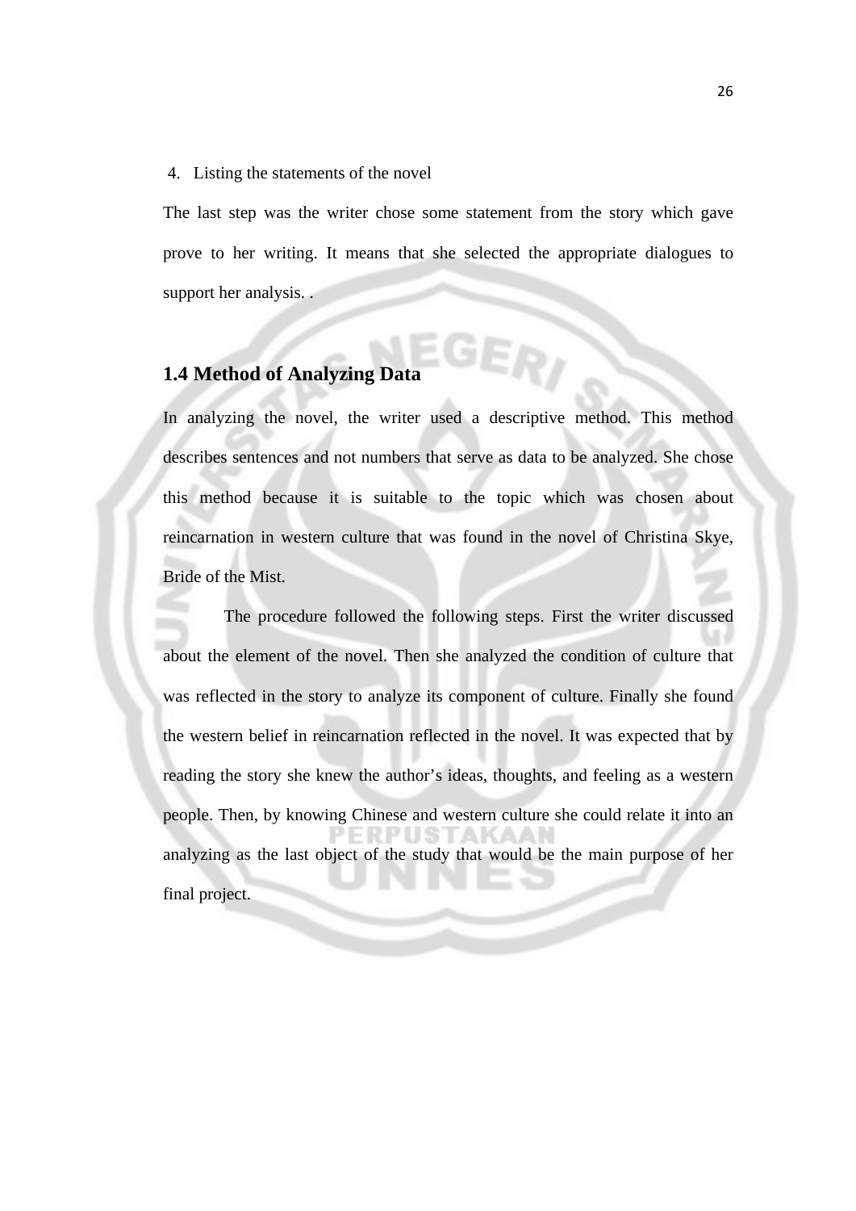4. Listing the statements of the novel

The last step was the writer chose some statement from the story which gave prove to her writing. It means that she selected the appropriate dialogues to support her analysis. .

## 1.4 Method of Analyzing Data

In analyzing the novel, the writer used a descriptive method. This method describes sentences and not numbers that serve as data to be analyzed. She chose this method because it is suitable to the topic which was chosen about reincarnation in western culture that was found in the novel of Christina Skye, Bride of the Mist.

The procedure followed the following steps. First the writer discussed about the element of the novel. Then she analyzed the condition of culture that was reflected in the story to analyze its component of culture. Finally she found the western belief in reincarnation reflected in the novel. It was expected that by reading the story she knew the author's ideas, thoughts, and feeling as a western people. Then, by knowing Chinese and western culture she could relate it into an analyzing as the last object of the study that would be the main purpose of her final project.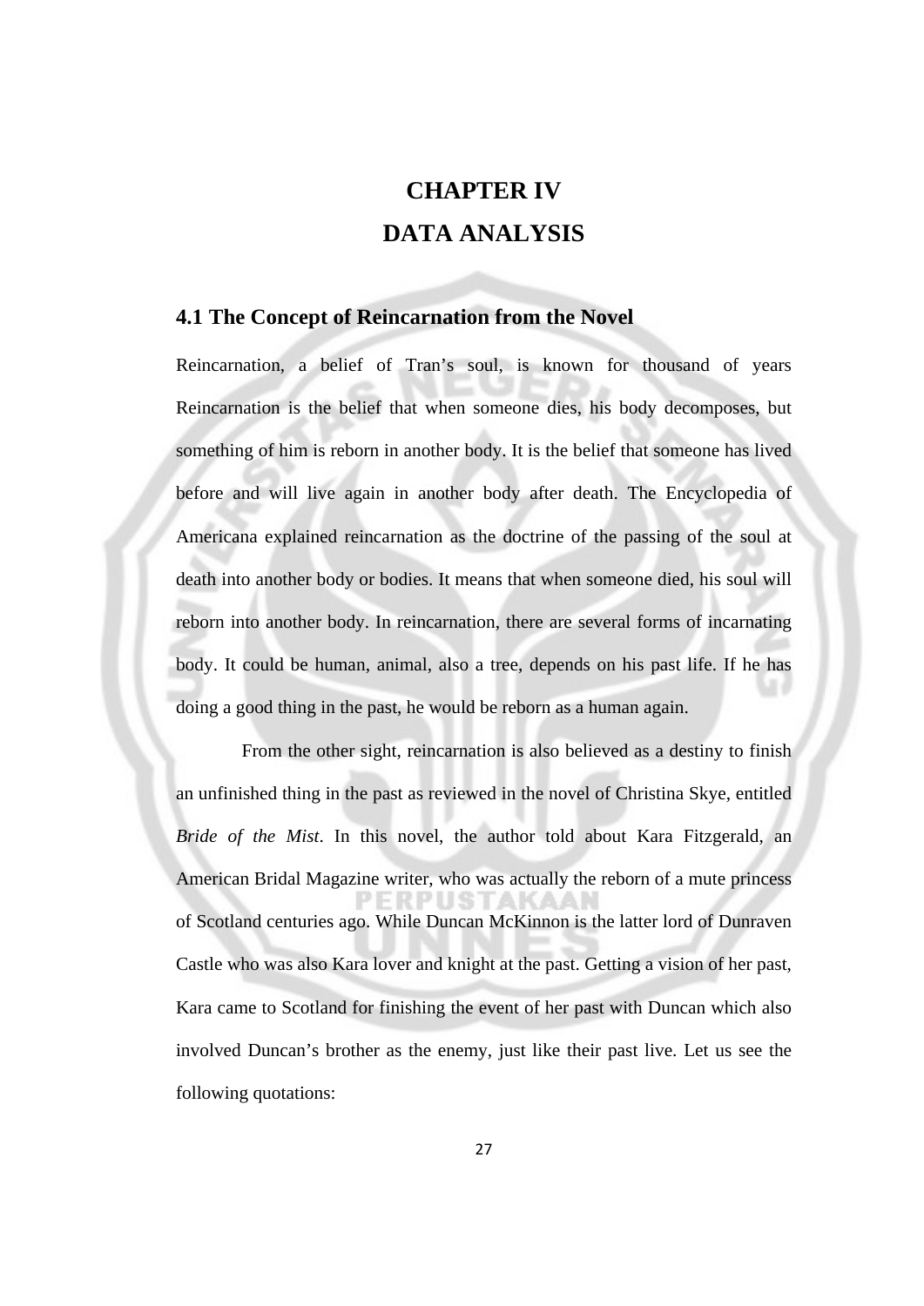# CHAPTER IV
# DATA ANALYSIS

## 4.1 The Concept of Reincarnation from the Novel

Reincarnation, a belief of Tran's soul, is known for thousand of years Reincarnation is the belief that when someone dies, his body decomposes, but something of him is reborn in another body. It is the belief that someone has lived before and will live again in another body after death. The Encyclopedia of Americana explained reincarnation as the doctrine of the passing of the soul at death into another body or bodies. It means that when someone died, his soul will reborn into another body. In reincarnation, there are several forms of incarnating body. It could be human, animal, also a tree, depends on his past life. If he has doing a good thing in the past, he would be reborn as a human again.

From the other sight, reincarnation is also believed as a destiny to finish an unfinished thing in the past as reviewed in the novel of Christina Skye, entitled *Bride of the Mist*. In this novel, the author told about Kara Fitzgerald, an American Bridal Magazine writer, who was actually the reborn of a mute princess of Scotland centuries ago. While Duncan McKinnon is the latter lord of Dunraven Castle who was also Kara lover and knight at the past. Getting a vision of her past, Kara came to Scotland for finishing the event of her past with Duncan which also involved Duncan's brother as the enemy, just like their past live. Let us see the following quotations: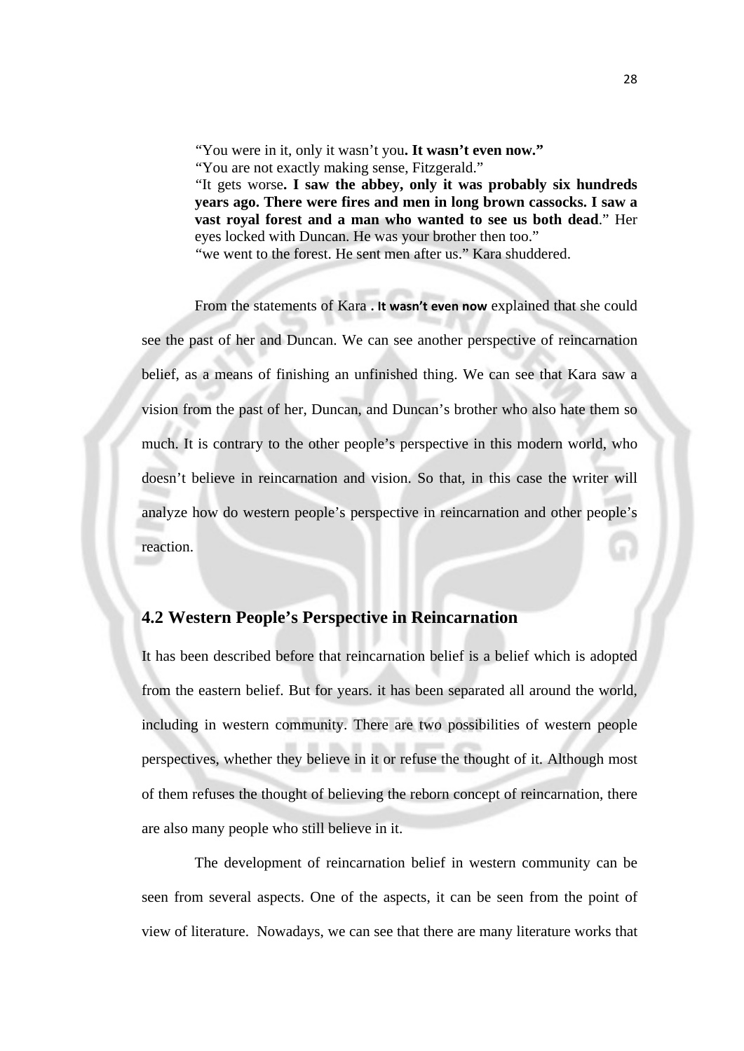"You were in it, only it wasn't you**. It wasn't even now."**
"You are not exactly making sense, Fitzgerald."
"It gets worse**. I saw the abbey, only it was probably six hundreds years ago. There were fires and men in long brown cassocks. I saw a vast royal forest and a man who wanted to see us both dead**." Her eyes locked with Duncan. He was your brother then too."
"we went to the forest. He sent men after us." Kara shuddered.

From the statements of Kara **. It wasn't even now** explained that she could see the past of her and Duncan. We can see another perspective of reincarnation belief, as a means of finishing an unfinished thing. We can see that Kara saw a vision from the past of her, Duncan, and Duncan's brother who also hate them so much. It is contrary to the other people's perspective in this modern world, who doesn't believe in reincarnation and vision. So that, in this case the writer will analyze how do western people's perspective in reincarnation and other people's reaction.

## 4.2 Western People's Perspective in Reincarnation

It has been described before that reincarnation belief is a belief which is adopted from the eastern belief. But for years. it has been separated all around the world, including in western community. There are two possibilities of western people perspectives, whether they believe in it or refuse the thought of it. Although most of them refuses the thought of believing the reborn concept of reincarnation, there are also many people who still believe in it.

The development of reincarnation belief in western community can be seen from several aspects. One of the aspects, it can be seen from the point of view of literature. Nowadays, we can see that there are many literature works that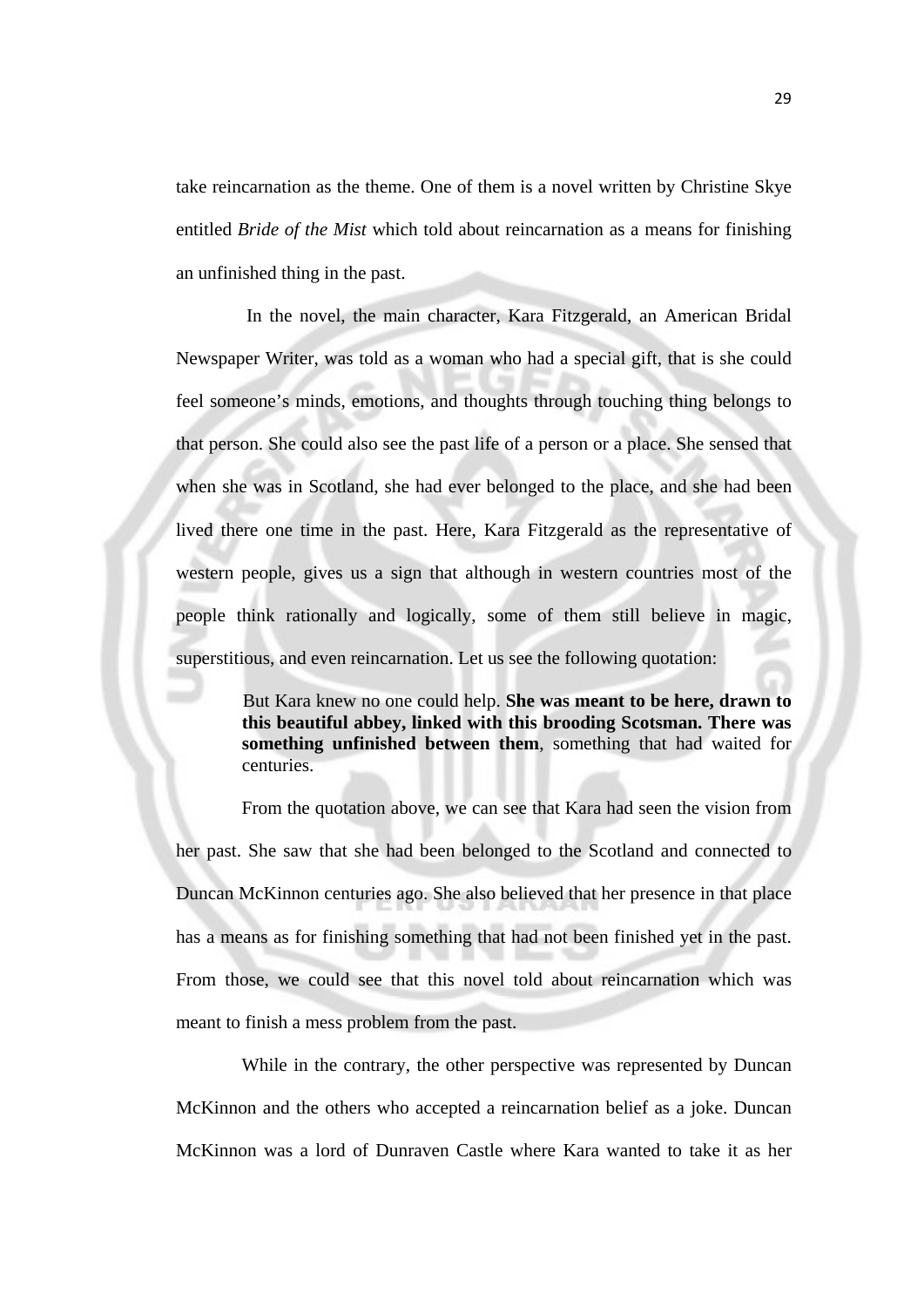take reincarnation as the theme. One of them is a novel written by Christine Skye entitled *Bride of the Mist* which told about reincarnation as a means for finishing an unfinished thing in the past.

In the novel, the main character, Kara Fitzgerald, an American Bridal Newspaper Writer, was told as a woman who had a special gift, that is she could feel someone's minds, emotions, and thoughts through touching thing belongs to that person. She could also see the past life of a person or a place. She sensed that when she was in Scotland, she had ever belonged to the place, and she had been lived there one time in the past. Here, Kara Fitzgerald as the representative of western people, gives us a sign that although in western countries most of the people think rationally and logically, some of them still believe in magic, superstitious, and even reincarnation. Let us see the following quotation:

> But Kara knew no one could help. **She was meant to be here, drawn to this beautiful abbey, linked with this brooding Scotsman. There was something unfinished between them**, something that had waited for centuries.

From the quotation above, we can see that Kara had seen the vision from her past. She saw that she had been belonged to the Scotland and connected to Duncan McKinnon centuries ago. She also believed that her presence in that place has a means as for finishing something that had not been finished yet in the past. From those, we could see that this novel told about reincarnation which was meant to finish a mess problem from the past.

While in the contrary, the other perspective was represented by Duncan McKinnon and the others who accepted a reincarnation belief as a joke. Duncan McKinnon was a lord of Dunraven Castle where Kara wanted to take it as her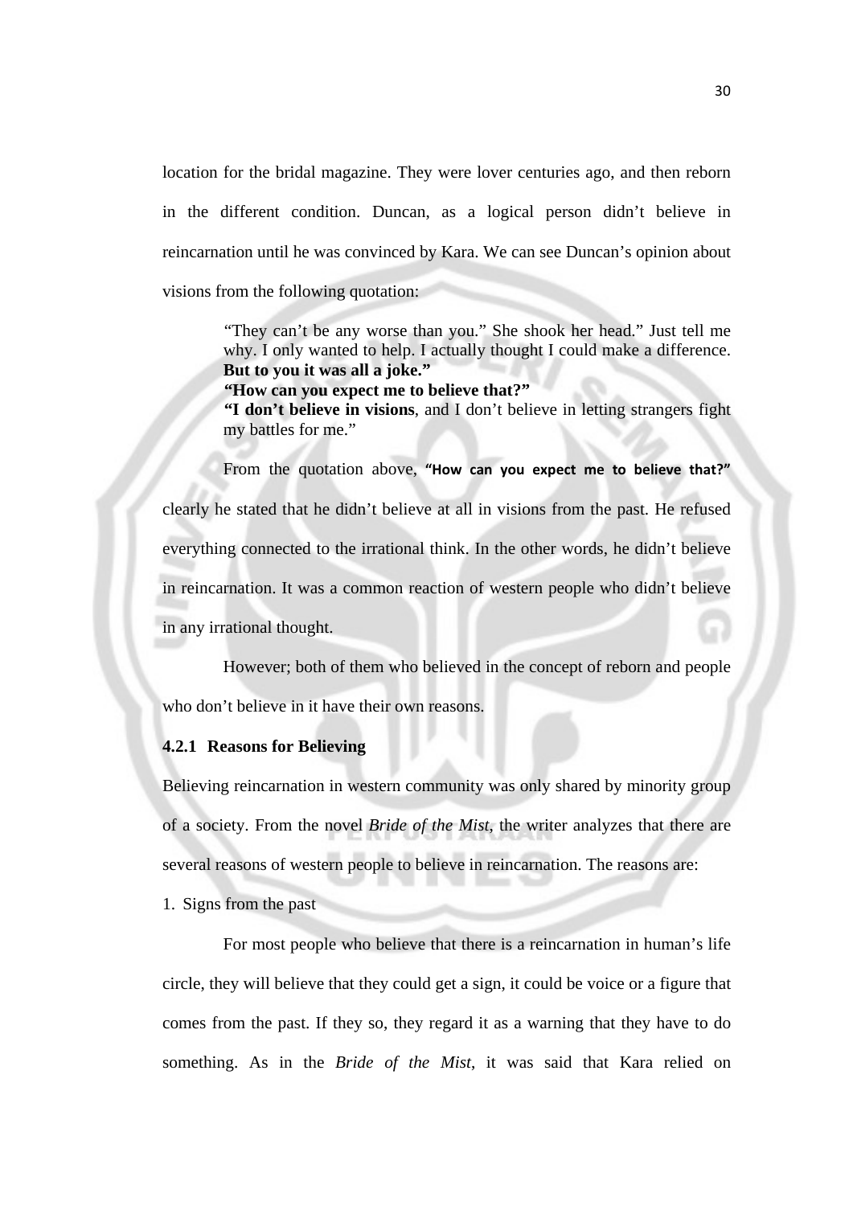location for the bridal magazine. They were lover centuries ago, and then reborn in the different condition. Duncan, as a logical person didn't believe in reincarnation until he was convinced by Kara. We can see Duncan's opinion about visions from the following quotation:

> "They can't be any worse than you." She shook her head." Just tell me why. I only wanted to help. I actually thought I could make a difference. **But to you it was all a joke."**
> **"How can you expect me to believe that?"**
> **"I don't believe in visions**, and I don't believe in letting strangers fight my battles for me."

From the quotation above, **"How can you expect me to believe that?"** clearly he stated that he didn't believe at all in visions from the past. He refused everything connected to the irrational think. In the other words, he didn't believe in reincarnation. It was a common reaction of western people who didn't believe in any irrational thought.

However; both of them who believed in the concept of reborn and people who don't believe in it have their own reasons.

### 4.2.1 Reasons for Believing

Believing reincarnation in western community was only shared by minority group of a society. From the novel *Bride of the Mist*, the writer analyzes that there are several reasons of western people to believe in reincarnation. The reasons are:

1. Signs from the past

For most people who believe that there is a reincarnation in human's life circle, they will believe that they could get a sign, it could be voice or a figure that comes from the past. If they so, they regard it as a warning that they have to do something. As in the *Bride of the Mist*, it was said that Kara relied on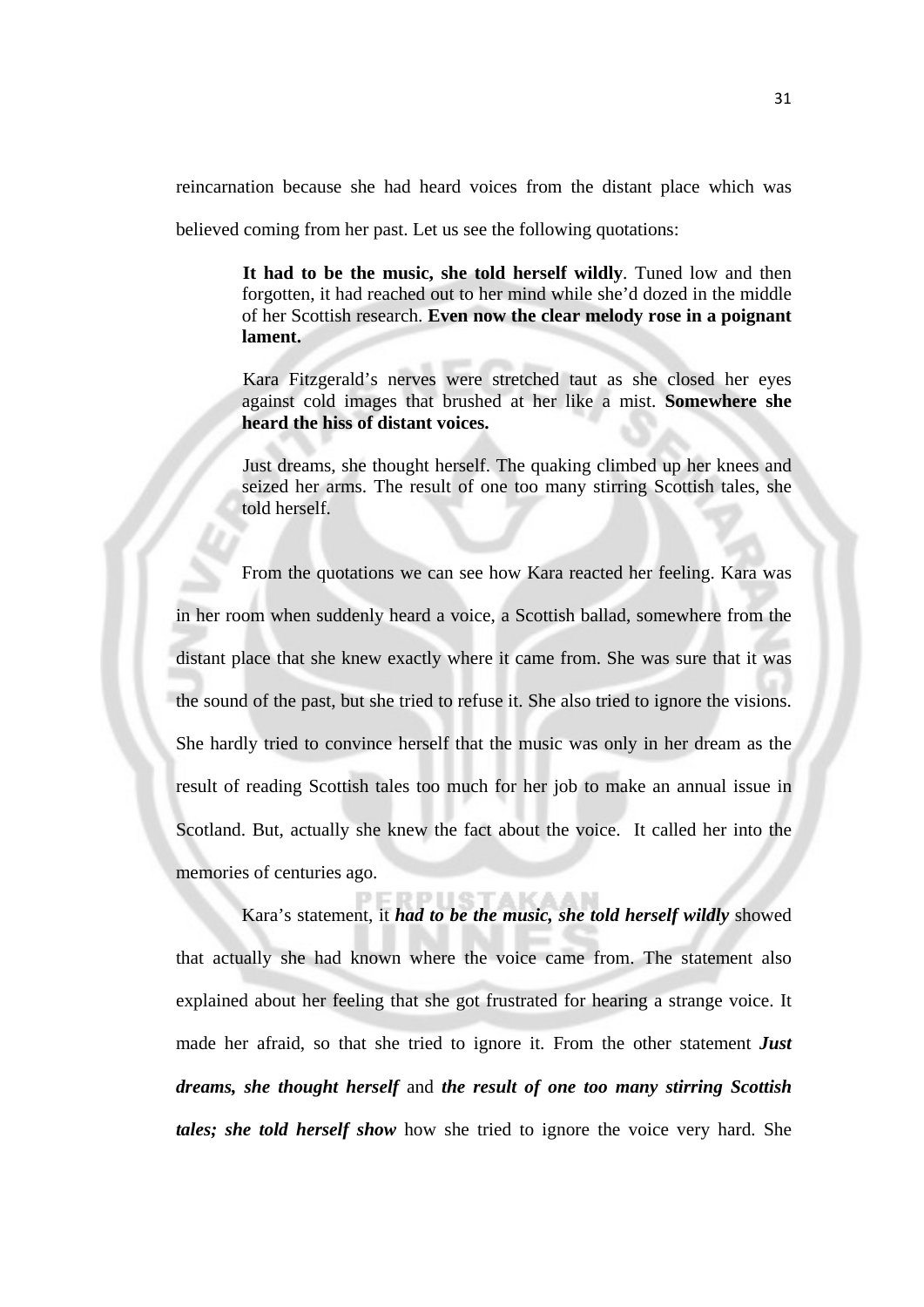reincarnation because she had heard voices from the distant place which was believed coming from her past. Let us see the following quotations:

> **It had to be the music, she told herself wildly**. Tuned low and then forgotten, it had reached out to her mind while she'd dozed in the middle of her Scottish research. **Even now the clear melody rose in a poignant lament.**
>
> Kara Fitzgerald's nerves were stretched taut as she closed her eyes against cold images that brushed at her like a mist. **Somewhere she heard the hiss of distant voices.**
>
> Just dreams, she thought herself. The quaking climbed up her knees and seized her arms. The result of one too many stirring Scottish tales, she told herself.

From the quotations we can see how Kara reacted her feeling. Kara was in her room when suddenly heard a voice, a Scottish ballad, somewhere from the distant place that she knew exactly where it came from. She was sure that it was the sound of the past, but she tried to refuse it. She also tried to ignore the visions. She hardly tried to convince herself that the music was only in her dream as the result of reading Scottish tales too much for her job to make an annual issue in Scotland. But, actually she knew the fact about the voice. It called her into the memories of centuries ago.

Kara's statement, it ***had to be the music, she told herself wildly*** showed that actually she had known where the voice came from. The statement also explained about her feeling that she got frustrated for hearing a strange voice. It made her afraid, so that she tried to ignore it. From the other statement ***Just dreams, she thought herself*** and ***the result of one too many stirring Scottish tales; she told herself show*** how she tried to ignore the voice very hard. She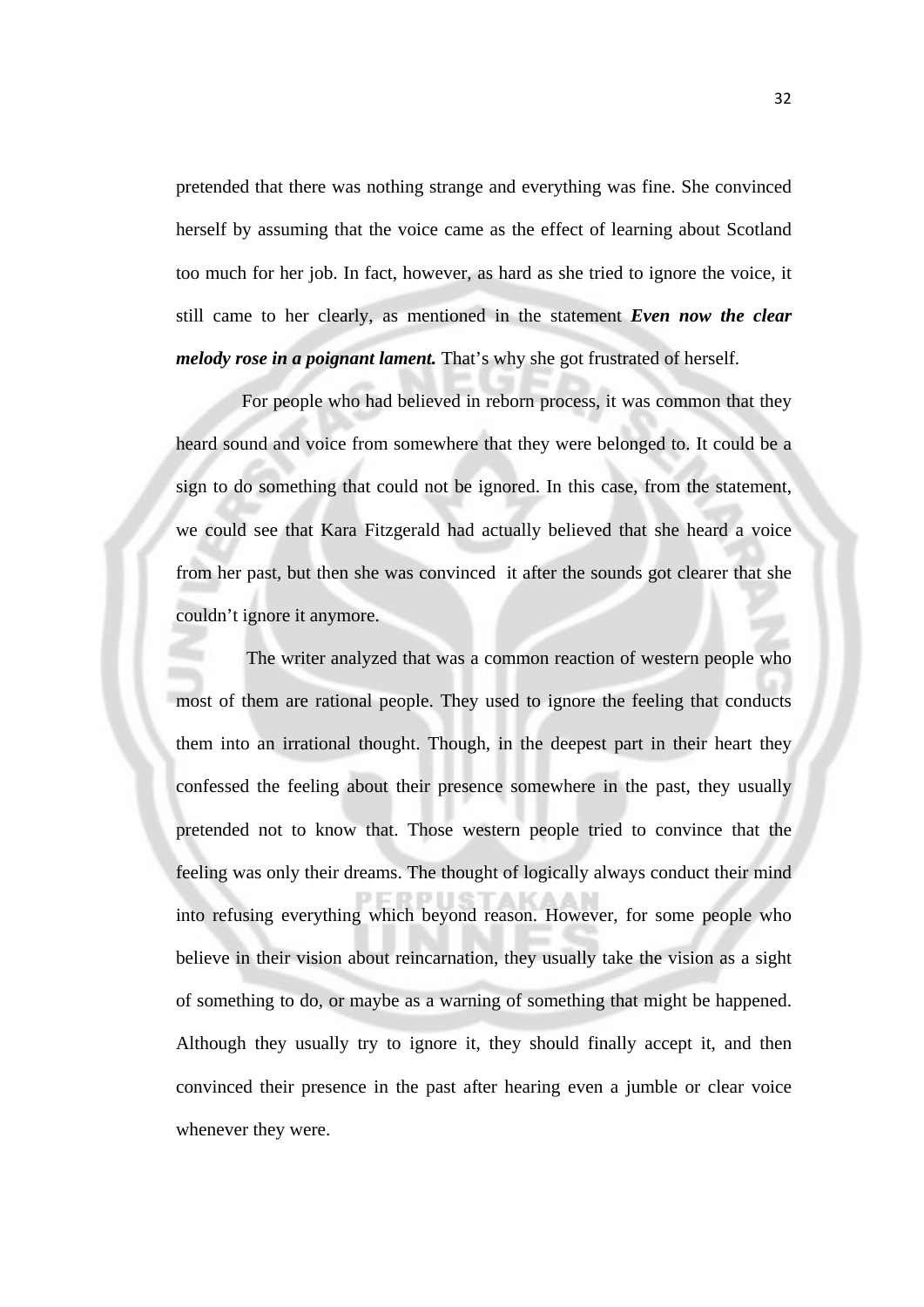pretended that there was nothing strange and everything was fine. She convinced herself by assuming that the voice came as the effect of learning about Scotland too much for her job. In fact, however, as hard as she tried to ignore the voice, it still came to her clearly, as mentioned in the statement ***Even now the clear melody rose in a poignant lament.*** That's why she got frustrated of herself.

For people who had believed in reborn process, it was common that they heard sound and voice from somewhere that they were belonged to. It could be a sign to do something that could not be ignored. In this case, from the statement, we could see that Kara Fitzgerald had actually believed that she heard a voice from her past, but then she was convinced it after the sounds got clearer that she couldn't ignore it anymore.

The writer analyzed that was a common reaction of western people who most of them are rational people. They used to ignore the feeling that conducts them into an irrational thought. Though, in the deepest part in their heart they confessed the feeling about their presence somewhere in the past, they usually pretended not to know that. Those western people tried to convince that the feeling was only their dreams. The thought of logically always conduct their mind into refusing everything which beyond reason. However, for some people who believe in their vision about reincarnation, they usually take the vision as a sight of something to do, or maybe as a warning of something that might be happened. Although they usually try to ignore it, they should finally accept it, and then convinced their presence in the past after hearing even a jumble or clear voice whenever they were.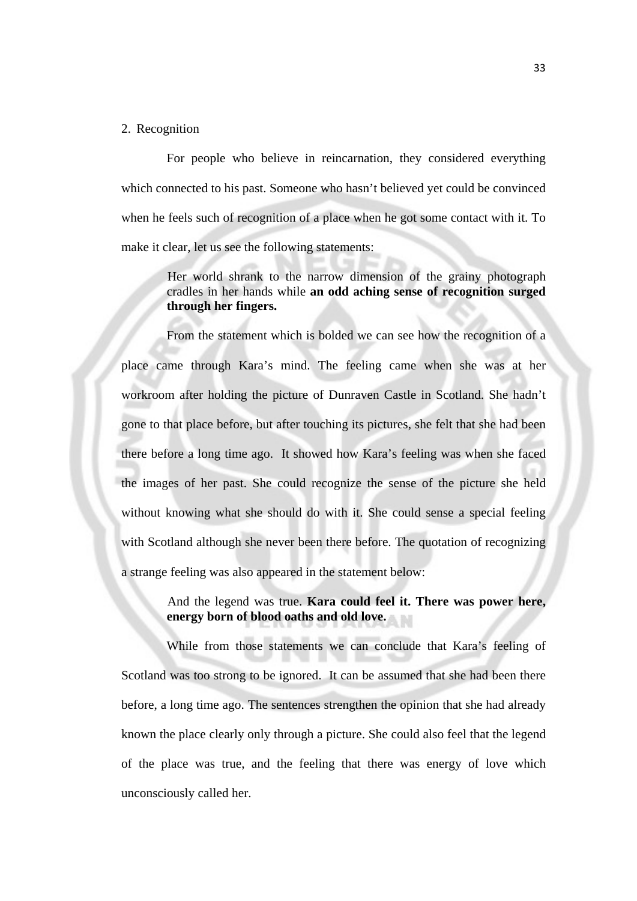2. Recognition

For people who believe in reincarnation, they considered everything which connected to his past. Someone who hasn't believed yet could be convinced when he feels such of recognition of a place when he got some contact with it. To make it clear, let us see the following statements:

> Her world shrank to the narrow dimension of the grainy photograph cradles in her hands while **an odd aching sense of recognition surged through her fingers.**

From the statement which is bolded we can see how the recognition of a place came through Kara's mind. The feeling came when she was at her workroom after holding the picture of Dunraven Castle in Scotland. She hadn't gone to that place before, but after touching its pictures, she felt that she had been there before a long time ago. It showed how Kara's feeling was when she faced the images of her past. She could recognize the sense of the picture she held without knowing what she should do with it. She could sense a special feeling with Scotland although she never been there before. The quotation of recognizing a strange feeling was also appeared in the statement below:

> And the legend was true. **Kara could feel it. There was power here, energy born of blood oaths and old love.**

While from those statements we can conclude that Kara's feeling of Scotland was too strong to be ignored. It can be assumed that she had been there before, a long time ago. The sentences strengthen the opinion that she had already known the place clearly only through a picture. She could also feel that the legend of the place was true, and the feeling that there was energy of love which unconsciously called her.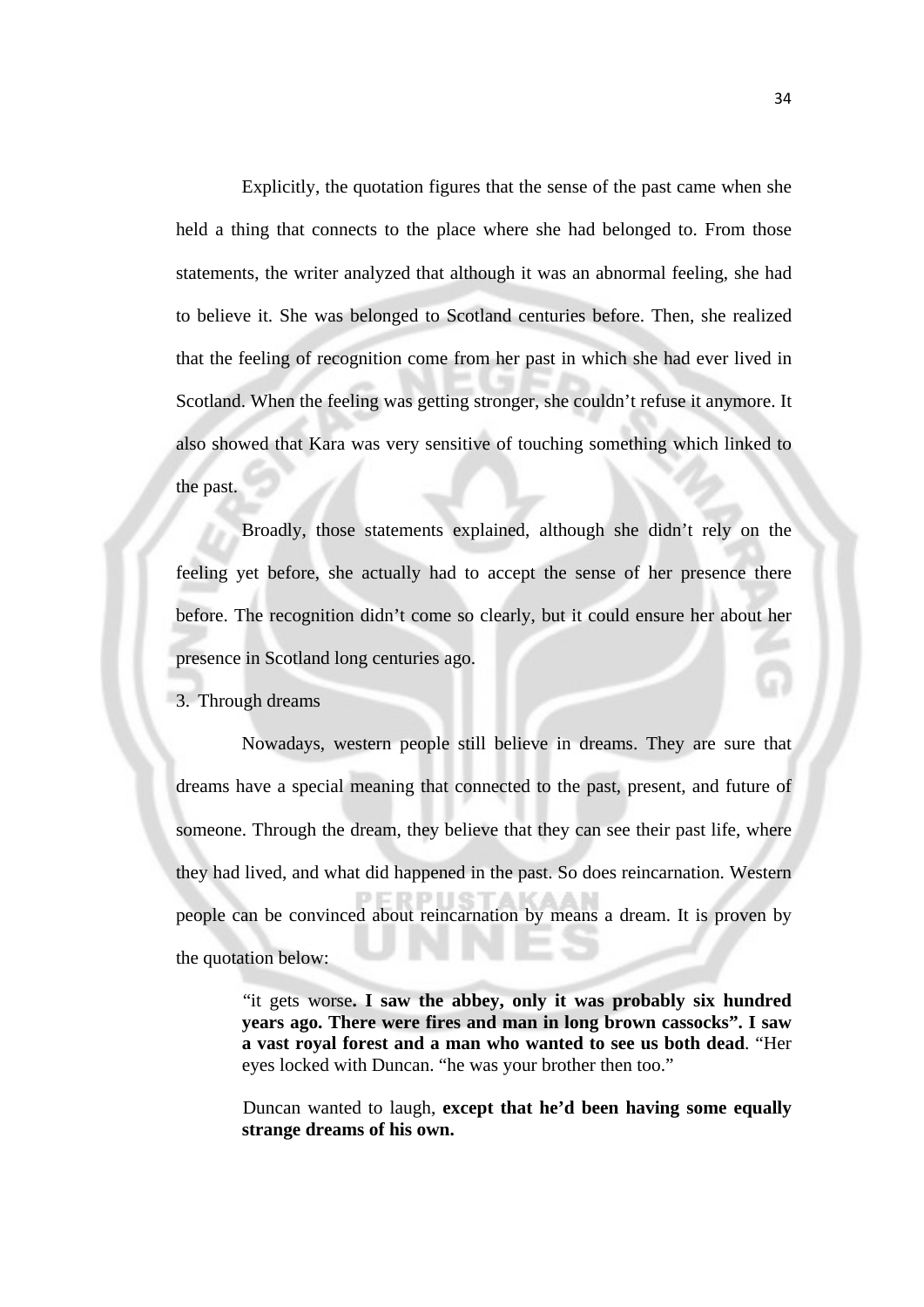Explicitly, the quotation figures that the sense of the past came when she held a thing that connects to the place where she had belonged to. From those statements, the writer analyzed that although it was an abnormal feeling, she had to believe it. She was belonged to Scotland centuries before. Then, she realized that the feeling of recognition come from her past in which she had ever lived in Scotland. When the feeling was getting stronger, she couldn't refuse it anymore. It also showed that Kara was very sensitive of touching something which linked to the past.

Broadly, those statements explained, although she didn't rely on the feeling yet before, she actually had to accept the sense of her presence there before. The recognition didn't come so clearly, but it could ensure her about her presence in Scotland long centuries ago.

3. Through dreams

Nowadays, western people still believe in dreams. They are sure that dreams have a special meaning that connected to the past, present, and future of someone. Through the dream, they believe that they can see their past life, where they had lived, and what did happened in the past. So does reincarnation. Western people can be convinced about reincarnation by means a dream. It is proven by the quotation below:

> "it gets worse**. I saw the abbey, only it was probably six hundred years ago. There were fires and man in long brown cassocks". I saw a vast royal forest and a man who wanted to see us both dead**. "Her eyes locked with Duncan. "he was your brother then too."
>
> Duncan wanted to laugh, **except that he'd been having some equally strange dreams of his own.**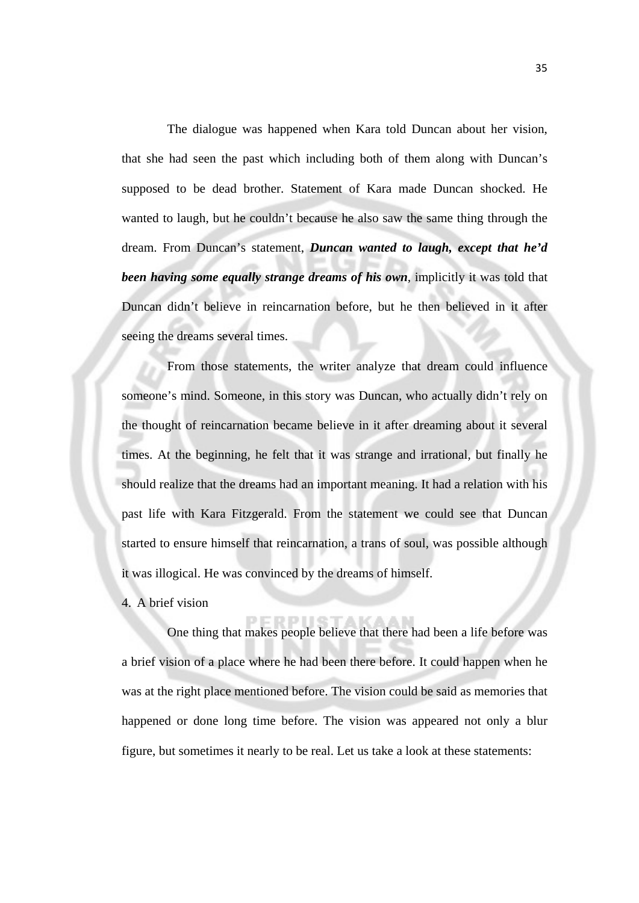The dialogue was happened when Kara told Duncan about her vision, that she had seen the past which including both of them along with Duncan's supposed to be dead brother. Statement of Kara made Duncan shocked. He wanted to laugh, but he couldn't because he also saw the same thing through the dream. From Duncan's statement, ***Duncan wanted to laugh, except that he'd been having some equally strange dreams of his own***, implicitly it was told that Duncan didn't believe in reincarnation before, but he then believed in it after seeing the dreams several times.

From those statements, the writer analyze that dream could influence someone's mind. Someone, in this story was Duncan, who actually didn't rely on the thought of reincarnation became believe in it after dreaming about it several times. At the beginning, he felt that it was strange and irrational, but finally he should realize that the dreams had an important meaning. It had a relation with his past life with Kara Fitzgerald. From the statement we could see that Duncan started to ensure himself that reincarnation, a trans of soul, was possible although it was illogical. He was convinced by the dreams of himself.

4. A brief vision

One thing that makes people believe that there had been a life before was a brief vision of a place where he had been there before. It could happen when he was at the right place mentioned before. The vision could be said as memories that happened or done long time before. The vision was appeared not only a blur figure, but sometimes it nearly to be real. Let us take a look at these statements: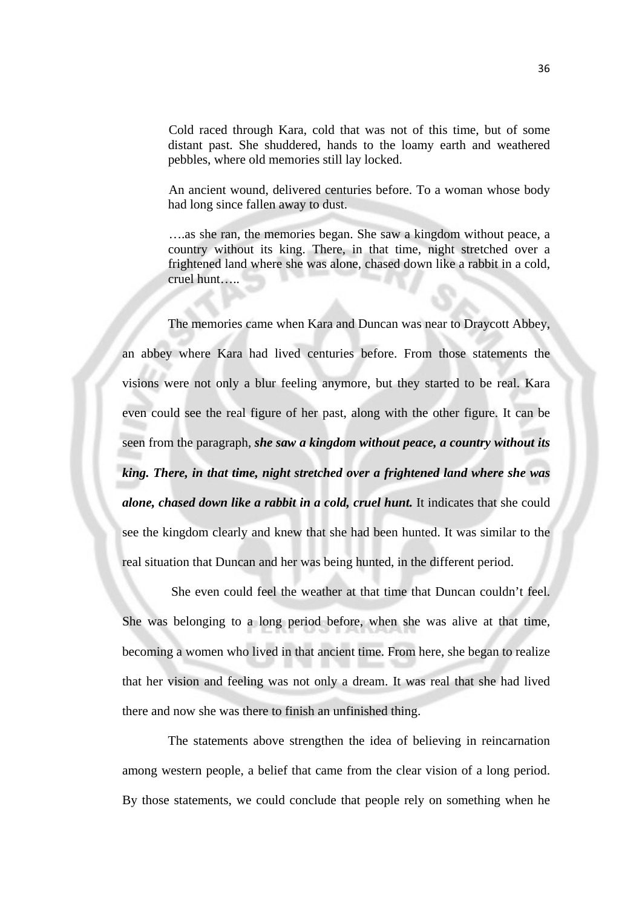> Cold raced through Kara, cold that was not of this time, but of some distant past. She shuddered, hands to the loamy earth and weathered pebbles, where old memories still lay locked.
>
> An ancient wound, delivered centuries before. To a woman whose body had long since fallen away to dust.
>
> ….as she ran, the memories began. She saw a kingdom without peace, a country without its king. There, in that time, night stretched over a frightened land where she was alone, chased down like a rabbit in a cold, cruel hunt…..

The memories came when Kara and Duncan was near to Draycott Abbey, an abbey where Kara had lived centuries before. From those statements the visions were not only a blur feeling anymore, but they started to be real. Kara even could see the real figure of her past, along with the other figure. It can be seen from the paragraph, ***she saw a kingdom without peace, a country without its king. There, in that time, night stretched over a frightened land where she was alone, chased down like a rabbit in a cold, cruel hunt.*** It indicates that she could see the kingdom clearly and knew that she had been hunted. It was similar to the real situation that Duncan and her was being hunted, in the different period.

She even could feel the weather at that time that Duncan couldn't feel. She was belonging to a long period before, when she was alive at that time, becoming a women who lived in that ancient time. From here, she began to realize that her vision and feeling was not only a dream. It was real that she had lived there and now she was there to finish an unfinished thing.

The statements above strengthen the idea of believing in reincarnation among western people, a belief that came from the clear vision of a long period. By those statements, we could conclude that people rely on something when he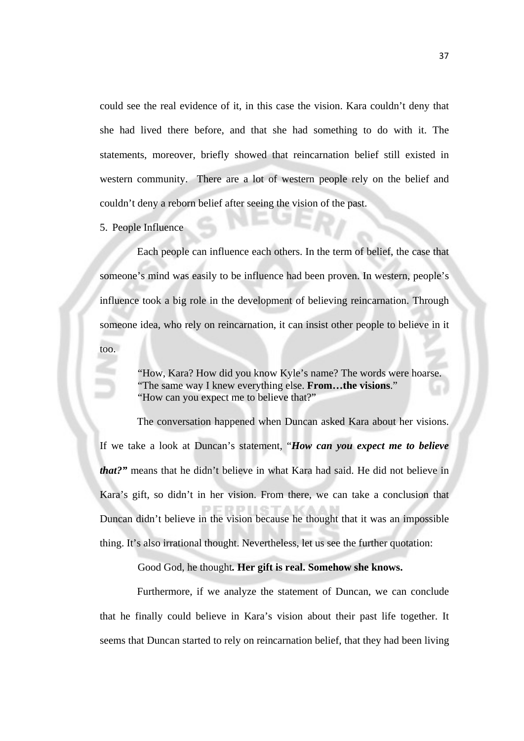could see the real evidence of it, in this case the vision. Kara couldn't deny that she had lived there before, and that she had something to do with it. The statements, moreover, briefly showed that reincarnation belief still existed in western community. There are a lot of western people rely on the belief and couldn't deny a reborn belief after seeing the vision of the past.

5. People Influence

Each people can influence each others. In the term of belief, the case that someone's mind was easily to be influence had been proven. In western, people's influence took a big role in the development of believing reincarnation. Through someone idea, who rely on reincarnation, it can insist other people to believe in it too.

> "How, Kara? How did you know Kyle's name? The words were hoarse.
> "The same way I knew everything else. **From…the visions**."
> "How can you expect me to believe that?"

The conversation happened when Duncan asked Kara about her visions. If we take a look at Duncan's statement, "***How can you expect me to believe that?"*** means that he didn't believe in what Kara had said. He did not believe in Kara's gift, so didn't in her vision. From there, we can take a conclusion that Duncan didn't believe in the vision because he thought that it was an impossible thing. It's also irrational thought. Nevertheless, let us see the further quotation:

> Good God, he thought**. Her gift is real. Somehow she knows.**

Furthermore, if we analyze the statement of Duncan, we can conclude that he finally could believe in Kara's vision about their past life together. It seems that Duncan started to rely on reincarnation belief, that they had been living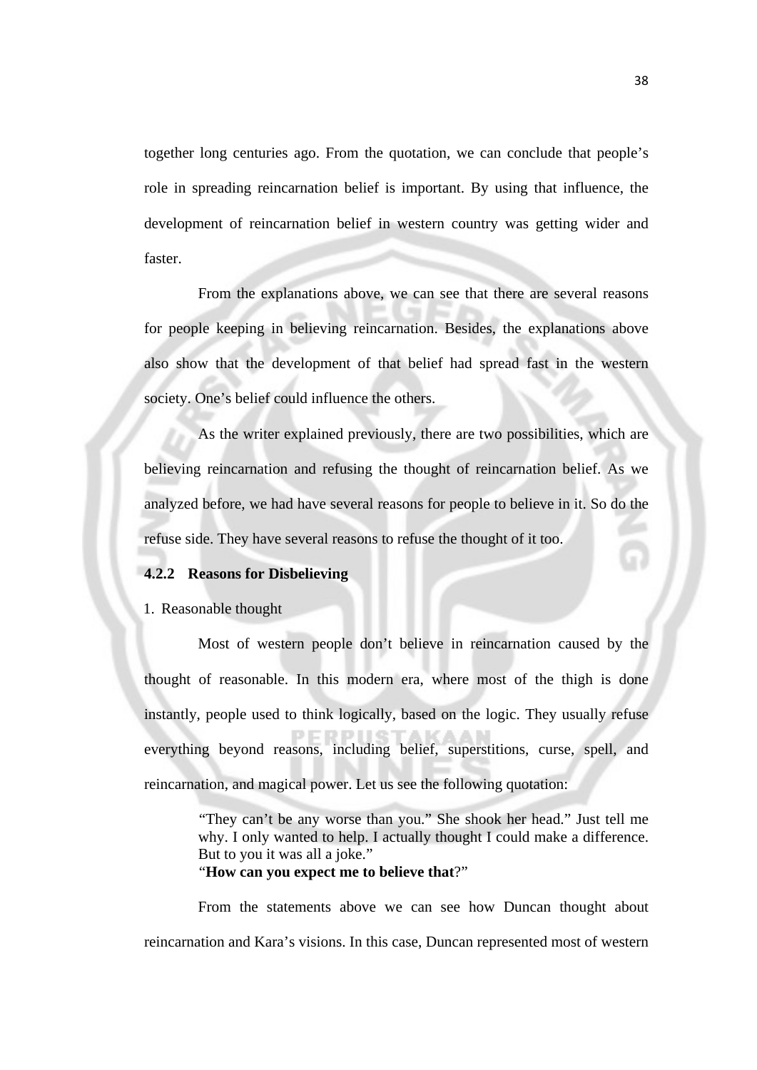together long centuries ago. From the quotation, we can conclude that people's role in spreading reincarnation belief is important. By using that influence, the development of reincarnation belief in western country was getting wider and faster.

From the explanations above, we can see that there are several reasons for people keeping in believing reincarnation. Besides, the explanations above also show that the development of that belief had spread fast in the western society. One's belief could influence the others.

As the writer explained previously, there are two possibilities, which are believing reincarnation and refusing the thought of reincarnation belief. As we analyzed before, we had have several reasons for people to believe in it. So do the refuse side. They have several reasons to refuse the thought of it too.

### 4.2.2 Reasons for Disbelieving

1. Reasonable thought

Most of western people don't believe in reincarnation caused by the thought of reasonable. In this modern era, where most of the thigh is done instantly, people used to think logically, based on the logic. They usually refuse everything beyond reasons, including belief, superstitions, curse, spell, and reincarnation, and magical power. Let us see the following quotation:

> "They can't be any worse than you." She shook her head." Just tell me why. I only wanted to help. I actually thought I could make a difference. But to you it was all a joke."
> "**How can you expect me to believe that**?"

From the statements above we can see how Duncan thought about reincarnation and Kara's visions. In this case, Duncan represented most of western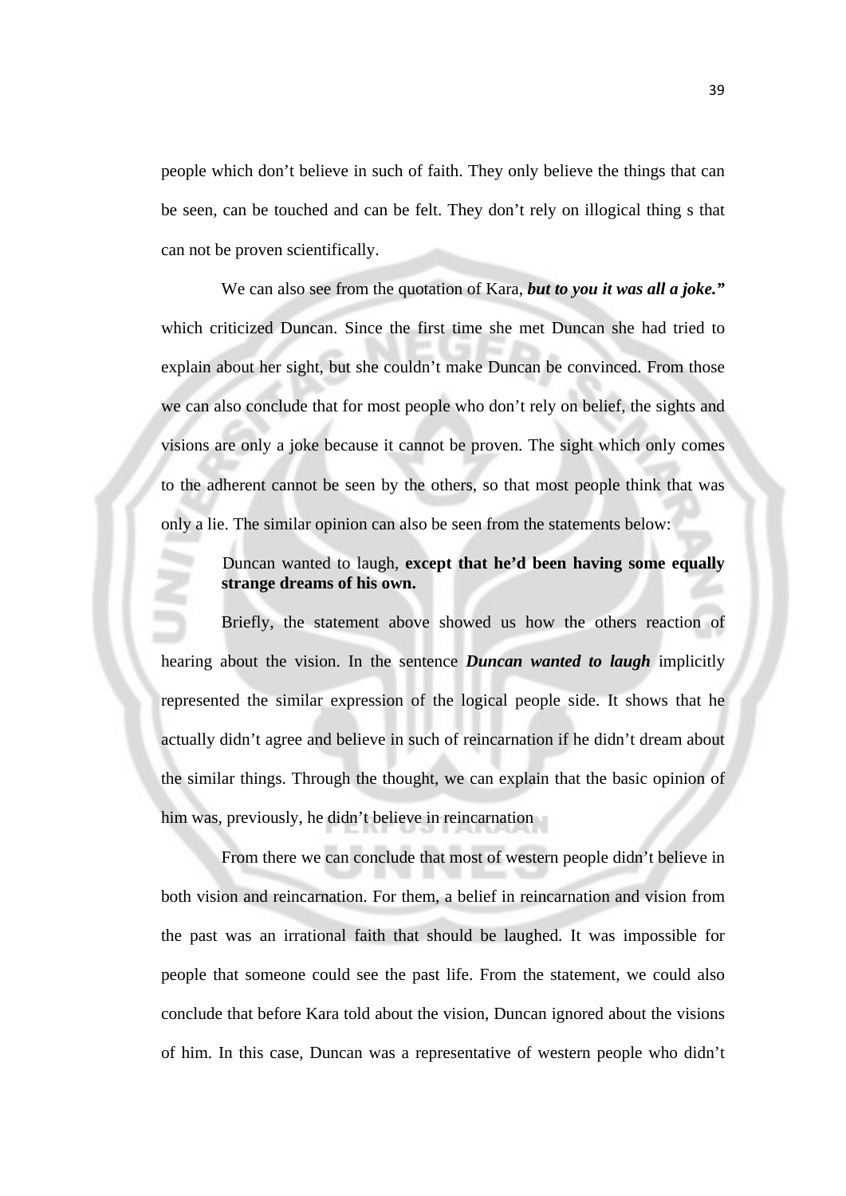people which don't believe in such of faith. They only believe the things that can be seen, can be touched and can be felt. They don't rely on illogical thing s that can not be proven scientifically.

We can also see from the quotation of Kara, ***but to you it was all a joke."*** which criticized Duncan. Since the first time she met Duncan she had tried to explain about her sight, but she couldn't make Duncan be convinced. From those we can also conclude that for most people who don't rely on belief, the sights and visions are only a joke because it cannot be proven. The sight which only comes to the adherent cannot be seen by the others, so that most people think that was only a lie. The similar opinion can also be seen from the statements below:

> Duncan wanted to laugh, **except that he'd been having some equally strange dreams of his own.**

Briefly, the statement above showed us how the others reaction of hearing about the vision. In the sentence ***Duncan wanted to laugh*** implicitly represented the similar expression of the logical people side. It shows that he actually didn't agree and believe in such of reincarnation if he didn't dream about the similar things. Through the thought, we can explain that the basic opinion of him was, previously, he didn't believe in reincarnation

From there we can conclude that most of western people didn't believe in both vision and reincarnation. For them, a belief in reincarnation and vision from the past was an irrational faith that should be laughed. It was impossible for people that someone could see the past life. From the statement, we could also conclude that before Kara told about the vision, Duncan ignored about the visions of him. In this case, Duncan was a representative of western people who didn't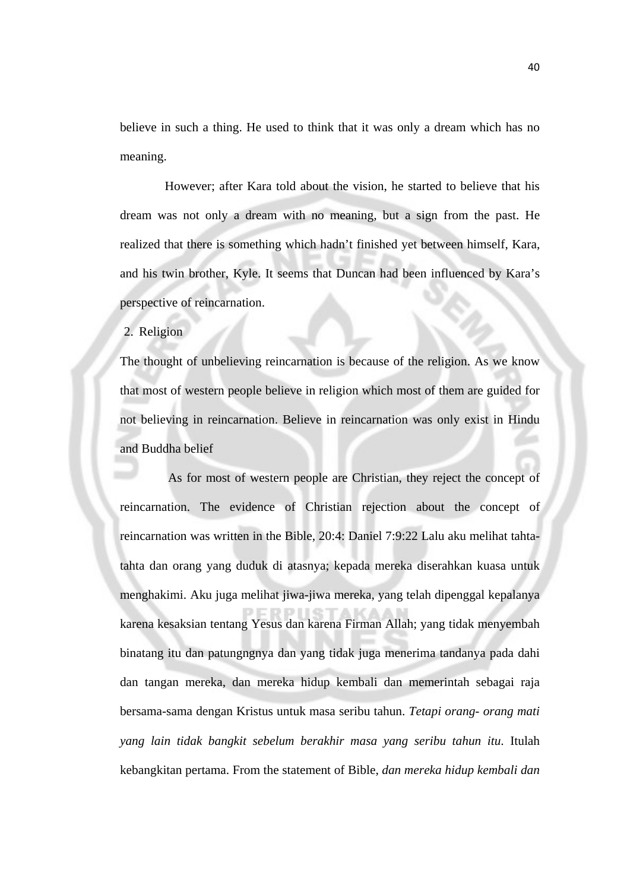believe in such a thing. He used to think that it was only a dream which has no meaning.

However; after Kara told about the vision, he started to believe that his dream was not only a dream with no meaning, but a sign from the past. He realized that there is something which hadn't finished yet between himself, Kara, and his twin brother, Kyle. It seems that Duncan had been influenced by Kara's perspective of reincarnation.

2. Religion

The thought of unbelieving reincarnation is because of the religion. As we know that most of western people believe in religion which most of them are guided for not believing in reincarnation. Believe in reincarnation was only exist in Hindu and Buddha belief

As for most of western people are Christian, they reject the concept of reincarnation. The evidence of Christian rejection about the concept of reincarnation was written in the Bible, 20:4: Daniel 7:9:22 Lalu aku melihat tahta-tahta dan orang yang duduk di atasnya; kepada mereka diserahkan kuasa untuk menghakimi. Aku juga melihat jiwa-jiwa mereka, yang telah dipenggal kepalanya karena kesaksian tentang Yesus dan karena Firman Allah; yang tidak menyembah binatang itu dan patungngnya dan yang tidak juga menerima tandanya pada dahi dan tangan mereka, dan mereka hidup kembali dan memerintah sebagai raja bersama-sama dengan Kristus untuk masa seribu tahun. *Tetapi orang- orang mati yang lain tidak bangkit sebelum berakhir masa yang seribu tahun itu*. Itulah kebangkitan pertama. From the statement of Bible, *dan mereka hidup kembali dan*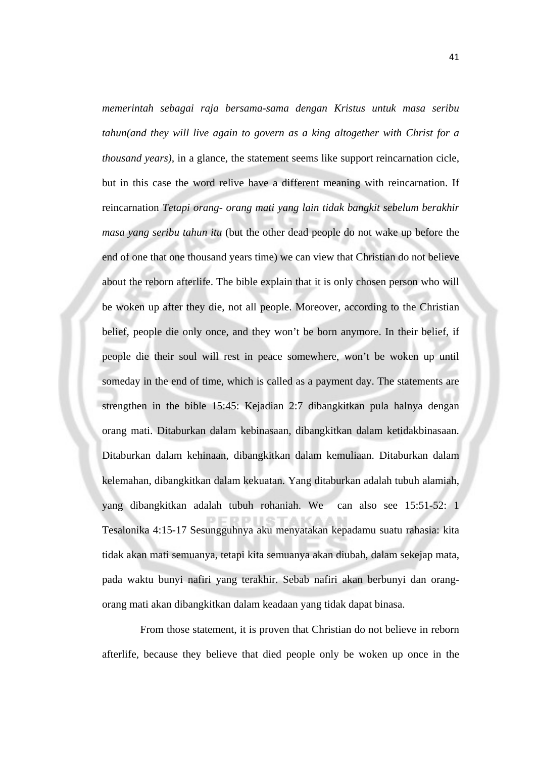*memerintah sebagai raja bersama-sama dengan Kristus untuk masa seribu tahun(and they will live again to govern as a king altogether with Christ for a thousand years),* in a glance, the statement seems like support reincarnation cicle, but in this case the word relive have a different meaning with reincarnation. If reincarnation *Tetapi orang- orang mati yang lain tidak bangkit sebelum berakhir masa yang seribu tahun itu* (but the other dead people do not wake up before the end of one that one thousand years time) we can view that Christian do not believe about the reborn afterlife. The bible explain that it is only chosen person who will be woken up after they die, not all people. Moreover, according to the Christian belief, people die only once, and they won't be born anymore. In their belief, if people die their soul will rest in peace somewhere, won't be woken up until someday in the end of time, which is called as a payment day. The statements are strengthen in the bible 15:45: Kejadian 2:7 dibangkitkan pula halnya dengan orang mati. Ditaburkan dalam kebinasaan, dibangkitkan dalam ketidakbinasaan. Ditaburkan dalam kehinaan, dibangkitkan dalam kemuliaan. Ditaburkan dalam kelemahan, dibangkitkan dalam kekuatan. Yang ditaburkan adalah tubuh alamiah, yang dibangkitkan adalah tubuh rohaniah. We can also see 15:51-52: 1 Tesalonika 4:15-17 Sesungguhnya aku menyatakan kepadamu suatu rahasia: kita tidak akan mati semuanya, tetapi kita semuanya akan diubah, dalam sekejap mata, pada waktu bunyi nafiri yang terakhir. Sebab nafiri akan berbunyi dan orang-orang mati akan dibangkitkan dalam keadaan yang tidak dapat binasa.

From those statement, it is proven that Christian do not believe in reborn afterlife, because they believe that died people only be woken up once in the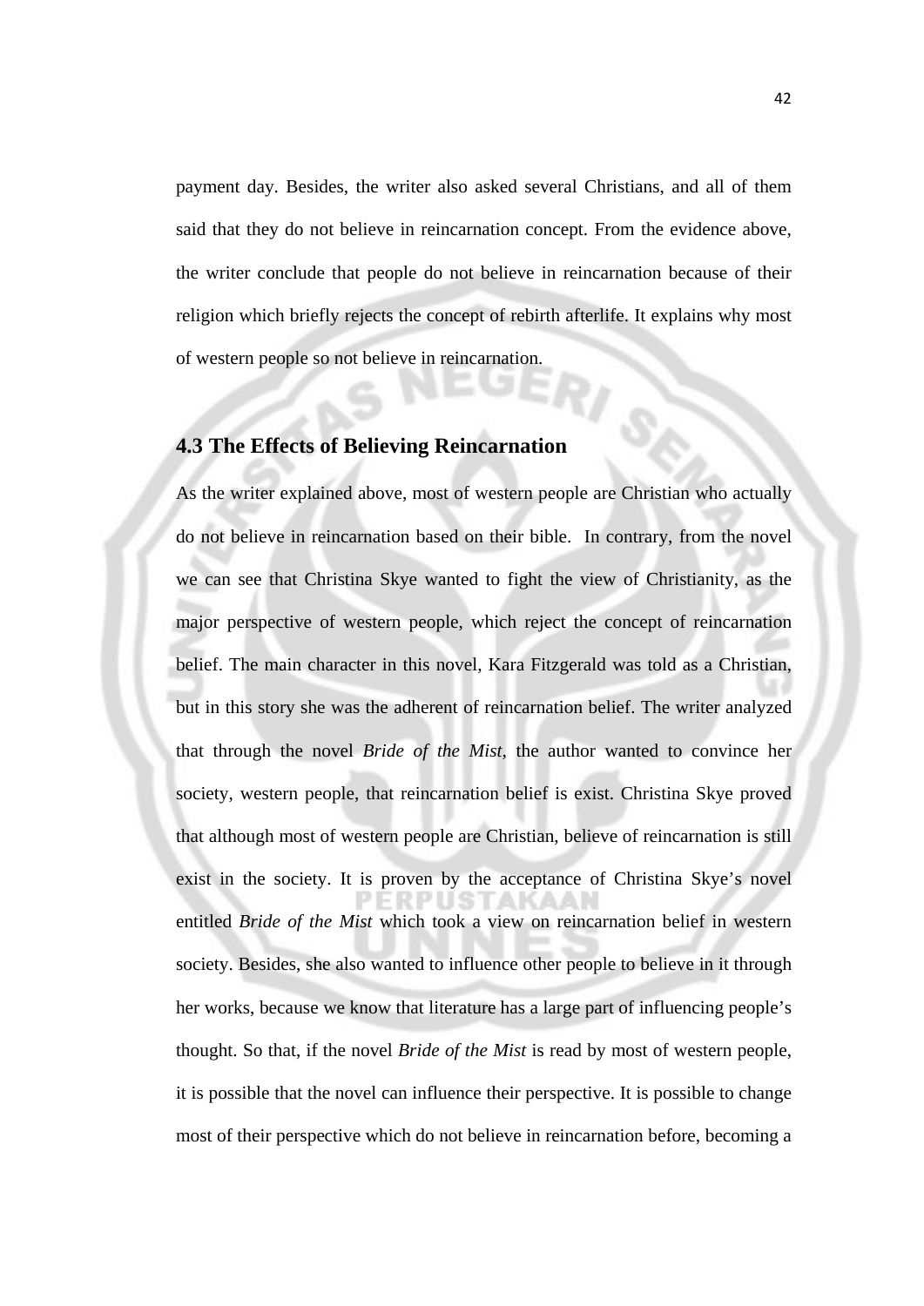payment day. Besides, the writer also asked several Christians, and all of them said that they do not believe in reincarnation concept. From the evidence above, the writer conclude that people do not believe in reincarnation because of their religion which briefly rejects the concept of rebirth afterlife. It explains why most of western people so not believe in reincarnation.

## 4.3 The Effects of Believing Reincarnation

As the writer explained above, most of western people are Christian who actually do not believe in reincarnation based on their bible. In contrary, from the novel we can see that Christina Skye wanted to fight the view of Christianity, as the major perspective of western people, which reject the concept of reincarnation belief. The main character in this novel, Kara Fitzgerald was told as a Christian, but in this story she was the adherent of reincarnation belief. The writer analyzed that through the novel *Bride of the Mist,* the author wanted to convince her society, western people, that reincarnation belief is exist. Christina Skye proved that although most of western people are Christian, believe of reincarnation is still exist in the society. It is proven by the acceptance of Christina Skye's novel entitled *Bride of the Mist* which took a view on reincarnation belief in western society. Besides, she also wanted to influence other people to believe in it through her works, because we know that literature has a large part of influencing people's thought. So that, if the novel *Bride of the Mist* is read by most of western people, it is possible that the novel can influence their perspective. It is possible to change most of their perspective which do not believe in reincarnation before, becoming a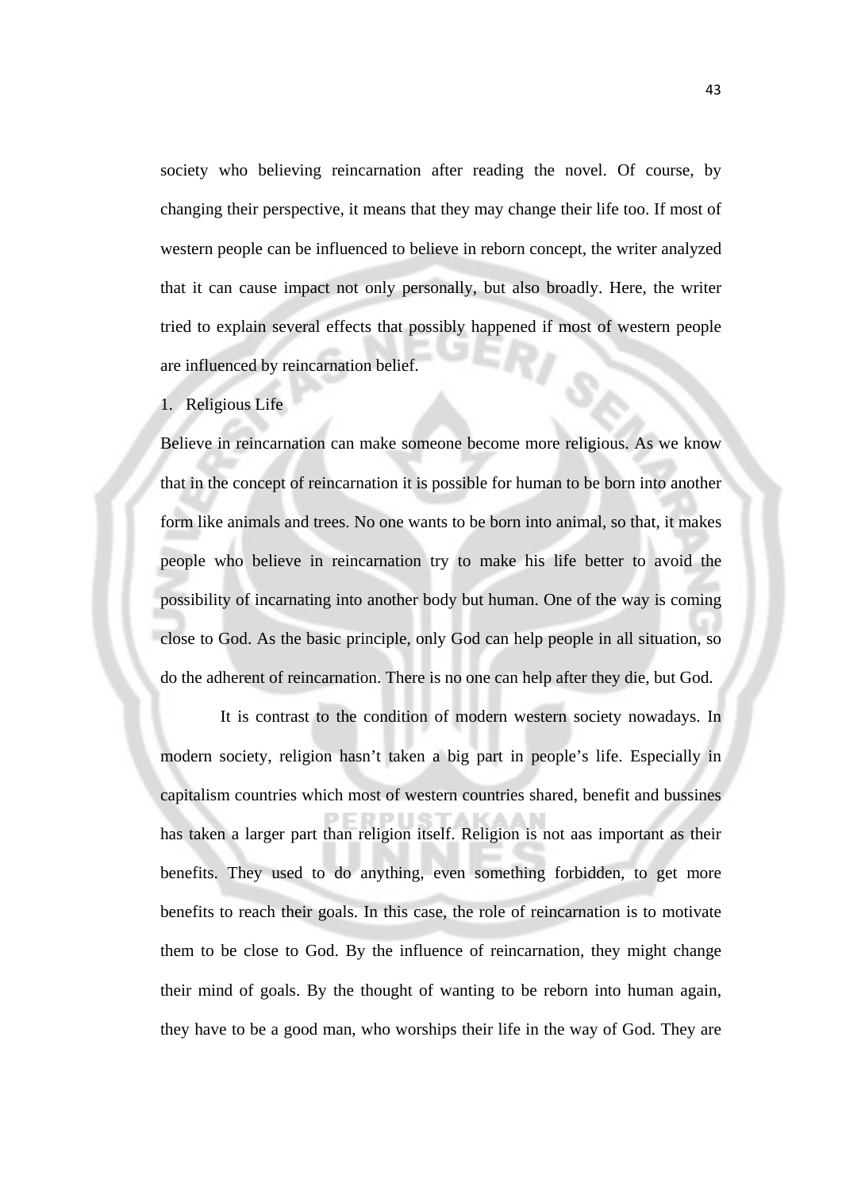society who believing reincarnation after reading the novel. Of course, by changing their perspective, it means that they may change their life too. If most of western people can be influenced to believe in reborn concept, the writer analyzed that it can cause impact not only personally, but also broadly. Here, the writer tried to explain several effects that possibly happened if most of western people are influenced by reincarnation belief.

1. Religious Life

Believe in reincarnation can make someone become more religious. As we know that in the concept of reincarnation it is possible for human to be born into another form like animals and trees. No one wants to be born into animal, so that, it makes people who believe in reincarnation try to make his life better to avoid the possibility of incarnating into another body but human. One of the way is coming close to God. As the basic principle, only God can help people in all situation, so do the adherent of reincarnation. There is no one can help after they die, but God.

It is contrast to the condition of modern western society nowadays. In modern society, religion hasn't taken a big part in people's life. Especially in capitalism countries which most of western countries shared, benefit and bussines has taken a larger part than religion itself. Religion is not aas important as their benefits. They used to do anything, even something forbidden, to get more benefits to reach their goals. In this case, the role of reincarnation is to motivate them to be close to God. By the influence of reincarnation, they might change their mind of goals. By the thought of wanting to be reborn into human again, they have to be a good man, who worships their life in the way of God. They are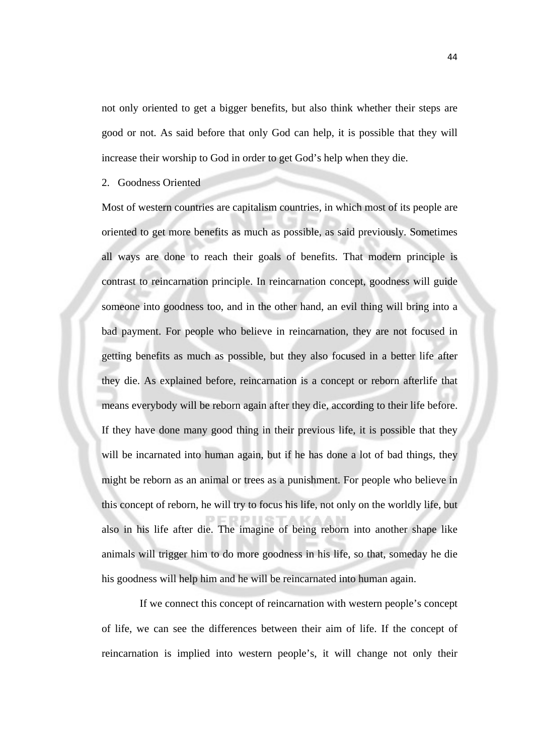not only oriented to get a bigger benefits, but also think whether their steps are good or not. As said before that only God can help, it is possible that they will increase their worship to God in order to get God's help when they die.

2. Goodness Oriented

Most of western countries are capitalism countries, in which most of its people are oriented to get more benefits as much as possible, as said previously. Sometimes all ways are done to reach their goals of benefits. That modern principle is contrast to reincarnation principle. In reincarnation concept, goodness will guide someone into goodness too, and in the other hand, an evil thing will bring into a bad payment. For people who believe in reincarnation, they are not focused in getting benefits as much as possible, but they also focused in a better life after they die. As explained before, reincarnation is a concept or reborn afterlife that means everybody will be reborn again after they die, according to their life before. If they have done many good thing in their previous life, it is possible that they will be incarnated into human again, but if he has done a lot of bad things, they might be reborn as an animal or trees as a punishment. For people who believe in this concept of reborn, he will try to focus his life, not only on the worldly life, but also in his life after die. The imagine of being reborn into another shape like animals will trigger him to do more goodness in his life, so that, someday he die his goodness will help him and he will be reincarnated into human again.

If we connect this concept of reincarnation with western people's concept of life, we can see the differences between their aim of life. If the concept of reincarnation is implied into western people's, it will change not only their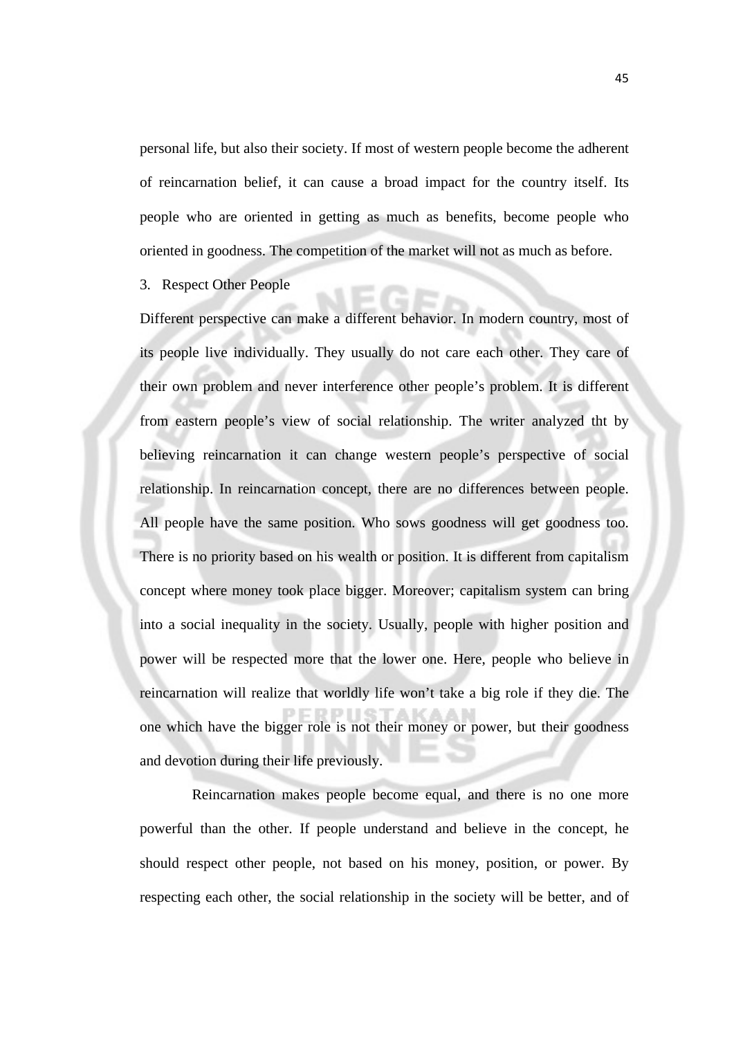personal life, but also their society. If most of western people become the adherent of reincarnation belief, it can cause a broad impact for the country itself. Its people who are oriented in getting as much as benefits, become people who oriented in goodness. The competition of the market will not as much as before.

3. Respect Other People

Different perspective can make a different behavior. In modern country, most of its people live individually. They usually do not care each other. They care of their own problem and never interference other people's problem. It is different from eastern people's view of social relationship. The writer analyzed tht by believing reincarnation it can change western people's perspective of social relationship. In reincarnation concept, there are no differences between people. All people have the same position. Who sows goodness will get goodness too. There is no priority based on his wealth or position. It is different from capitalism concept where money took place bigger. Moreover; capitalism system can bring into a social inequality in the society. Usually, people with higher position and power will be respected more that the lower one. Here, people who believe in reincarnation will realize that worldly life won't take a big role if they die. The one which have the bigger role is not their money or power, but their goodness and devotion during their life previously.

Reincarnation makes people become equal, and there is no one more powerful than the other. If people understand and believe in the concept, he should respect other people, not based on his money, position, or power. By respecting each other, the social relationship in the society will be better, and of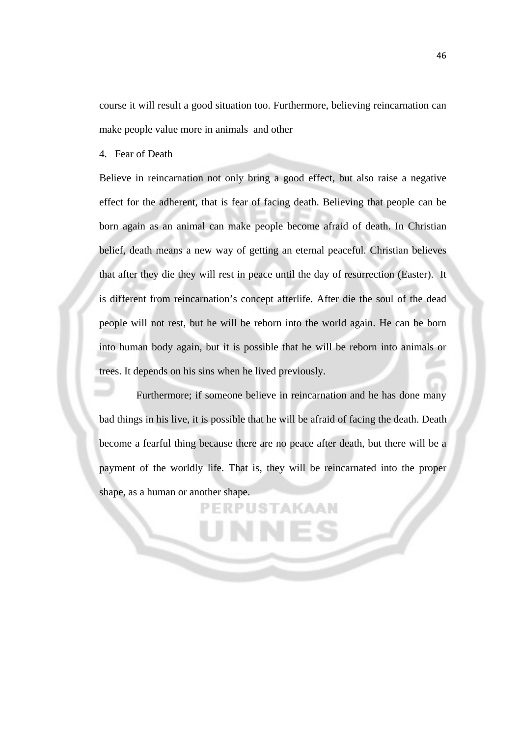course it will result a good situation too. Furthermore, believing reincarnation can make people value more in animals and other

4. Fear of Death

Believe in reincarnation not only bring a good effect, but also raise a negative effect for the adherent, that is fear of facing death. Believing that people can be born again as an animal can make people become afraid of death. In Christian belief, death means a new way of getting an eternal peaceful. Christian believes that after they die they will rest in peace until the day of resurrection (Easter). It is different from reincarnation's concept afterlife. After die the soul of the dead people will not rest, but he will be reborn into the world again. He can be born into human body again, but it is possible that he will be reborn into animals or trees. It depends on his sins when he lived previously.

Furthermore; if someone believe in reincarnation and he has done many bad things in his live, it is possible that he will be afraid of facing the death. Death become a fearful thing because there are no peace after death, but there will be a payment of the worldly life. That is, they will be reincarnated into the proper shape, as a human or another shape.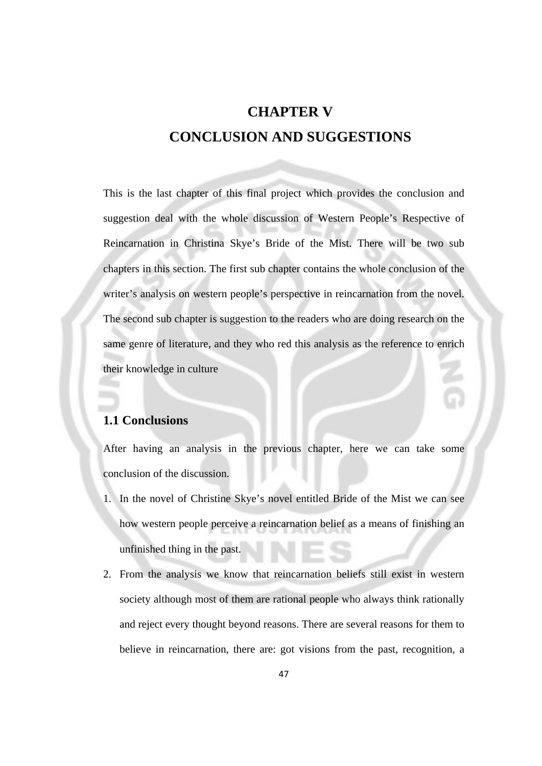# CHAPTER V

# CONCLUSION AND SUGGESTIONS

This is the last chapter of this final project which provides the conclusion and suggestion deal with the whole discussion of Western People's Respective of Reincarnation in Christina Skye's Bride of the Mist. There will be two sub chapters in this section. The first sub chapter contains the whole conclusion of the writer's analysis on western people's perspective in reincarnation from the novel. The second sub chapter is suggestion to the readers who are doing research on the same genre of literature, and they who red this analysis as the reference to enrich their knowledge in culture

## 1.1 Conclusions

After having an analysis in the previous chapter, here we can take some conclusion of the discussion.

1. In the novel of Christine Skye's novel entitled Bride of the Mist we can see how western people perceive a reincarnation belief as a means of finishing an unfinished thing in the past.
2. From the analysis we know that reincarnation beliefs still exist in western society although most of them are rational people who always think rationally and reject every thought beyond reasons. There are several reasons for them to believe in reincarnation, there are: got visions from the past, recognition, a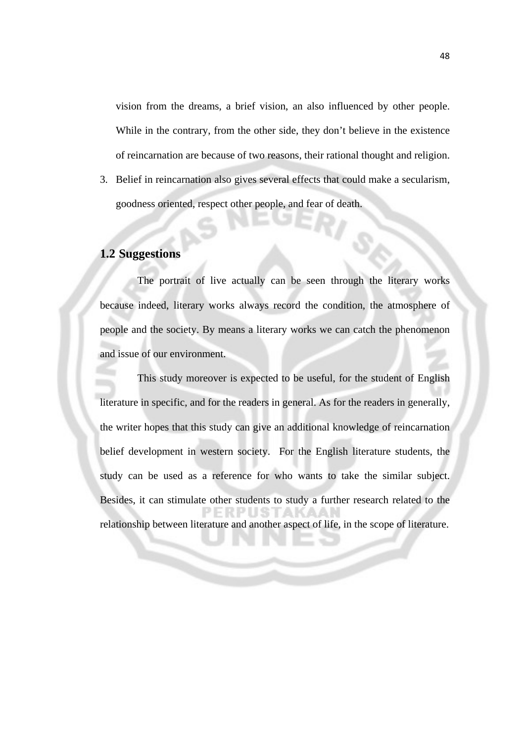vision from the dreams, a brief vision, an also influenced by other people. While in the contrary, from the other side, they don't believe in the existence of reincarnation are because of two reasons, their rational thought and religion.

3. Belief in reincarnation also gives several effects that could make a secularism, goodness oriented, respect other people, and fear of death.

## 1.2 Suggestions

The portrait of live actually can be seen through the literary works because indeed, literary works always record the condition, the atmosphere of people and the society. By means a literary works we can catch the phenomenon and issue of our environment.

This study moreover is expected to be useful, for the student of English literature in specific, and for the readers in general. As for the readers in generally, the writer hopes that this study can give an additional knowledge of reincarnation belief development in western society. For the English literature students, the study can be used as a reference for who wants to take the similar subject. Besides, it can stimulate other students to study a further research related to the relationship between literature and another aspect of life, in the scope of literature.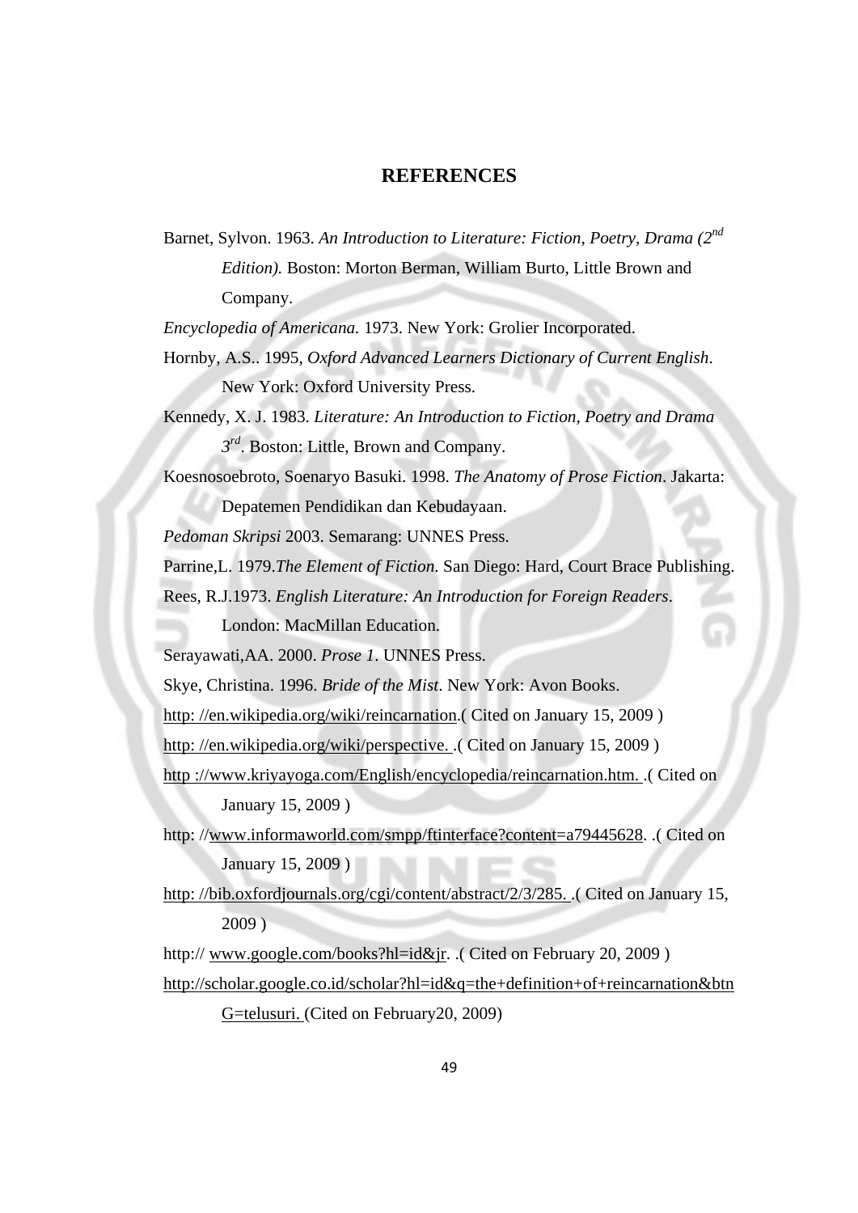# REFERENCES

Barnet, Sylvon. 1963. *An Introduction to Literature: Fiction, Poetry, Drama (2nd Edition).* Boston: Morton Berman, William Burto, Little Brown and Company.

*Encyclopedia of Americana.* 1973. New York: Grolier Incorporated.

Hornby, A.S.. 1995, *Oxford Advanced Learners Dictionary of Current English*. New York: Oxford University Press.

Kennedy, X. J. 1983. *Literature: An Introduction to Fiction, Poetry and Drama 3rd*. Boston: Little, Brown and Company.

Koesnosoebroto, Soenaryo Basuki. 1998. *The Anatomy of Prose Fiction*. Jakarta: Depatemen Pendidikan dan Kebudayaan.

*Pedoman Skripsi* 2003. Semarang: UNNES Press.

Parrine,L. 1979.*The Element of Fiction*. San Diego: Hard, Court Brace Publishing.

Rees, R.J.1973. *English Literature: An Introduction for Foreign Readers*. London: MacMillan Education.

Serayawati,AA. 2000. *Prose 1*. UNNES Press.

Skye, Christina. 1996. *Bride of the Mist*. New York: Avon Books.

http: //en.wikipedia.org/wiki/reincarnation.( Cited on January 15, 2009 )

http: //en.wikipedia.org/wiki/perspective. .( Cited on January 15, 2009 )

http ://www.kriyayoga.com/English/encyclopedia/reincarnation.htm. .( Cited on January 15, 2009 )

http: //www.informaworld.com/smpp/ftinterface?content=a79445628. .( Cited on January 15, 2009 )

http: //bib.oxfordjournals.org/cgi/content/abstract/2/3/285. .( Cited on January 15, 2009 )

http:// www.google.com/books?hl=id&jr. .( Cited on February 20, 2009 )

http://scholar.google.co.id/scholar?hl=id&q=the+definition+of+reincarnation&btnG=telusuri. (Cited on February20, 2009)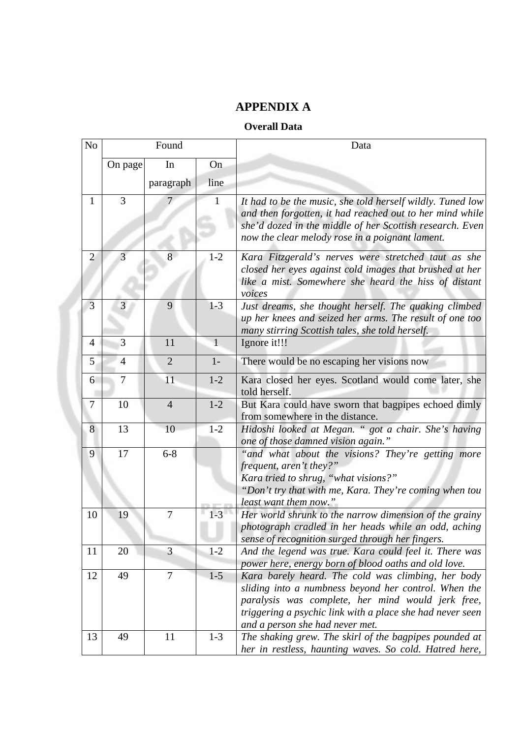# APPENDIX A

### Overall Data

| No | Found | | | Data |
|---|---|---|---|---|
| | On page | In paragraph | On line | |
| 1 | 3 | 7 | 1 | *It had to be the music, she told herself wildly. Tuned low and then forgotten, it had reached out to her mind while she'd dozed in the middle of her Scottish research. Even now the clear melody rose in a poignant lament.* |
| 2 | 3 | 8 | 1-2 | *Kara Fitzgerald's nerves were stretched taut as she closed her eyes against cold images that brushed at her like a mist. Somewhere she heard the hiss of distant voices* |
| 3 | 3 | 9 | 1-3 | *Just dreams, she thought herself. The quaking climbed up her knees and seized her arms. The result of one too many stirring Scottish tales, she told herself.* |
| 4 | 3 | 11 | 1 | Ignore it!!! |
| 5 | 4 | 2 | 1- | There would be no escaping her visions now |
| 6 | 7 | 11 | 1-2 | Kara closed her eyes. Scotland would come later, she told herself. |
| 7 | 10 | 4 | 1-2 | But Kara could have sworn that bagpipes echoed dimly from somewhere in the distance. |
| 8 | 13 | 10 | 1-2 | *Hidoshi looked at Megan. " got a chair. She's having one of those damned vision again."* |
| 9 | 17 | 6-8 | | *"and what about the visions? They're getting more frequent, aren't they?" Kara tried to shrug, "what visions?" "Don't try that with me, Kara. They're coming when tou least want them now."* |
| 10 | 19 | 7 | 1-3 | *Her world shrunk to the narrow dimension of the grainy photograph cradled in her heads while an odd, aching sense of recognition surged through her fingers.* |
| 11 | 20 | 3 | 1-2 | *And the legend was true. Kara could feel it. There was power here, energy born of blood oaths and old love.* |
| 12 | 49 | 7 | 1-5 | *Kara barely heard. The cold was climbing, her body sliding into a numbness beyond her control. When the paralysis was complete, her mind would jerk free, triggering a psychic link with a place she had never seen and a person she had never met.* |
| 13 | 49 | 11 | 1-3 | *The shaking grew. The skirl of the bagpipes pounded at her in restless, haunting waves. So cold. Hatred here,* |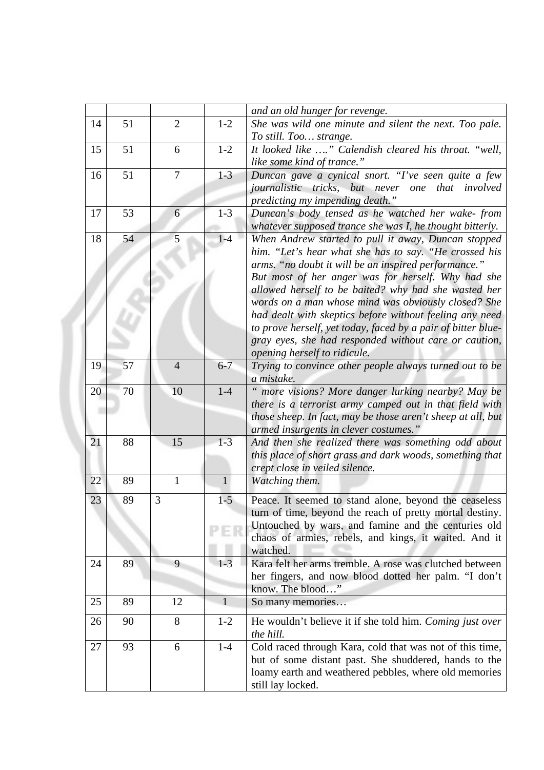|  |  |  |  | *and an old hunger for revenge.* |
|---|---|---|---|---|
| 14 | 51 | 2 | 1-2 | *She was wild one minute and silent the next. Too pale. To still. Too… strange.* |
| 15 | 51 | 6 | 1-2 | *It looked like ….” Calendish cleared his throat. “well, like some kind of trance.”* |
| 16 | 51 | 7 | 1-3 | *Duncan gave a cynical snort. “I’ve seen quite a few journalistic tricks, but never one that involved predicting my impending death.”* |
| 17 | 53 | 6 | 1-3 | *Duncan’s body tensed as he watched her wake- from whatever supposed trance she was I, he thought bitterly.* |
| 18 | 54 | 5 | 1-4 | *When Andrew started to pull it away, Duncan stopped him. “Let’s hear what she has to say. “He crossed his arms. “no doubt it will be an inspired performance.” But most of her anger was for herself. Why had she allowed herself to be baited? why had she wasted her words on a man whose mind was obviously closed? She had dealt with skeptics before without feeling any need to prove herself, yet today, faced by a pair of bitter blue-gray eyes, she had responded without care or caution, opening herself to ridicule.* |
| 19 | 57 | 4 | 6-7 | *Trying to convince other people always turned out to be a mistake.* |
| 20 | 70 | 10 | 1-4 | *“ more visions? More danger lurking nearby? May be there is a terrorist army camped out in that field with those sheep. In fact, may be those aren’t sheep at all, but armed insurgents in clever costumes.”* |
| 21 | 88 | 15 | 1-3 | *And then she realized there was something odd about this place of short grass and dark woods, something that crept close in veiled silence.* |
| 22 | 89 | 1 | 1 | *Watching them.* |
| 23 | 89 | 3 | 1-5 | Peace. It seemed to stand alone, beyond the ceaseless turn of time, beyond the reach of pretty mortal destiny. Untouched by wars, and famine and the centuries old chaos of armies, rebels, and kings, it waited. And it watched. |
| 24 | 89 | 9 | 1-3 | Kara felt her arms tremble. A rose was clutched between her fingers, and now blood dotted her palm. “I don’t know. The blood…” |
| 25 | 89 | 12 | 1 | So many memories… |
| 26 | 90 | 8 | 1-2 | He wouldn’t believe it if she told him. *Coming just over the hill.* |
| 27 | 93 | 6 | 1-4 | Cold raced through Kara, cold that was not of this time, but of some distant past. She shuddered, hands to the loamy earth and weathered pebbles, where old memories still lay locked. |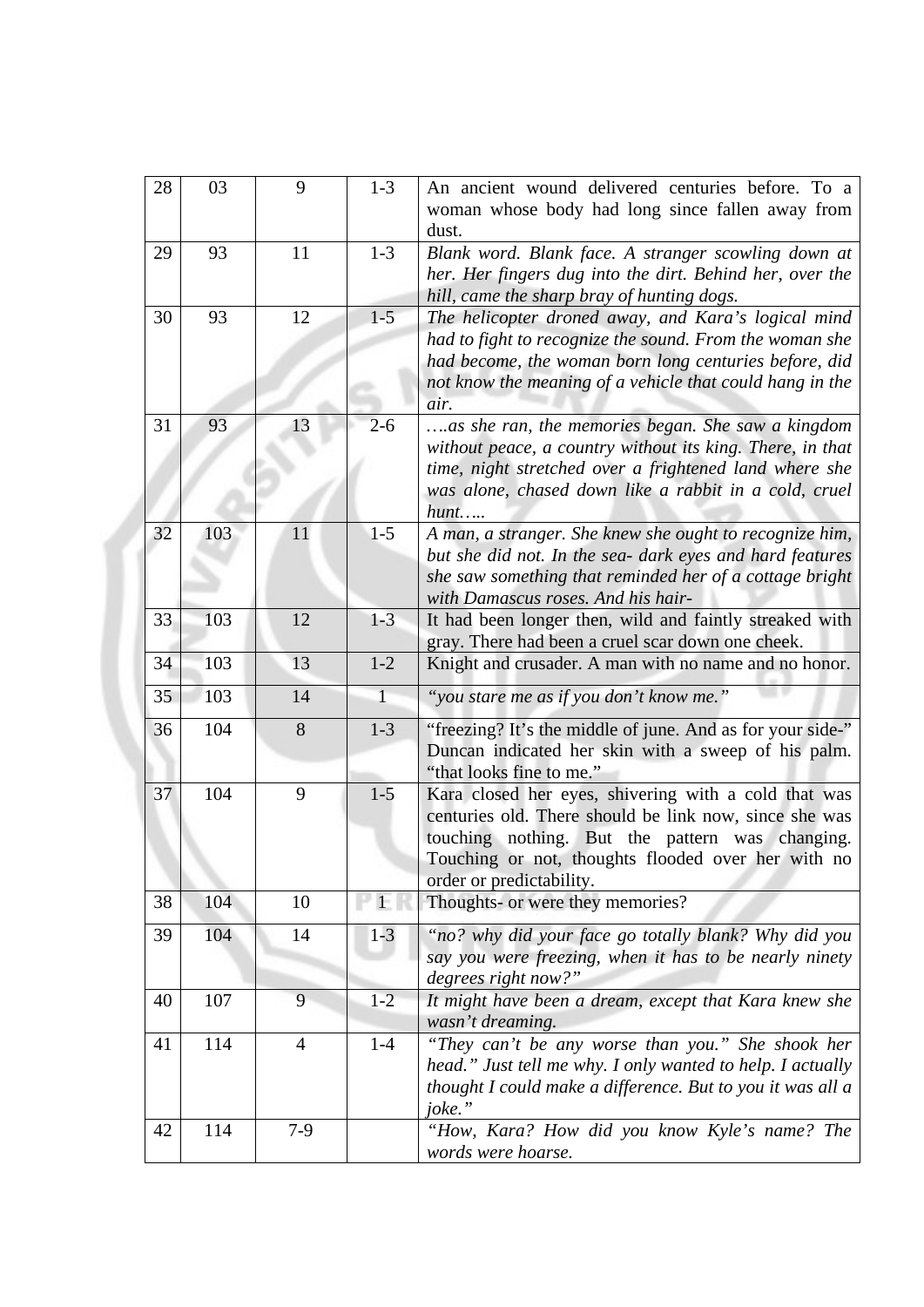| 28 | 03 | 9 | 1-3 | An ancient wound delivered centuries before. To a woman whose body had long since fallen away from dust. |
|---|---|---|---|---|
| 29 | 93 | 11 | 1-3 | *Blank word. Blank face. A stranger scowling down at her. Her fingers dug into the dirt. Behind her, over the hill, came the sharp bray of hunting dogs.* |
| 30 | 93 | 12 | 1-5 | *The helicopter droned away, and Kara's logical mind had to fight to recognize the sound. From the woman she had become, the woman born long centuries before, did not know the meaning of a vehicle that could hang in the air.* |
| 31 | 93 | 13 | 2-6 | *….as she ran, the memories began. She saw a kingdom without peace, a country without its king. There, in that time, night stretched over a frightened land where she was alone, chased down like a rabbit in a cold, cruel hunt…..* |
| 32 | 103 | 11 | 1-5 | *A man, a stranger. She knew she ought to recognize him, but she did not. In the sea- dark eyes and hard features she saw something that reminded her of a cottage bright with Damascus roses. And his hair-* |
| 33 | 103 | 12 | 1-3 | It had been longer then, wild and faintly streaked with gray. There had been a cruel scar down one cheek. |
| 34 | 103 | 13 | 1-2 | Knight and crusader. A man with no name and no honor. |
| 35 | 103 | 14 | 1 | *"you stare me as if you don't know me."* |
| 36 | 104 | 8 | 1-3 | "freezing? It's the middle of june. And as for your side-" Duncan indicated her skin with a sweep of his palm. "that looks fine to me." |
| 37 | 104 | 9 | 1-5 | Kara closed her eyes, shivering with a cold that was centuries old. There should be link now, since she was touching nothing. But the pattern was changing. Touching or not, thoughts flooded over her with no order or predictability. |
| 38 | 104 | 10 | 1 | Thoughts- or were they memories? |
| 39 | 104 | 14 | 1-3 | *"no? why did your face go totally blank? Why did you say you were freezing, when it has to be nearly ninety degrees right now?"* |
| 40 | 107 | 9 | 1-2 | *It might have been a dream, except that Kara knew she wasn't dreaming.* |
| 41 | 114 | 4 | 1-4 | *"They can't be any worse than you." She shook her head." Just tell me why. I only wanted to help. I actually thought I could make a difference. But to you it was all a joke."* |
| 42 | 114 | 7-9 | | *"How, Kara? How did you know Kyle's name? The words were hoarse.* |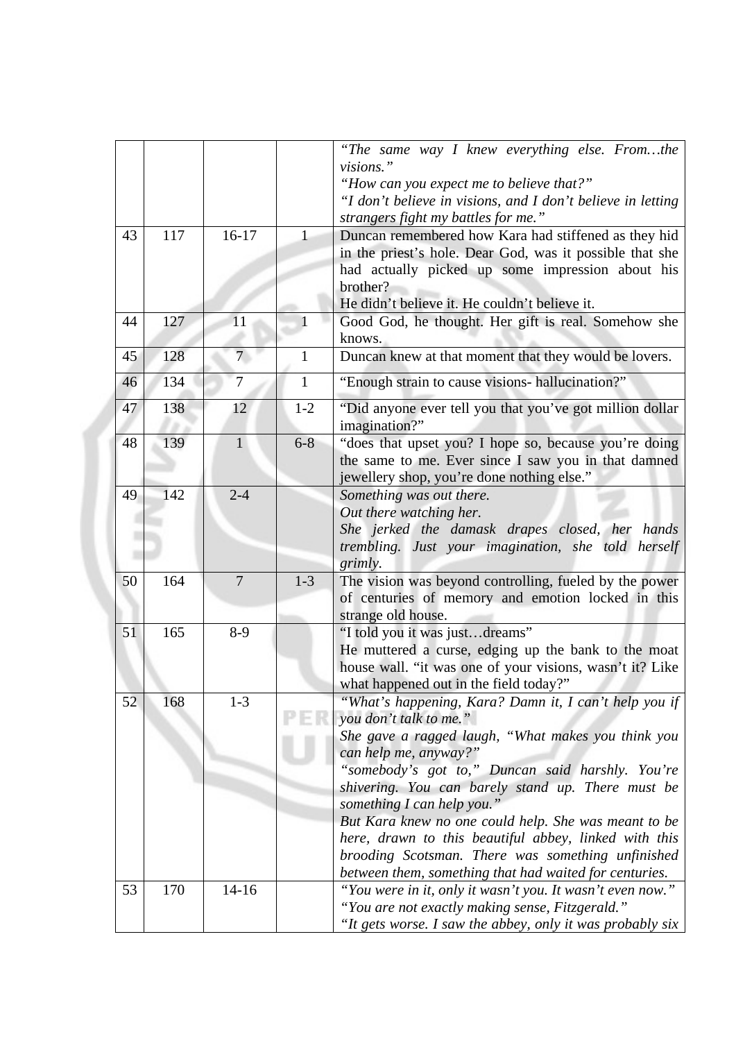| | | | | |
|---|---|---|---|---|
| | | | | *"The same way I knew everything else. From…the visions."* *"How can you expect me to believe that?"* *"I don't believe in visions, and I don't believe in letting strangers fight my battles for me."* |
| 43 | 117 | 16-17 | 1 | Duncan remembered how Kara had stiffened as they hid in the priest's hole. Dear God, was it possible that she had actually picked up some impression about his brother? He didn't believe it. He couldn't believe it. |
| 44 | 127 | 11 | 1 | Good God, he thought. Her gift is real. Somehow she knows. |
| 45 | 128 | 7 | 1 | Duncan knew at that moment that they would be lovers. |
| 46 | 134 | 7 | 1 | "Enough strain to cause visions- hallucination?" |
| 47 | 138 | 12 | 1-2 | "Did anyone ever tell you that you've got million dollar imagination?" |
| 48 | 139 | 1 | 6-8 | "does that upset you? I hope so, because you're doing the same to me. Ever since I saw you in that damned jewellery shop, you're done nothing else." |
| 49 | 142 | 2-4 | | *Something was out there.* *Out there watching her.* *She jerked the damask drapes closed, her hands trembling. Just your imagination, she told herself grimly.* |
| 50 | 164 | 7 | 1-3 | The vision was beyond controlling, fueled by the power of centuries of memory and emotion locked in this strange old house. |
| 51 | 165 | 8-9 | | "I told you it was just…dreams" He muttered a curse, edging up the bank to the moat house wall. "it was one of your visions, wasn't it? Like what happened out in the field today?" |
| 52 | 168 | 1-3 | | *"What's happening, Kara? Damn it, I can't help you if you don't talk to me."* *She gave a ragged laugh, "What makes you think you can help me, anyway?"* *"somebody's got to," Duncan said harshly. You're shivering. You can barely stand up. There must be something I can help you."* *But Kara knew no one could help. She was meant to be here, drawn to this beautiful abbey, linked with this brooding Scotsman. There was something unfinished between them, something that had waited for centuries.* |
| 53 | 170 | 14-16 | | *"You were in it, only it wasn't you. It wasn't even now."* *"You are not exactly making sense, Fitzgerald."* *"It gets worse. I saw the abbey, only it was probably six* |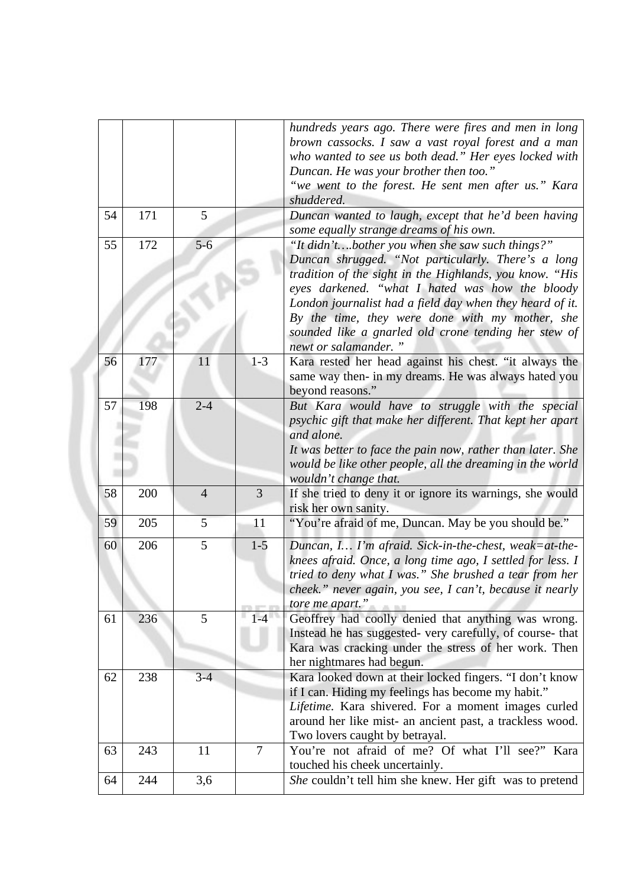|  |  |  |  | *hundreds years ago. There were fires and men in long brown cassocks. I saw a vast royal forest and a man who wanted to see us both dead." Her eyes locked with Duncan. He was your brother then too."*<br>*"we went to the forest. He sent men after us." Kara shuddered.* |
|---|---|---|---|---|
| 54 | 171 | 5 |  | *Duncan wanted to laugh, except that he'd been having some equally strange dreams of his own.* |
| 55 | 172 | 5-6 |  | *"It didn't….bother you when she saw such things?" Duncan shrugged. "Not particularly. There's a long tradition of the sight in the Highlands, you know. "His eyes darkened. "what I hated was how the bloody London journalist had a field day when they heard of it. By the time, they were done with my mother, she sounded like a gnarled old crone tending her stew of newt or salamander. "* |
| 56 | 177 | 11 | 1-3 | Kara rested her head against his chest. "it always the same way then- in my dreams. He was always hated you beyond reasons." |
| 57 | 198 | 2-4 |  | *But Kara would have to struggle with the special psychic gift that make her different. That kept her apart and alone.*<br>*It was better to face the pain now, rather than later. She would be like other people, all the dreaming in the world wouldn't change that.* |
| 58 | 200 | 4 | 3 | If she tried to deny it or ignore its warnings, she would risk her own sanity. |
| 59 | 205 | 5 | 11 | "You're afraid of me, Duncan. May be you should be." |
| 60 | 206 | 5 | 1-5 | *Duncan, I… I'm afraid. Sick-in-the-chest, weak=at-the-knees afraid. Once, a long time ago, I settled for less. I tried to deny what I was." She brushed a tear from her cheek." never again, you see, I can't, because it nearly tore me apart."* |
| 61 | 236 | 5 | 1-4 | Geoffrey had coolly denied that anything was wrong. Instead he has suggested- very carefully, of course- that Kara was cracking under the stress of her work. Then her nightmares had begun. |
| 62 | 238 | 3-4 |  | Kara looked down at their locked fingers. "I don't know if I can. Hiding my feelings has become my habit."<br>*Lifetime.* Kara shivered. For a moment images curled around her like mist- an ancient past, a trackless wood. Two lovers caught by betrayal. |
| 63 | 243 | 11 | 7 | You're not afraid of me? Of what I'll see?" Kara touched his cheek uncertainly. |
| 64 | 244 | 3,6 |  | *She* couldn't tell him she knew. Her gift was to pretend |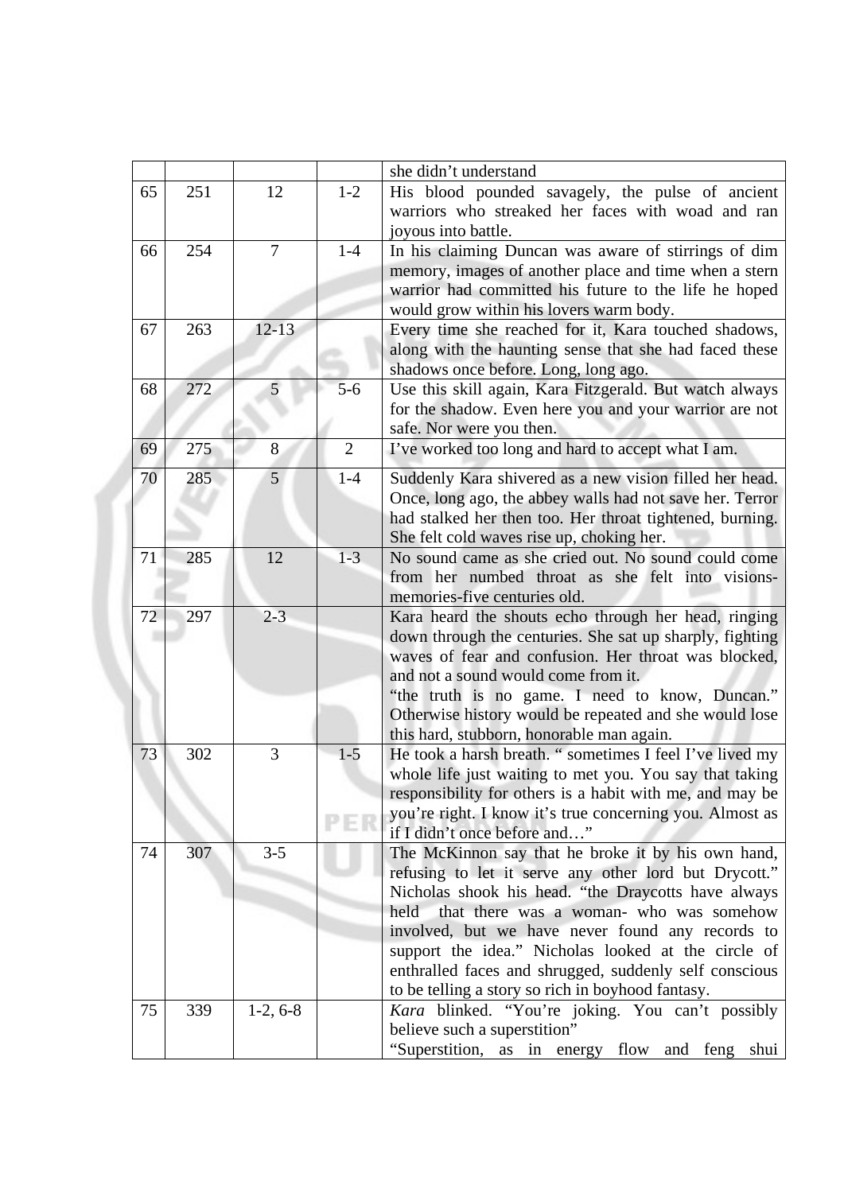|  |  |  |  | she didn't understand |
|---|---|---|---|---|
| 65 | 251 | 12 | 1-2 | His blood pounded savagely, the pulse of ancient warriors who streaked her faces with woad and ran joyous into battle. |
| 66 | 254 | 7 | 1-4 | In his claiming Duncan was aware of stirrings of dim memory, images of another place and time when a stern warrior had committed his future to the life he hoped would grow within his lovers warm body. |
| 67 | 263 | 12-13 |  | Every time she reached for it, Kara touched shadows, along with the haunting sense that she had faced these shadows once before. Long, long ago. |
| 68 | 272 | 5 | 5-6 | Use this skill again, Kara Fitzgerald. But watch always for the shadow. Even here you and your warrior are not safe. Nor were you then. |
| 69 | 275 | 8 | 2 | I've worked too long and hard to accept what I am. |
| 70 | 285 | 5 | 1-4 | Suddenly Kara shivered as a new vision filled her head. Once, long ago, the abbey walls had not save her. Terror had stalked her then too. Her throat tightened, burning. She felt cold waves rise up, choking her. |
| 71 | 285 | 12 | 1-3 | No sound came as she cried out. No sound could come from her numbed throat as she felt into visions-memories-five centuries old. |
| 72 | 297 | 2-3 |  | Kara heard the shouts echo through her head, ringing down through the centuries. She sat up sharply, fighting waves of fear and confusion. Her throat was blocked, and not a sound would come from it. "the truth is no game. I need to know, Duncan." Otherwise history would be repeated and she would lose this hard, stubborn, honorable man again. |
| 73 | 302 | 3 | 1-5 | He took a harsh breath. " sometimes I feel I've lived my whole life just waiting to met you. You say that taking responsibility for others is a habit with me, and may be you're right. I know it's true concerning you. Almost as if I didn't once before and…" |
| 74 | 307 | 3-5 |  | The McKinnon say that he broke it by his own hand, refusing to let it serve any other lord but Drycott." Nicholas shook his head. "the Draycotts have always held that there was a woman- who was somehow involved, but we have never found any records to support the idea." Nicholas looked at the circle of enthralled faces and shrugged, suddenly self conscious to be telling a story so rich in boyhood fantasy. |
| 75 | 339 | 1-2, 6-8 |  | *Kara* blinked. "You're joking. You can't possibly believe such a superstition" "Superstition, as in energy flow and feng shui |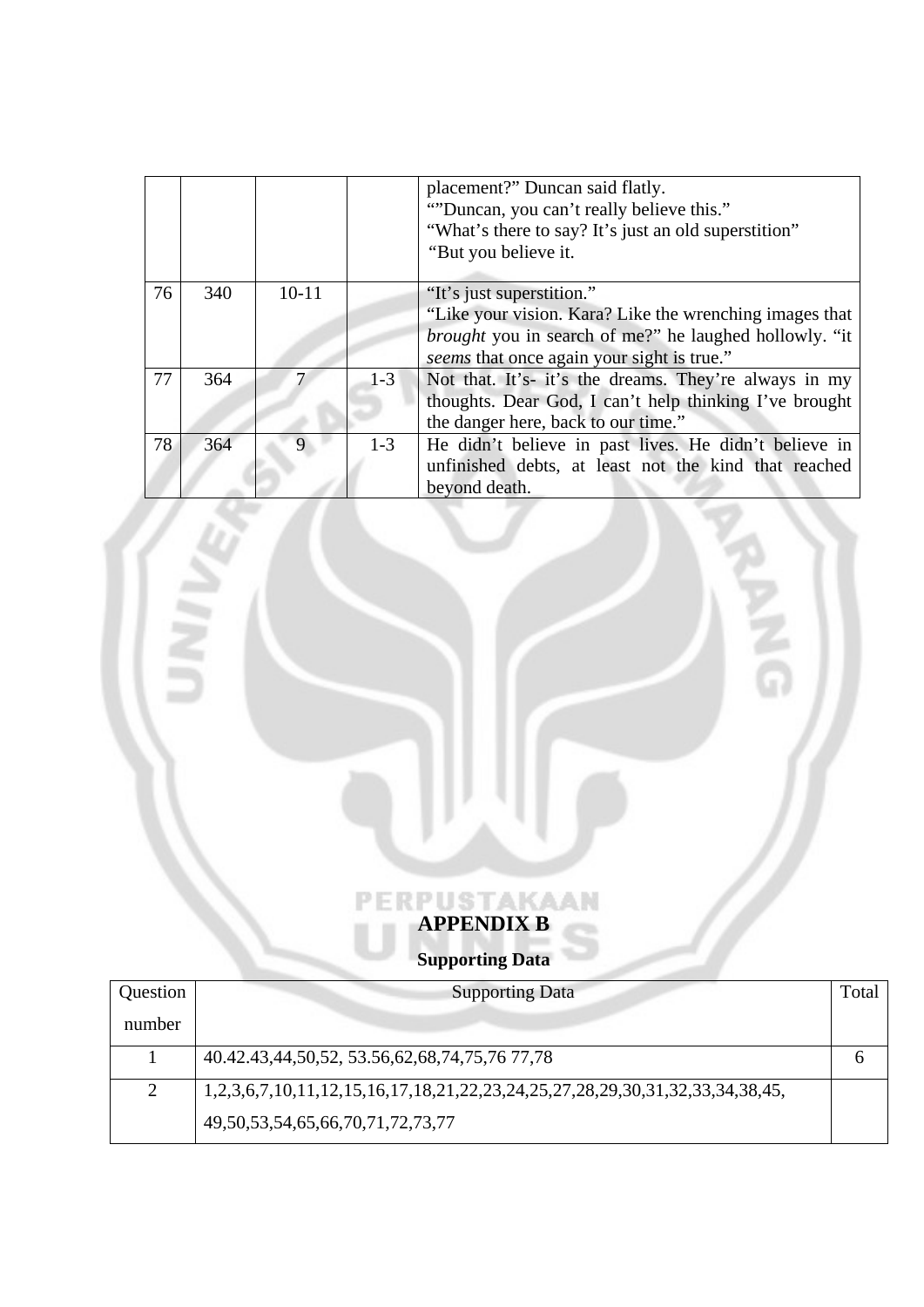|  |  |  |  | placement?" Duncan said flatly.<br>""Duncan, you can't really believe this."<br>"What's there to say? It's just an old superstition"<br>"But you believe it. |
|---|---|---|---|---|
| 76 | 340 | 10-11 |  | "It's just superstition."<br>"Like your vision. Kara? Like the wrenching images that *brought* you in search of me?" he laughed hollowly. "it *seems* that once again your sight is true." |
| 77 | 364 | 7 | 1-3 | Not that. It's- it's the dreams. They're always in my thoughts. Dear God, I can't help thinking I've brought the danger here, back to our time." |
| 78 | 364 | 9 | 1-3 | He didn't believe in past lives. He didn't believe in unfinished debts, at least not the kind that reached beyond death. |

# APPENDIX B

## Supporting Data

| Question number | Supporting Data | Total |
|---|---|---|
| 1 | 40.42.43,44,50,52, 53.56,62,68,74,75,76 77,78 | 6 |
| 2 | 1,2,3,6,7,10,11,12,15,16,17,18,21,22,23,24,25,27,28,29,30,31,32,33,34,38,45,<br>49,50,53,54,65,66,70,71,72,73,77 |  |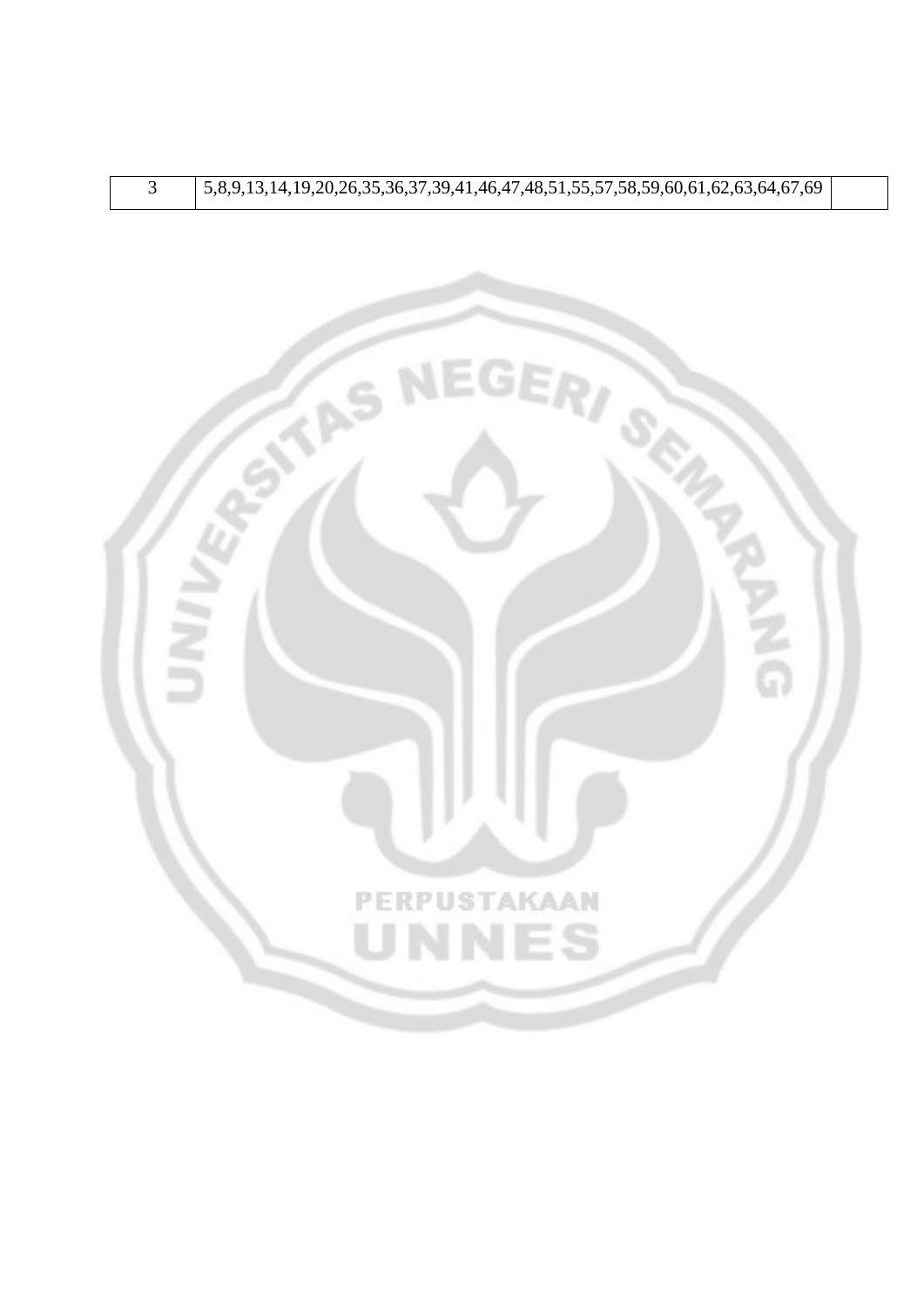| | | |
|---|---|---|
| 3 | 5,8,9,13,14,19,20,26,35,36,37,39,41,46,47,48,51,55,57,58,59,60,61,62,63,64,67,69 | |